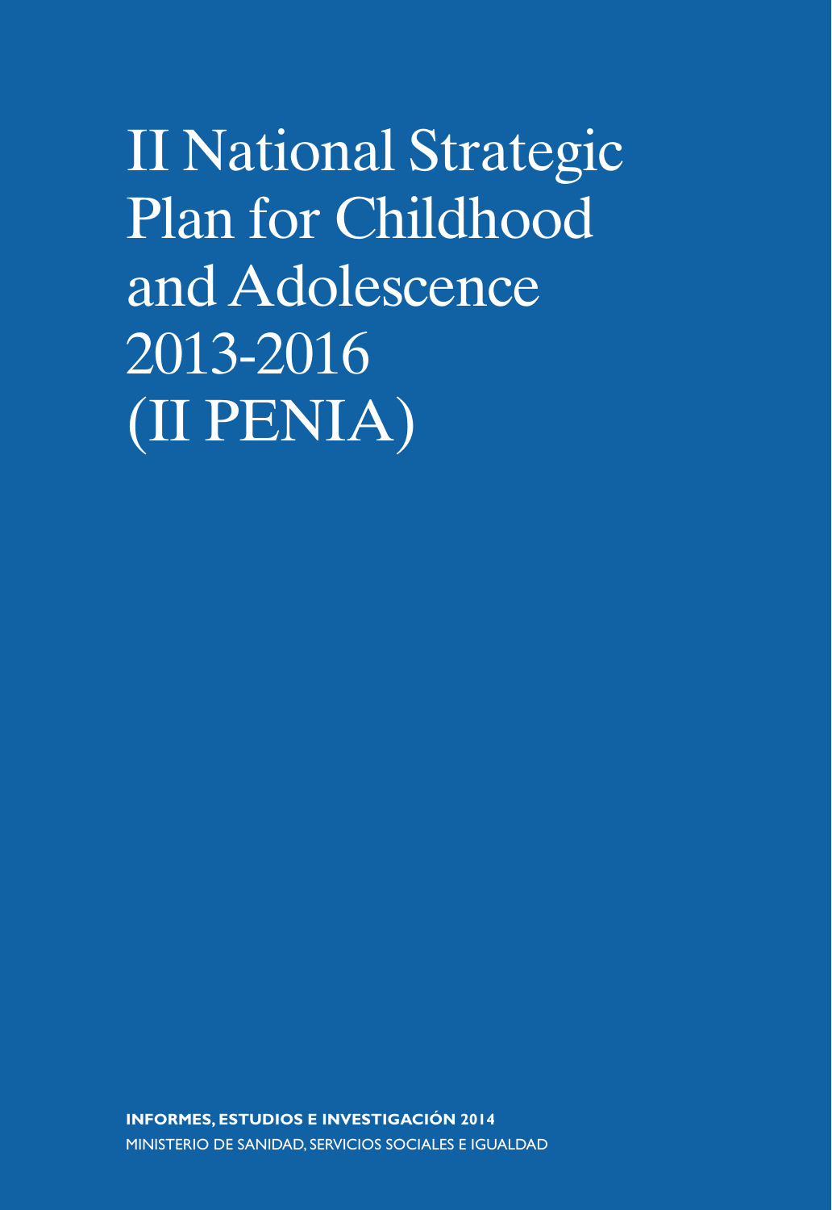# II National Strategic Plan for Childhood and Adolescence 2013-2016 (II PENIA)

**INFORMES, ESTUDIOS E INVESTIGACIÓN 2014**

MINISTERIO DE SANIDAD, SERVICIOS SOCIALES E IGUALDAD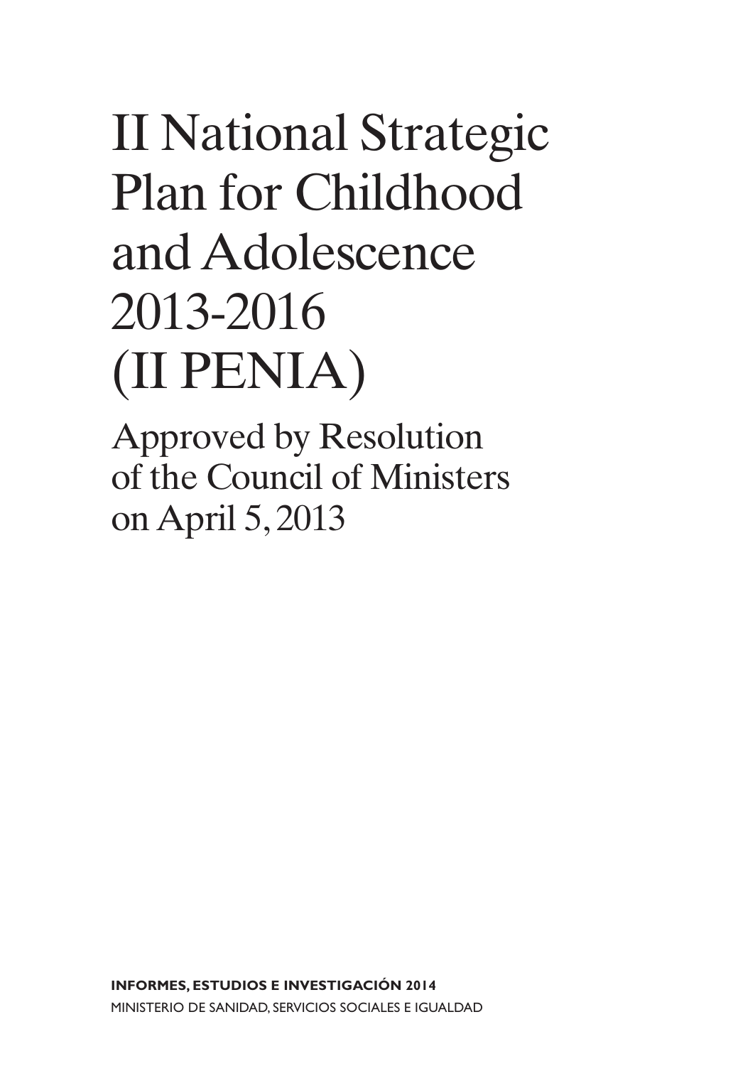# II National Strategic Plan for Childhood and Adolescence 2013-2016 (II PENIA)

Approved by Resolution of the Council of Ministers on April 5, 2013

**INFORMES, ESTUDIOS E INVESTIGACIÓN 2014**

MINISTERIO DE SANIDAD, SERVICIOS SOCIALES E IGUALDAD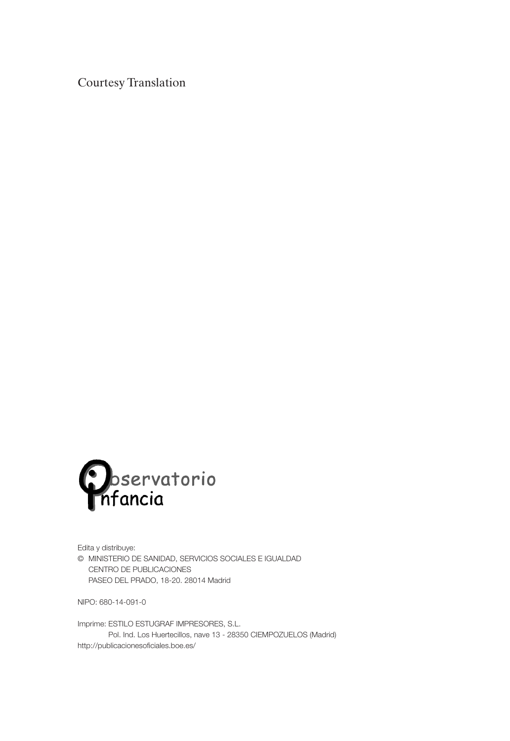Courtesy Translation

Observatorio Infancia

Edita y distribuye:
© MINISTERIO DE SANIDAD, SERVICIOS SOCIALES E IGUALDAD
CENTRO DE PUBLICACIONES
PASEO DEL PRADO, 18-20. 28014 Madrid

NIPO: 680-14-091-0

Imprime: ESTILO ESTUGRAF IMPRESORES, S.L.
Pol. Ind. Los Huertecillos, nave 13 - 28350 CIEMPOZUELOS (Madrid)
http://publicacionesoficiales.boe.es/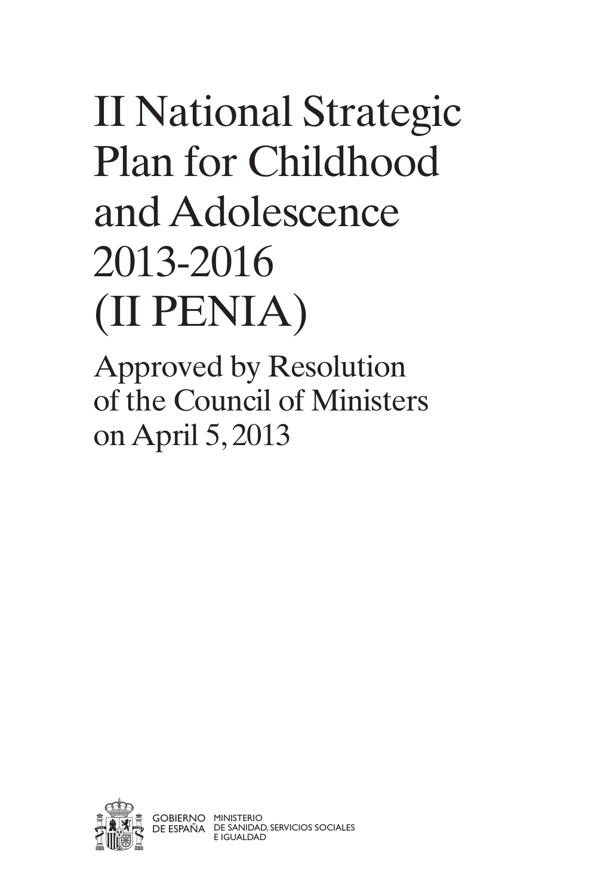# II National Strategic Plan for Childhood and Adolescence 2013-2016 (II PENIA)

Approved by Resolution of the Council of Ministers on April 5, 2013

GOBIERNO DE ESPAÑA MINISTERIO DE SANIDAD, SERVICIOS SOCIALES E IGUALDAD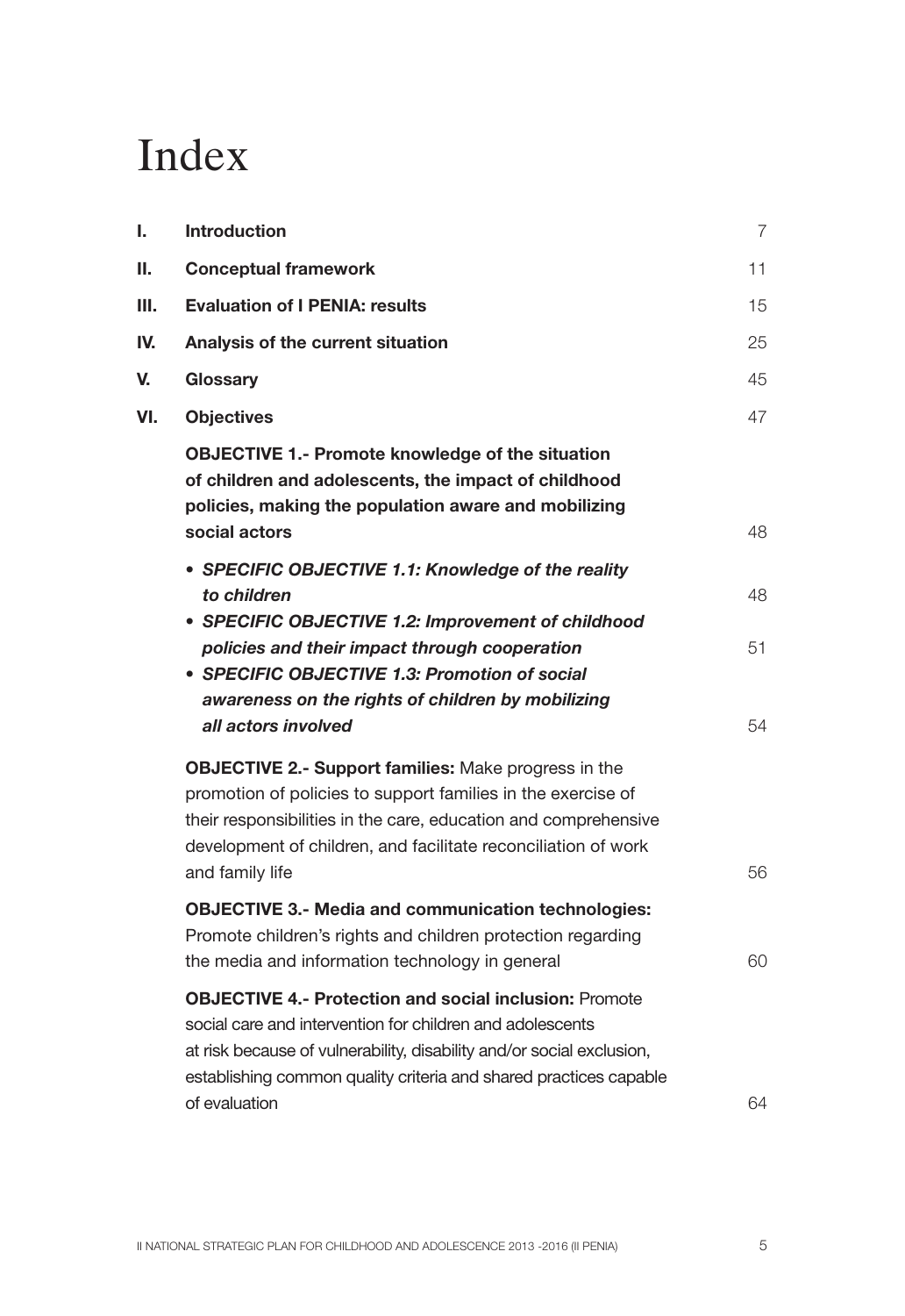# Index

| | | |
|---|---|---|
| **I.** | **Introduction** | 7 |
| **II.** | **Conceptual framework** | 11 |
| **III.** | **Evaluation of I PENIA: results** | 15 |
| **IV.** | **Analysis of the current situation** | 25 |
| **V.** | **Glossary** | 45 |
| **VI.** | **Objectives** | 47 |
| | **OBJECTIVE 1.- Promote knowledge of the situation of children and adolescents, the impact of childhood policies, making the population aware and mobilizing social actors** | 48 |
| | • ***SPECIFIC OBJECTIVE 1.1: Knowledge of the reality to children*** | 48 |
| | • ***SPECIFIC OBJECTIVE 1.2: Improvement of childhood policies and their impact through cooperation*** | 51 |
| | • ***SPECIFIC OBJECTIVE 1.3: Promotion of social awareness on the rights of children by mobilizing all actors involved*** | 54 |
| | **OBJECTIVE 2.- Support families:** Make progress in the promotion of policies to support families in the exercise of their responsibilities in the care, education and comprehensive development of children, and facilitate reconciliation of work and family life | 56 |
| | **OBJECTIVE 3.- Media and communication technologies:** Promote children's rights and children protection regarding the media and information technology in general | 60 |
| | **OBJECTIVE 4.- Protection and social inclusion:** Promote social care and intervention for children and adolescents at risk because of vulnerability, disability and/or social exclusion, establishing common quality criteria and shared practices capable of evaluation | 64 |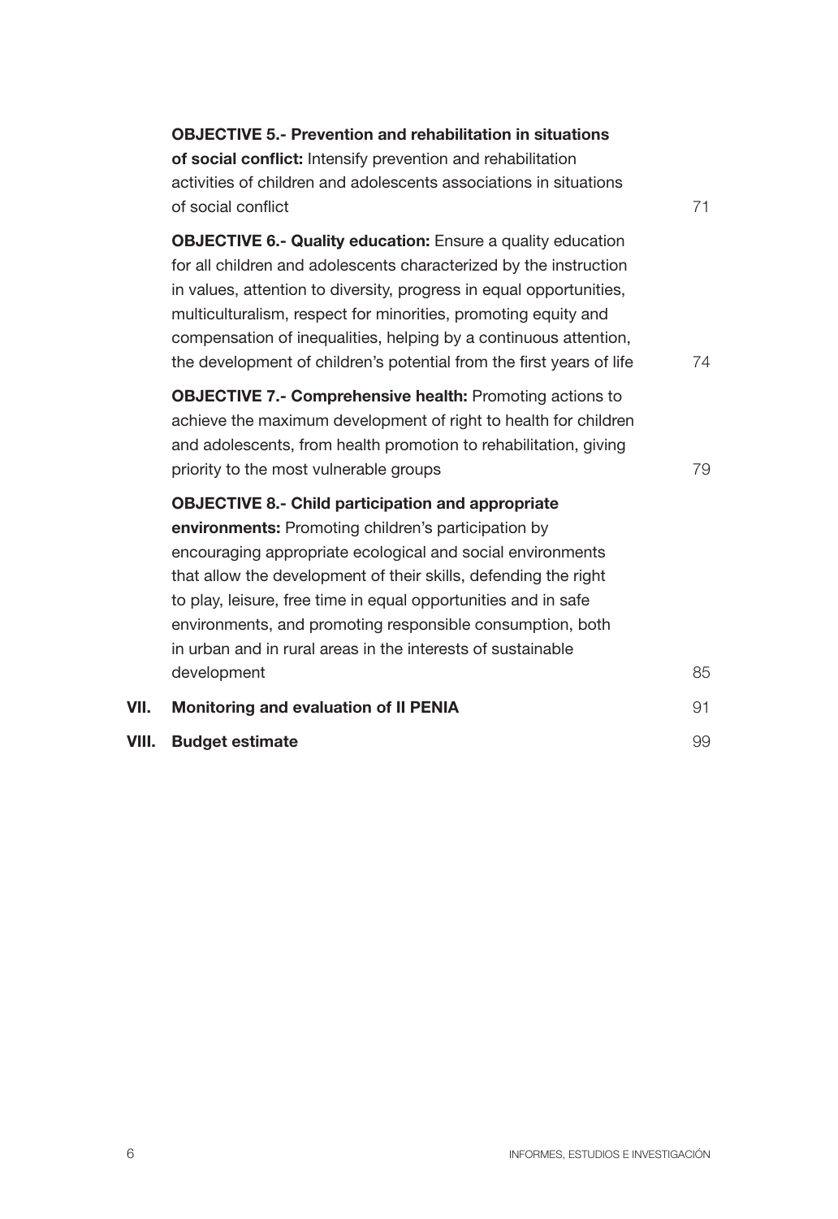**OBJECTIVE 5.- Prevention and rehabilitation in situations of social conflict:** Intensify prevention and rehabilitation activities of children and adolescents associations in situations of social conflict 71

**OBJECTIVE 6.- Quality education:** Ensure a quality education for all children and adolescents characterized by the instruction in values, attention to diversity, progress in equal opportunities, multiculturalism, respect for minorities, promoting equity and compensation of inequalities, helping by a continuous attention, the development of children's potential from the first years of life 74

**OBJECTIVE 7.- Comprehensive health:** Promoting actions to achieve the maximum development of right to health for children and adolescents, from health promotion to rehabilitation, giving priority to the most vulnerable groups 79

**OBJECTIVE 8.- Child participation and appropriate environments:** Promoting children's participation by encouraging appropriate ecological and social environments that allow the development of their skills, defending the right to play, leisure, free time in equal opportunities and in safe environments, and promoting responsible consumption, both in urban and in rural areas in the interests of sustainable development 85

**VII. Monitoring and evaluation of II PENIA** 91

**VIII. Budget estimate** 99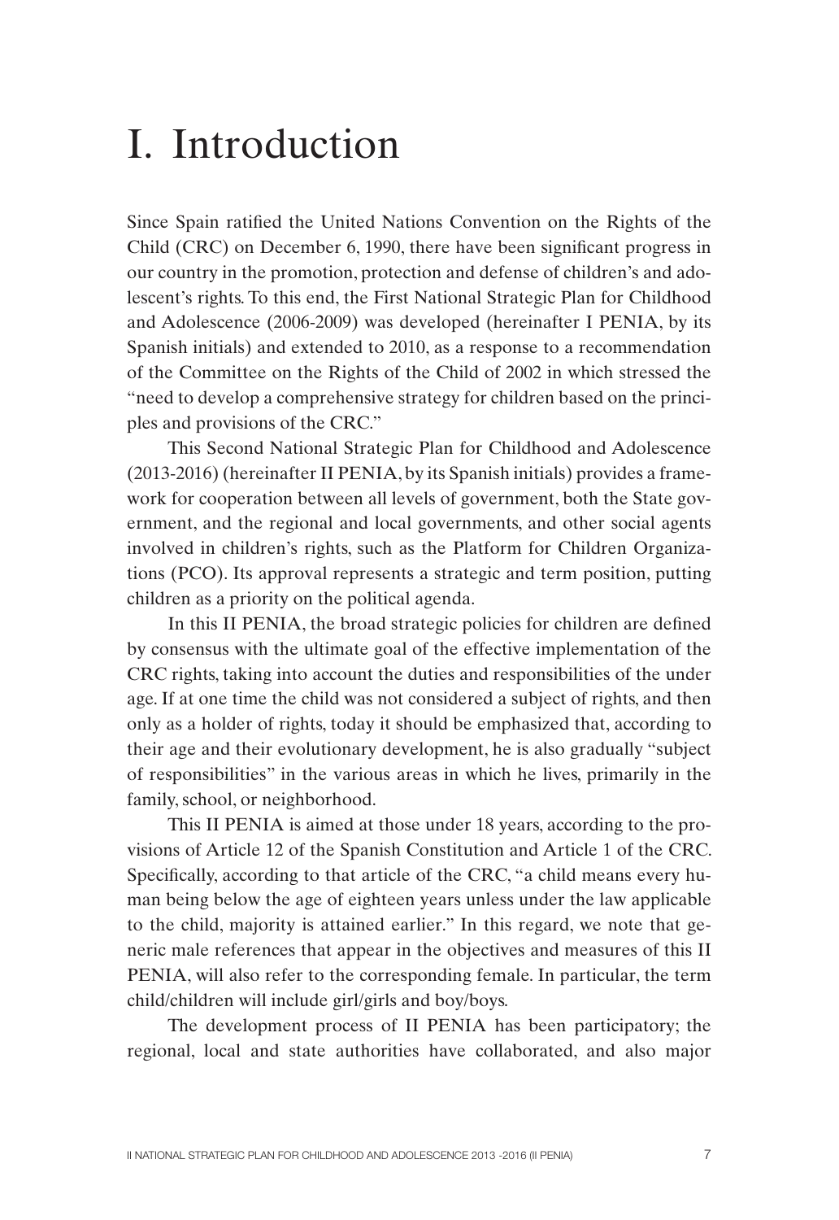# I. Introduction

Since Spain ratified the United Nations Convention on the Rights of the Child (CRC) on December 6, 1990, there have been significant progress in our country in the promotion, protection and defense of children's and adolescent's rights. To this end, the First National Strategic Plan for Childhood and Adolescence (2006-2009) was developed (hereinafter I PENIA, by its Spanish initials) and extended to 2010, as a response to a recommendation of the Committee on the Rights of the Child of 2002 in which stressed the "need to develop a comprehensive strategy for children based on the principles and provisions of the CRC."

This Second National Strategic Plan for Childhood and Adolescence (2013-2016) (hereinafter II PENIA, by its Spanish initials) provides a framework for cooperation between all levels of government, both the State government, and the regional and local governments, and other social agents involved in children's rights, such as the Platform for Children Organizations (PCO). Its approval represents a strategic and term position, putting children as a priority on the political agenda.

In this II PENIA, the broad strategic policies for children are defined by consensus with the ultimate goal of the effective implementation of the CRC rights, taking into account the duties and responsibilities of the under age. If at one time the child was not considered a subject of rights, and then only as a holder of rights, today it should be emphasized that, according to their age and their evolutionary development, he is also gradually "subject of responsibilities" in the various areas in which he lives, primarily in the family, school, or neighborhood.

This II PENIA is aimed at those under 18 years, according to the provisions of Article 12 of the Spanish Constitution and Article 1 of the CRC. Specifically, according to that article of the CRC, "a child means every human being below the age of eighteen years unless under the law applicable to the child, majority is attained earlier." In this regard, we note that generic male references that appear in the objectives and measures of this II PENIA, will also refer to the corresponding female. In particular, the term child/children will include girl/girls and boy/boys.

The development process of II PENIA has been participatory; the regional, local and state authorities have collaborated, and also major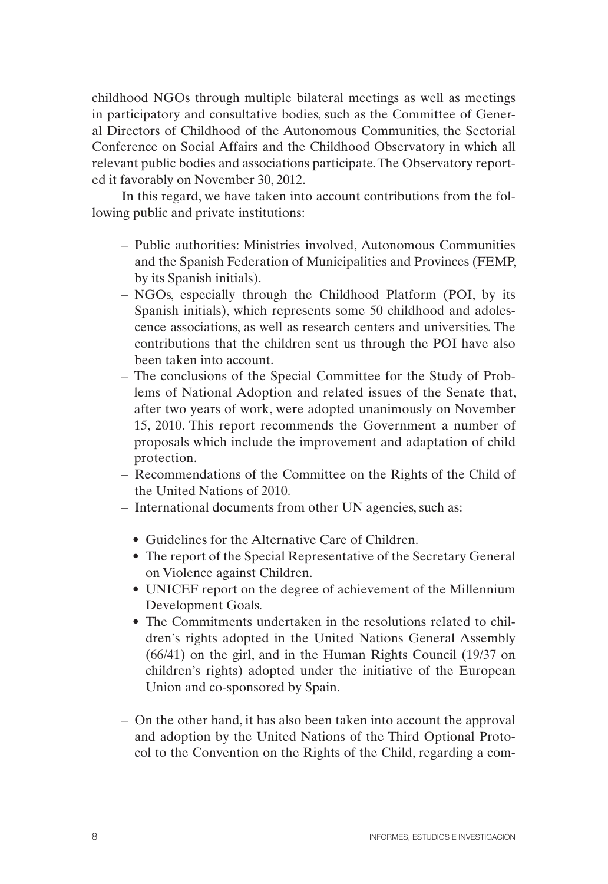childhood NGOs through multiple bilateral meetings as well as meetings in participatory and consultative bodies, such as the Committee of General Directors of Childhood of the Autonomous Communities, the Sectorial Conference on Social Affairs and the Childhood Observatory in which all relevant public bodies and associations participate. The Observatory reported it favorably on November 30, 2012.

In this regard, we have taken into account contributions from the following public and private institutions:

- Public authorities: Ministries involved, Autonomous Communities and the Spanish Federation of Municipalities and Provinces (FEMP, by its Spanish initials).
- NGOs, especially through the Childhood Platform (POI, by its Spanish initials), which represents some 50 childhood and adolescence associations, as well as research centers and universities. The contributions that the children sent us through the POI have also been taken into account.
- The conclusions of the Special Committee for the Study of Problems of National Adoption and related issues of the Senate that, after two years of work, were adopted unanimously on November 15, 2010. This report recommends the Government a number of proposals which include the improvement and adaptation of child protection.
- Recommendations of the Committee on the Rights of the Child of the United Nations of 2010.
- International documents from other UN agencies, such as:
  - Guidelines for the Alternative Care of Children.
  - The report of the Special Representative of the Secretary General on Violence against Children.
  - UNICEF report on the degree of achievement of the Millennium Development Goals.
  - The Commitments undertaken in the resolutions related to children's rights adopted in the United Nations General Assembly (66/41) on the girl, and in the Human Rights Council (19/37 on children's rights) adopted under the initiative of the European Union and co-sponsored by Spain.
- On the other hand, it has also been taken into account the approval and adoption by the United Nations of the Third Optional Protocol to the Convention on the Rights of the Child, regarding a com-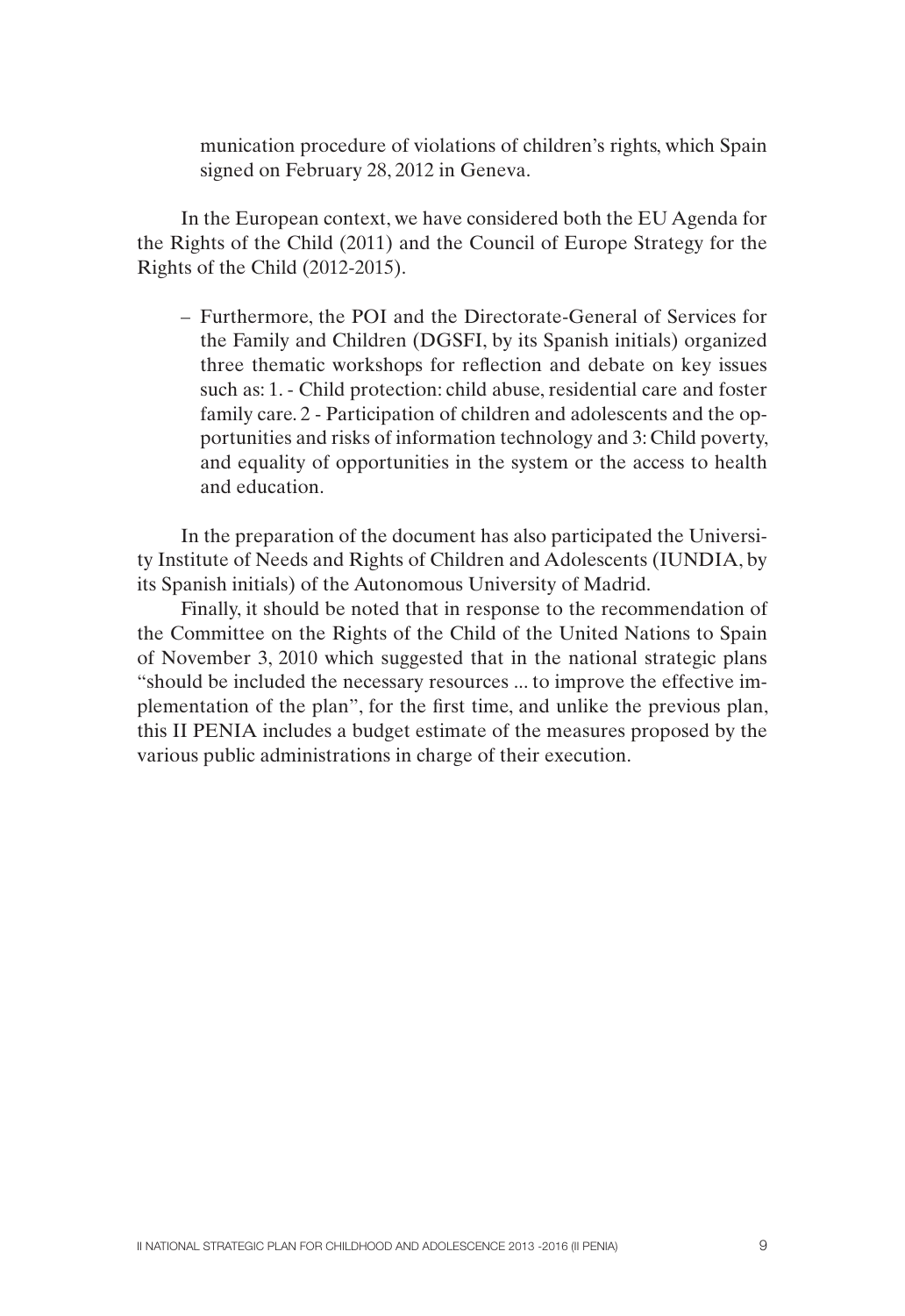munication procedure of violations of children's rights, which Spain signed on February 28, 2012 in Geneva.

In the European context, we have considered both the EU Agenda for the Rights of the Child (2011) and the Council of Europe Strategy for the Rights of the Child (2012-2015).

– Furthermore, the POI and the Directorate-General of Services for the Family and Children (DGSFI, by its Spanish initials) organized three thematic workshops for reflection and debate on key issues such as: 1. - Child protection: child abuse, residential care and foster family care. 2 - Participation of children and adolescents and the opportunities and risks of information technology and 3: Child poverty, and equality of opportunities in the system or the access to health and education.

In the preparation of the document has also participated the University Institute of Needs and Rights of Children and Adolescents (IUNDIA, by its Spanish initials) of the Autonomous University of Madrid.

Finally, it should be noted that in response to the recommendation of the Committee on the Rights of the Child of the United Nations to Spain of November 3, 2010 which suggested that in the national strategic plans "should be included the necessary resources ... to improve the effective implementation of the plan", for the first time, and unlike the previous plan, this II PENIA includes a budget estimate of the measures proposed by the various public administrations in charge of their execution.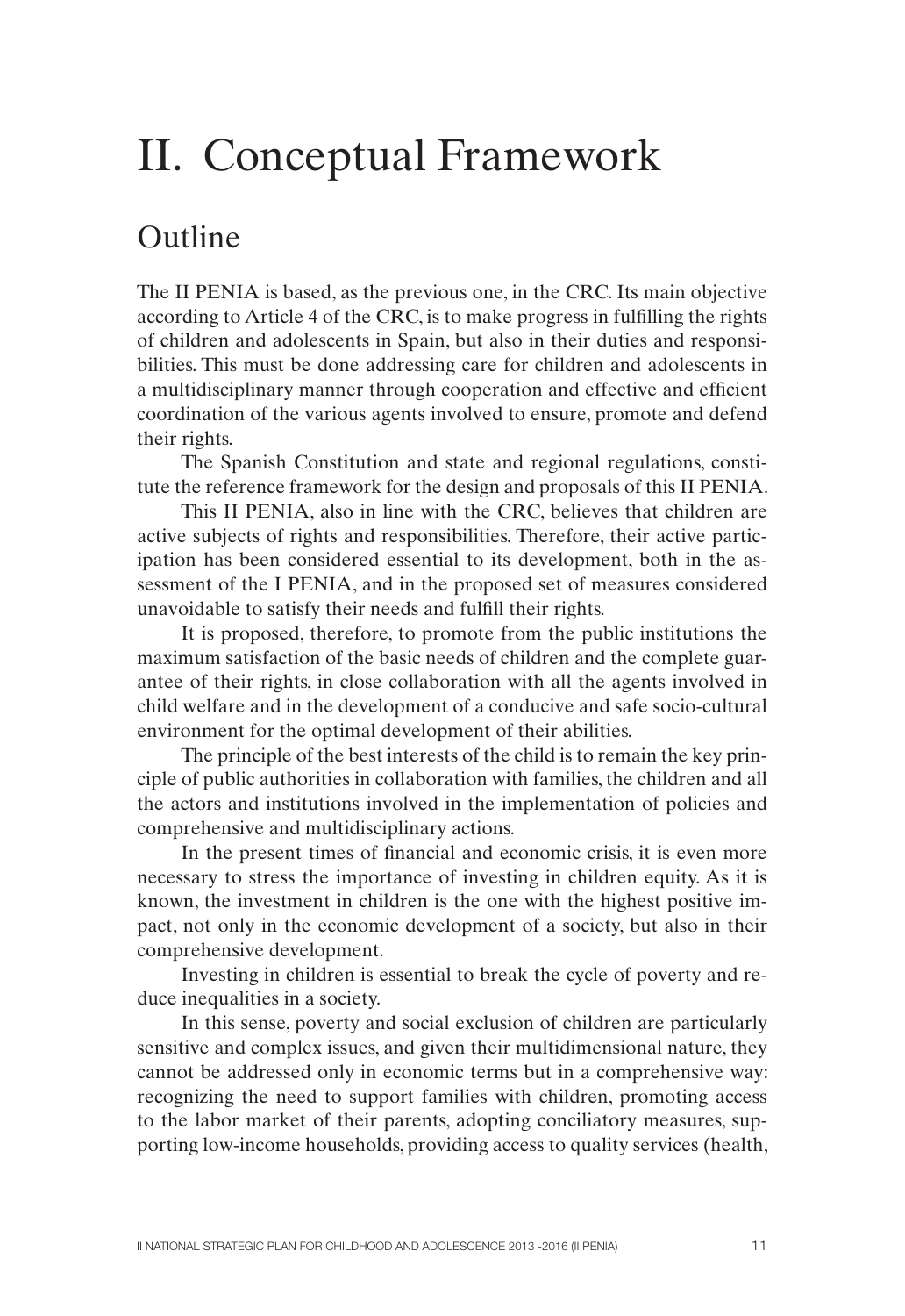# II. Conceptual Framework

## Outline

The II PENIA is based, as the previous one, in the CRC. Its main objective according to Article 4 of the CRC, is to make progress in fulfilling the rights of children and adolescents in Spain, but also in their duties and responsibilities. This must be done addressing care for children and adolescents in a multidisciplinary manner through cooperation and effective and efficient coordination of the various agents involved to ensure, promote and defend their rights.

The Spanish Constitution and state and regional regulations, constitute the reference framework for the design and proposals of this II PENIA.

This II PENIA, also in line with the CRC, believes that children are active subjects of rights and responsibilities. Therefore, their active participation has been considered essential to its development, both in the assessment of the I PENIA, and in the proposed set of measures considered unavoidable to satisfy their needs and fulfill their rights.

It is proposed, therefore, to promote from the public institutions the maximum satisfaction of the basic needs of children and the complete guarantee of their rights, in close collaboration with all the agents involved in child welfare and in the development of a conducive and safe socio-cultural environment for the optimal development of their abilities.

The principle of the best interests of the child is to remain the key principle of public authorities in collaboration with families, the children and all the actors and institutions involved in the implementation of policies and comprehensive and multidisciplinary actions.

In the present times of financial and economic crisis, it is even more necessary to stress the importance of investing in children equity. As it is known, the investment in children is the one with the highest positive impact, not only in the economic development of a society, but also in their comprehensive development.

Investing in children is essential to break the cycle of poverty and reduce inequalities in a society.

In this sense, poverty and social exclusion of children are particularly sensitive and complex issues, and given their multidimensional nature, they cannot be addressed only in economic terms but in a comprehensive way: recognizing the need to support families with children, promoting access to the labor market of their parents, adopting conciliatory measures, supporting low-income households, providing access to quality services (health,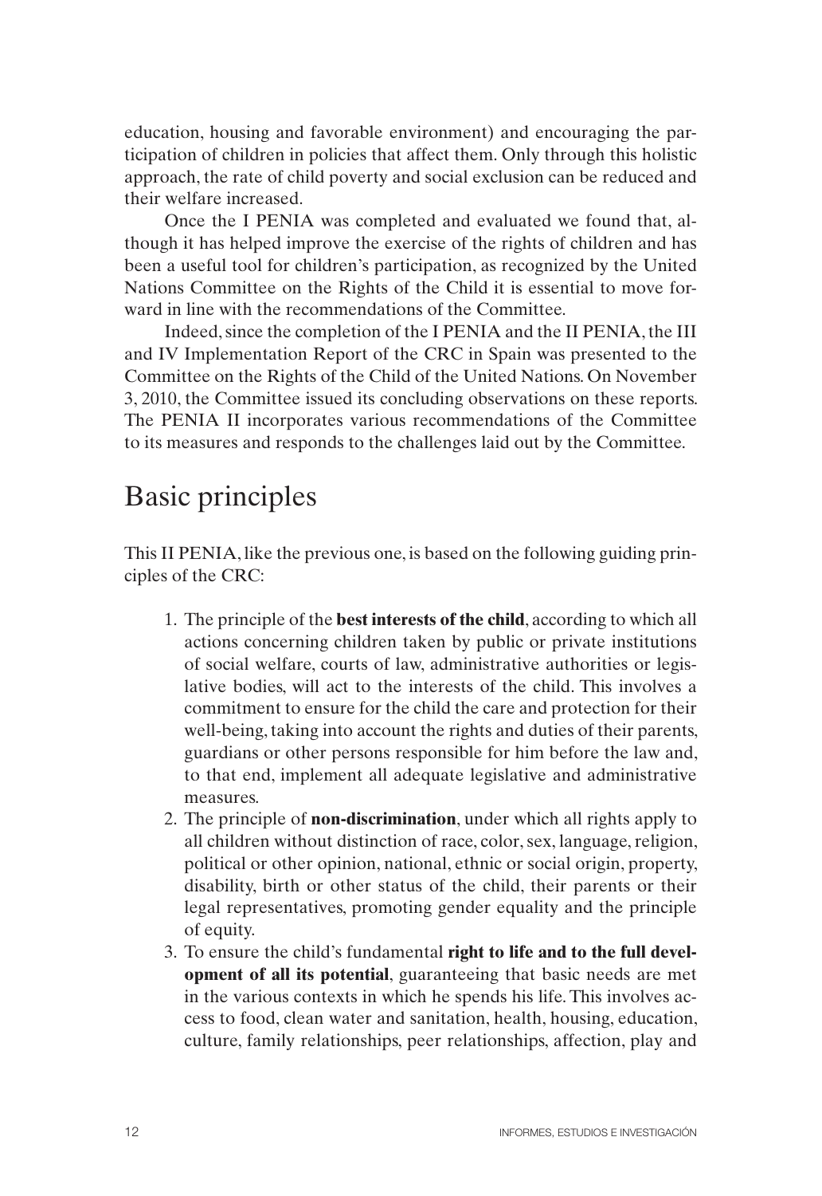education, housing and favorable environment) and encouraging the participation of children in policies that affect them. Only through this holistic approach, the rate of child poverty and social exclusion can be reduced and their welfare increased.

Once the I PENIA was completed and evaluated we found that, although it has helped improve the exercise of the rights of children and has been a useful tool for children's participation, as recognized by the United Nations Committee on the Rights of the Child it is essential to move forward in line with the recommendations of the Committee.

Indeed, since the completion of the I PENIA and the II PENIA, the III and IV Implementation Report of the CRC in Spain was presented to the Committee on the Rights of the Child of the United Nations. On November 3, 2010, the Committee issued its concluding observations on these reports. The PENIA II incorporates various recommendations of the Committee to its measures and responds to the challenges laid out by the Committee.

# Basic principles

This II PENIA, like the previous one, is based on the following guiding principles of the CRC:

1. The principle of the **best interests of the child**, according to which all actions concerning children taken by public or private institutions of social welfare, courts of law, administrative authorities or legislative bodies, will act to the interests of the child. This involves a commitment to ensure for the child the care and protection for their well-being, taking into account the rights and duties of their parents, guardians or other persons responsible for him before the law and, to that end, implement all adequate legislative and administrative measures.
2. The principle of **non-discrimination**, under which all rights apply to all children without distinction of race, color, sex, language, religion, political or other opinion, national, ethnic or social origin, property, disability, birth or other status of the child, their parents or their legal representatives, promoting gender equality and the principle of equity.
3. To ensure the child's fundamental **right to life and to the full development of all its potential**, guaranteeing that basic needs are met in the various contexts in which he spends his life. This involves access to food, clean water and sanitation, health, housing, education, culture, family relationships, peer relationships, affection, play and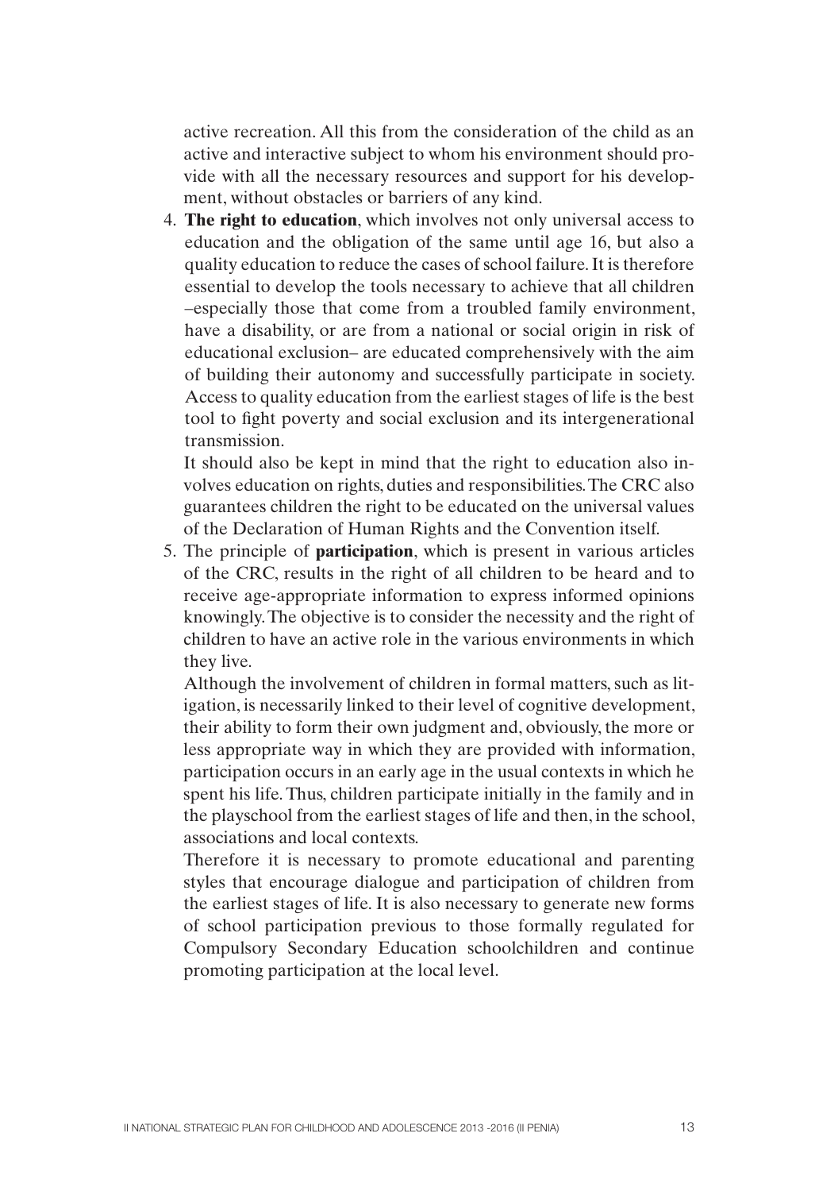active recreation. All this from the consideration of the child as an active and interactive subject to whom his environment should provide with all the necessary resources and support for his development, without obstacles or barriers of any kind.

4. **The right to education**, which involves not only universal access to education and the obligation of the same until age 16, but also a quality education to reduce the cases of school failure. It is therefore essential to develop the tools necessary to achieve that all children –especially those that come from a troubled family environment, have a disability, or are from a national or social origin in risk of educational exclusion– are educated comprehensively with the aim of building their autonomy and successfully participate in society. Access to quality education from the earliest stages of life is the best tool to fight poverty and social exclusion and its intergenerational transmission.

   It should also be kept in mind that the right to education also involves education on rights, duties and responsibilities. The CRC also guarantees children the right to be educated on the universal values of the Declaration of Human Rights and the Convention itself.

5. The principle of **participation**, which is present in various articles of the CRC, results in the right of all children to be heard and to receive age-appropriate information to express informed opinions knowingly. The objective is to consider the necessity and the right of children to have an active role in the various environments in which they live.

   Although the involvement of children in formal matters, such as litigation, is necessarily linked to their level of cognitive development, their ability to form their own judgment and, obviously, the more or less appropriate way in which they are provided with information, participation occurs in an early age in the usual contexts in which he spent his life. Thus, children participate initially in the family and in the playschool from the earliest stages of life and then, in the school, associations and local contexts.

   Therefore it is necessary to promote educational and parenting styles that encourage dialogue and participation of children from the earliest stages of life. It is also necessary to generate new forms of school participation previous to those formally regulated for Compulsory Secondary Education schoolchildren and continue promoting participation at the local level.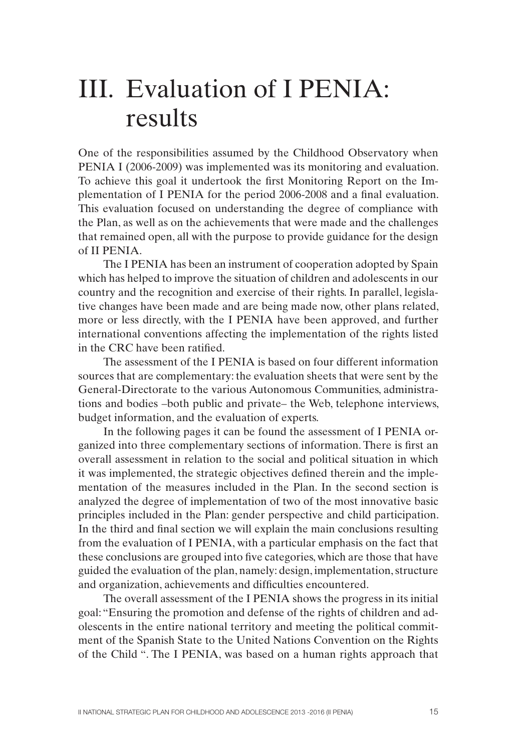# III. Evaluation of I PENIA: results

One of the responsibilities assumed by the Childhood Observatory when PENIA I (2006-2009) was implemented was its monitoring and evaluation. To achieve this goal it undertook the first Monitoring Report on the Implementation of I PENIA for the period 2006-2008 and a final evaluation. This evaluation focused on understanding the degree of compliance with the Plan, as well as on the achievements that were made and the challenges that remained open, all with the purpose to provide guidance for the design of II PENIA.

The I PENIA has been an instrument of cooperation adopted by Spain which has helped to improve the situation of children and adolescents in our country and the recognition and exercise of their rights. In parallel, legislative changes have been made and are being made now, other plans related, more or less directly, with the I PENIA have been approved, and further international conventions affecting the implementation of the rights listed in the CRC have been ratified.

The assessment of the I PENIA is based on four different information sources that are complementary: the evaluation sheets that were sent by the General-Directorate to the various Autonomous Communities, administrations and bodies –both public and private– the Web, telephone interviews, budget information, and the evaluation of experts.

In the following pages it can be found the assessment of I PENIA organized into three complementary sections of information. There is first an overall assessment in relation to the social and political situation in which it was implemented, the strategic objectives defined therein and the implementation of the measures included in the Plan. In the second section is analyzed the degree of implementation of two of the most innovative basic principles included in the Plan: gender perspective and child participation. In the third and final section we will explain the main conclusions resulting from the evaluation of I PENIA, with a particular emphasis on the fact that these conclusions are grouped into five categories, which are those that have guided the evaluation of the plan, namely: design, implementation, structure and organization, achievements and difficulties encountered.

The overall assessment of the I PENIA shows the progress in its initial goal: "Ensuring the promotion and defense of the rights of children and adolescents in the entire national territory and meeting the political commitment of the Spanish State to the United Nations Convention on the Rights of the Child ". The I PENIA, was based on a human rights approach that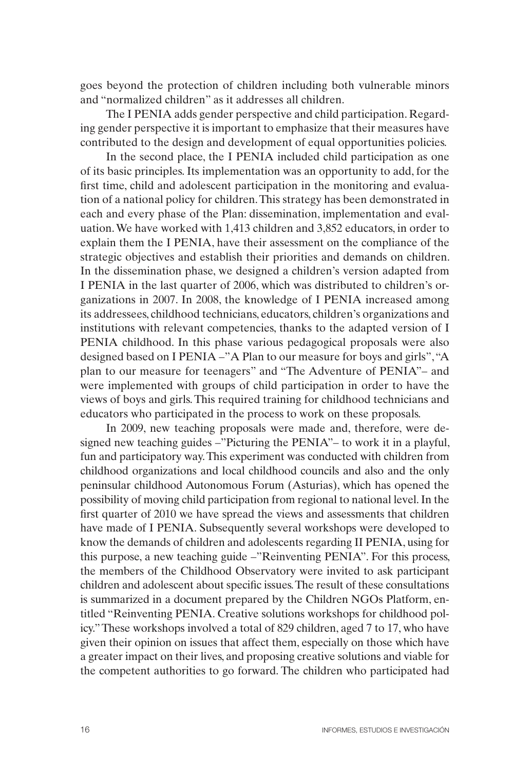goes beyond the protection of children including both vulnerable minors and "normalized children" as it addresses all children.

The I PENIA adds gender perspective and child participation. Regarding gender perspective it is important to emphasize that their measures have contributed to the design and development of equal opportunities policies.

In the second place, the I PENIA included child participation as one of its basic principles. Its implementation was an opportunity to add, for the first time, child and adolescent participation in the monitoring and evaluation of a national policy for children. This strategy has been demonstrated in each and every phase of the Plan: dissemination, implementation and evaluation. We have worked with 1,413 children and 3,852 educators, in order to explain them the I PENIA, have their assessment on the compliance of the strategic objectives and establish their priorities and demands on children. In the dissemination phase, we designed a children's version adapted from I PENIA in the last quarter of 2006, which was distributed to children's organizations in 2007. In 2008, the knowledge of I PENIA increased among its addressees, childhood technicians, educators, children's organizations and institutions with relevant competencies, thanks to the adapted version of I PENIA childhood. In this phase various pedagogical proposals were also designed based on I PENIA –"A Plan to our measure for boys and girls", "A plan to our measure for teenagers" and "The Adventure of PENIA"– and were implemented with groups of child participation in order to have the views of boys and girls. This required training for childhood technicians and educators who participated in the process to work on these proposals.

In 2009, new teaching proposals were made and, therefore, were designed new teaching guides –"Picturing the PENIA"– to work it in a playful, fun and participatory way. This experiment was conducted with children from childhood organizations and local childhood councils and also and the only peninsular childhood Autonomous Forum (Asturias), which has opened the possibility of moving child participation from regional to national level. In the first quarter of 2010 we have spread the views and assessments that children have made of I PENIA. Subsequently several workshops were developed to know the demands of children and adolescents regarding II PENIA, using for this purpose, a new teaching guide –"Reinventing PENIA". For this process, the members of the Childhood Observatory were invited to ask participant children and adolescent about specific issues. The result of these consultations is summarized in a document prepared by the Children NGOs Platform, entitled "Reinventing PENIA. Creative solutions workshops for childhood policy." These workshops involved a total of 829 children, aged 7 to 17, who have given their opinion on issues that affect them, especially on those which have a greater impact on their lives, and proposing creative solutions and viable for the competent authorities to go forward. The children who participated had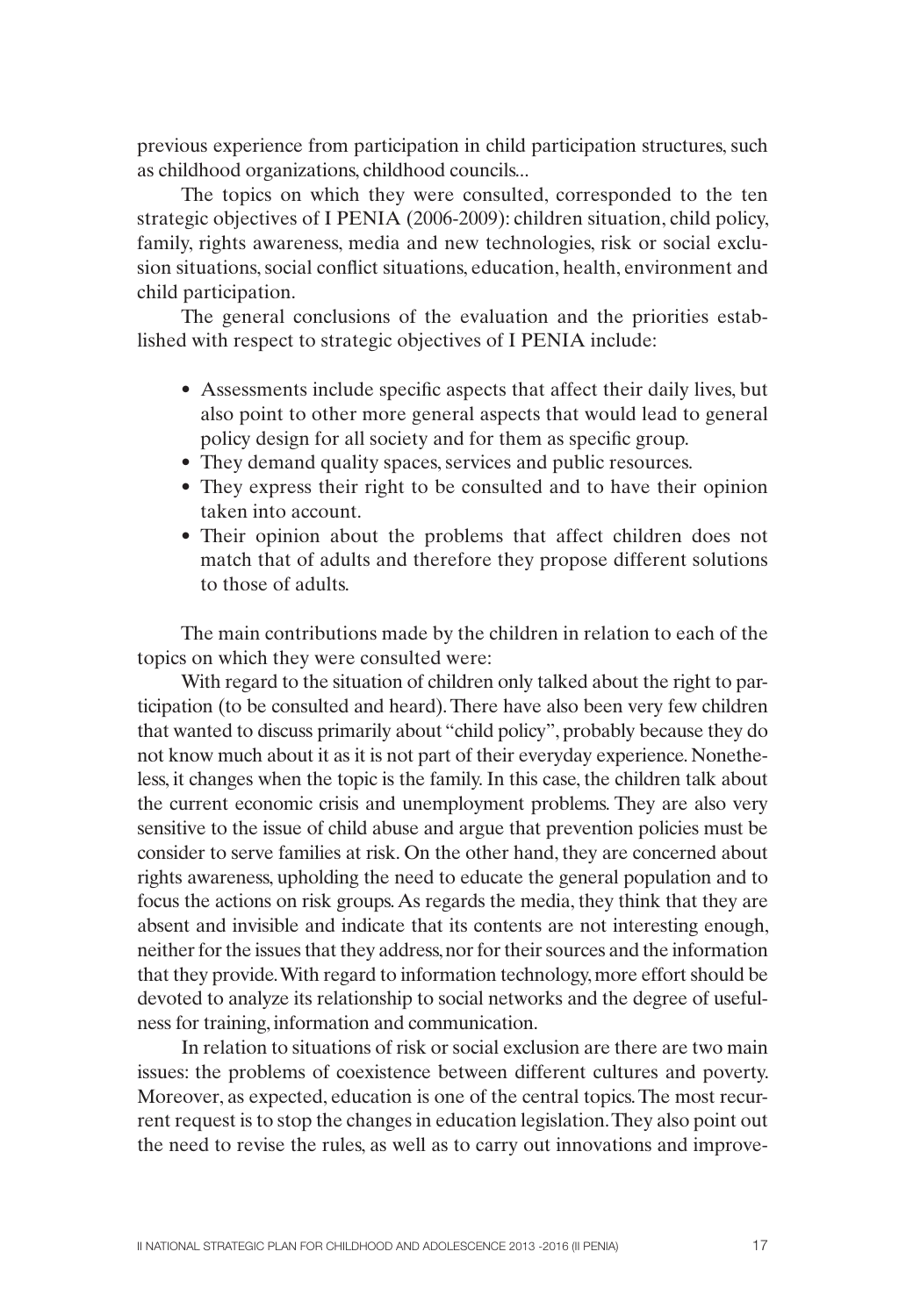previous experience from participation in child participation structures, such as childhood organizations, childhood councils...

The topics on which they were consulted, corresponded to the ten strategic objectives of I PENIA (2006-2009): children situation, child policy, family, rights awareness, media and new technologies, risk or social exclusion situations, social conflict situations, education, health, environment and child participation.

The general conclusions of the evaluation and the priorities established with respect to strategic objectives of I PENIA include:

- Assessments include specific aspects that affect their daily lives, but also point to other more general aspects that would lead to general policy design for all society and for them as specific group.
- They demand quality spaces, services and public resources.
- They express their right to be consulted and to have their opinion taken into account.
- Their opinion about the problems that affect children does not match that of adults and therefore they propose different solutions to those of adults.

The main contributions made by the children in relation to each of the topics on which they were consulted were:

With regard to the situation of children only talked about the right to participation (to be consulted and heard). There have also been very few children that wanted to discuss primarily about "child policy", probably because they do not know much about it as it is not part of their everyday experience. Nonetheless, it changes when the topic is the family. In this case, the children talk about the current economic crisis and unemployment problems. They are also very sensitive to the issue of child abuse and argue that prevention policies must be consider to serve families at risk. On the other hand, they are concerned about rights awareness, upholding the need to educate the general population and to focus the actions on risk groups. As regards the media, they think that they are absent and invisible and indicate that its contents are not interesting enough, neither for the issues that they address, nor for their sources and the information that they provide. With regard to information technology, more effort should be devoted to analyze its relationship to social networks and the degree of usefulness for training, information and communication.

In relation to situations of risk or social exclusion are there are two main issues: the problems of coexistence between different cultures and poverty. Moreover, as expected, education is one of the central topics. The most recurrent request is to stop the changes in education legislation. They also point out the need to revise the rules, as well as to carry out innovations and improve-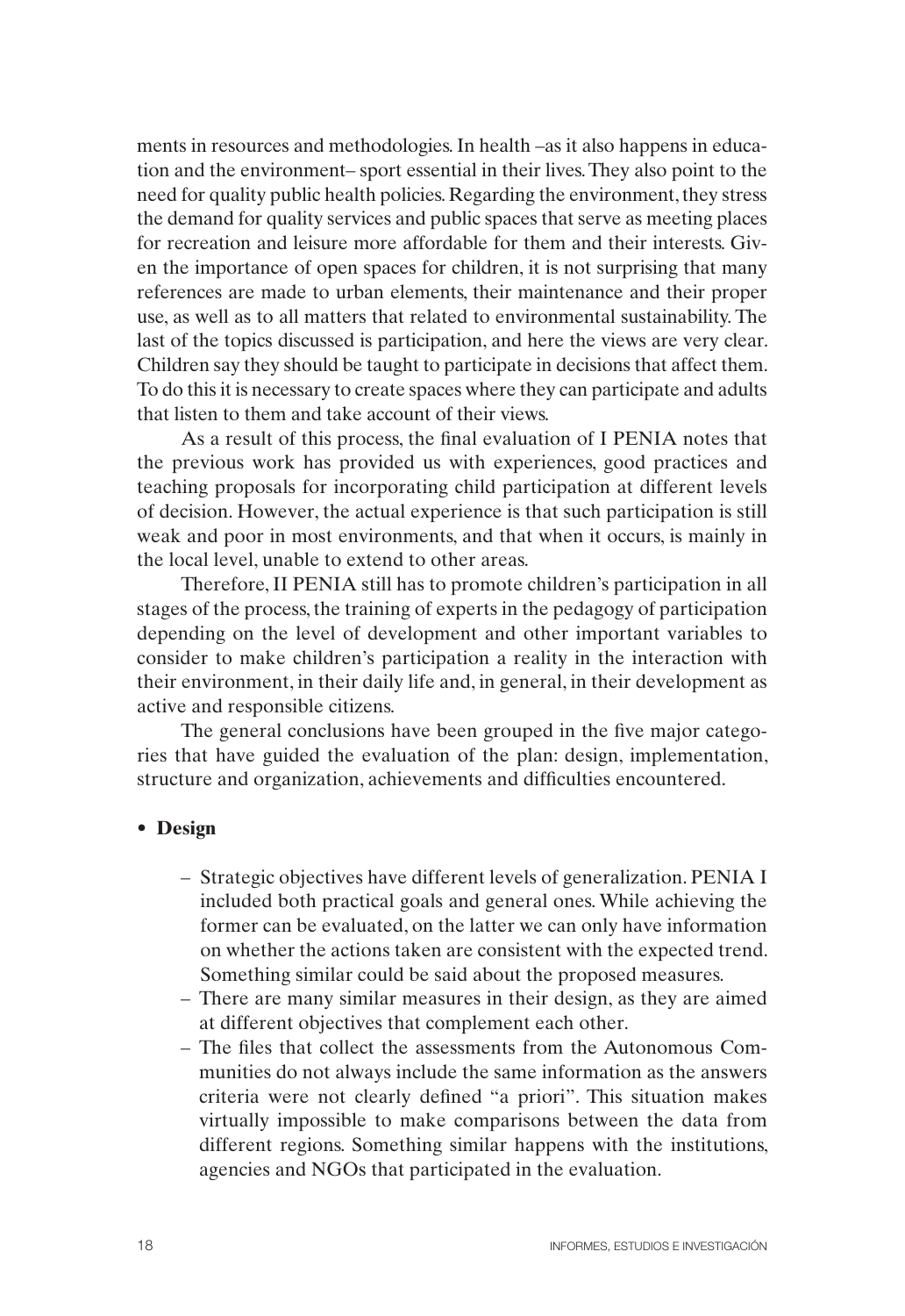ments in resources and methodologies. In health –as it also happens in education and the environment– sport essential in their lives. They also point to the need for quality public health policies. Regarding the environment, they stress the demand for quality services and public spaces that serve as meeting places for recreation and leisure more affordable for them and their interests. Given the importance of open spaces for children, it is not surprising that many references are made to urban elements, their maintenance and their proper use, as well as to all matters that related to environmental sustainability. The last of the topics discussed is participation, and here the views are very clear. Children say they should be taught to participate in decisions that affect them. To do this it is necessary to create spaces where they can participate and adults that listen to them and take account of their views.

As a result of this process, the final evaluation of I PENIA notes that the previous work has provided us with experiences, good practices and teaching proposals for incorporating child participation at different levels of decision. However, the actual experience is that such participation is still weak and poor in most environments, and that when it occurs, is mainly in the local level, unable to extend to other areas.

Therefore, II PENIA still has to promote children's participation in all stages of the process, the training of experts in the pedagogy of participation depending on the level of development and other important variables to consider to make children's participation a reality in the interaction with their environment, in their daily life and, in general, in their development as active and responsible citizens.

The general conclusions have been grouped in the five major categories that have guided the evaluation of the plan: design, implementation, structure and organization, achievements and difficulties encountered.

- **Design**
  - Strategic objectives have different levels of generalization. PENIA I included both practical goals and general ones. While achieving the former can be evaluated, on the latter we can only have information on whether the actions taken are consistent with the expected trend. Something similar could be said about the proposed measures.
  - There are many similar measures in their design, as they are aimed at different objectives that complement each other.
  - The files that collect the assessments from the Autonomous Communities do not always include the same information as the answers criteria were not clearly defined "a priori". This situation makes virtually impossible to make comparisons between the data from different regions. Something similar happens with the institutions, agencies and NGOs that participated in the evaluation.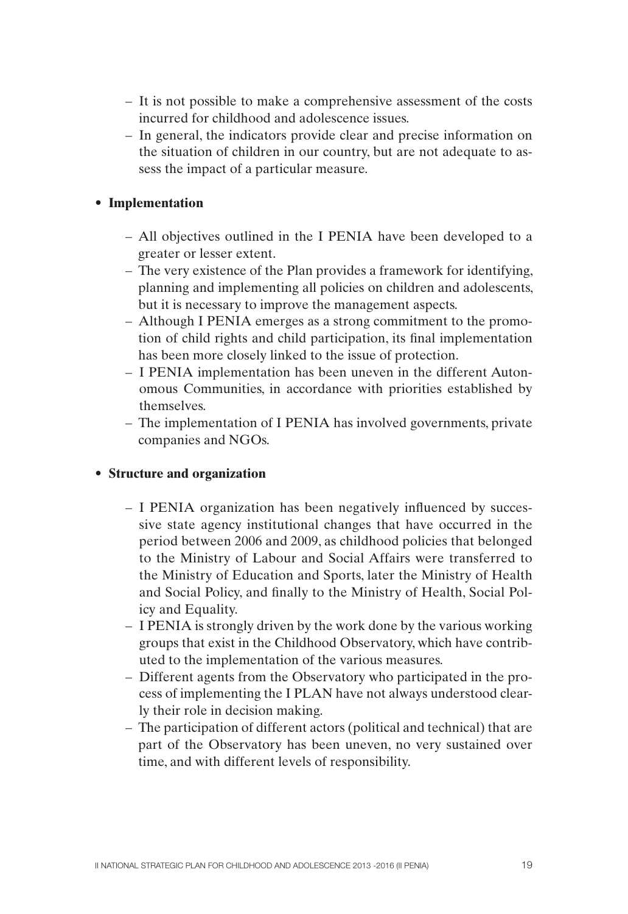- It is not possible to make a comprehensive assessment of the costs incurred for childhood and adolescence issues.
- In general, the indicators provide clear and precise information on the situation of children in our country, but are not adequate to assess the impact of a particular measure.

- **Implementation**

  - All objectives outlined in the I PENIA have been developed to a greater or lesser extent.
  - The very existence of the Plan provides a framework for identifying, planning and implementing all policies on children and adolescents, but it is necessary to improve the management aspects.
  - Although I PENIA emerges as a strong commitment to the promotion of child rights and child participation, its final implementation has been more closely linked to the issue of protection.
  - I PENIA implementation has been uneven in the different Autonomous Communities, in accordance with priorities established by themselves.
  - The implementation of I PENIA has involved governments, private companies and NGOs.

- **Structure and organization**

  - I PENIA organization has been negatively influenced by successive state agency institutional changes that have occurred in the period between 2006 and 2009, as childhood policies that belonged to the Ministry of Labour and Social Affairs were transferred to the Ministry of Education and Sports, later the Ministry of Health and Social Policy, and finally to the Ministry of Health, Social Policy and Equality.
  - I PENIA is strongly driven by the work done by the various working groups that exist in the Childhood Observatory, which have contributed to the implementation of the various measures.
  - Different agents from the Observatory who participated in the process of implementing the I PLAN have not always understood clearly their role in decision making.
  - The participation of different actors (political and technical) that are part of the Observatory has been uneven, no very sustained over time, and with different levels of responsibility.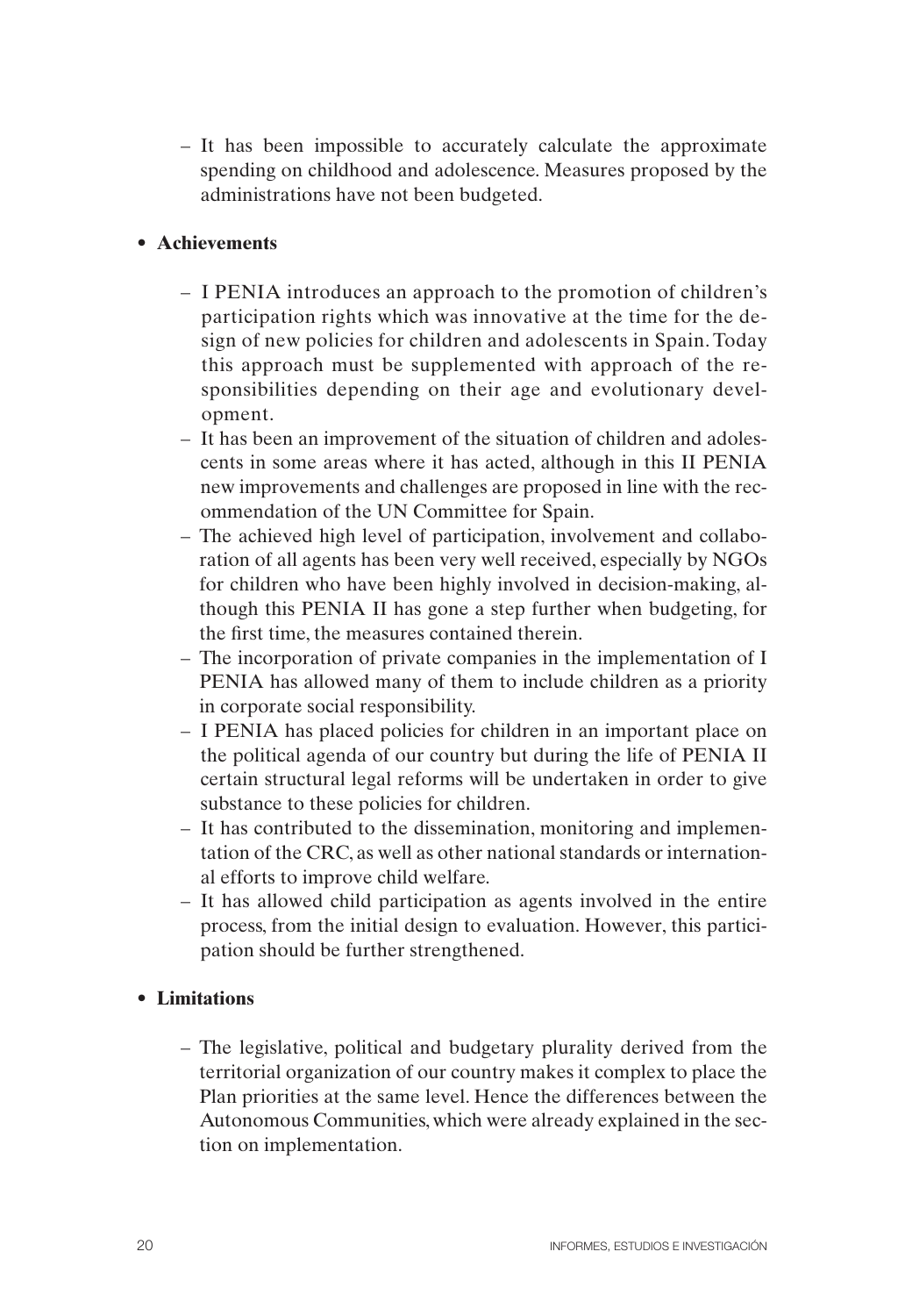– It has been impossible to accurately calculate the approximate spending on childhood and adolescence. Measures proposed by the administrations have not been budgeted.

- **Achievements**

  – I PENIA introduces an approach to the promotion of children's participation rights which was innovative at the time for the design of new policies for children and adolescents in Spain. Today this approach must be supplemented with approach of the responsibilities depending on their age and evolutionary development.

  – It has been an improvement of the situation of children and adolescents in some areas where it has acted, although in this II PENIA new improvements and challenges are proposed in line with the recommendation of the UN Committee for Spain.

  – The achieved high level of participation, involvement and collaboration of all agents has been very well received, especially by NGOs for children who have been highly involved in decision-making, although this PENIA II has gone a step further when budgeting, for the first time, the measures contained therein.

  – The incorporation of private companies in the implementation of I PENIA has allowed many of them to include children as a priority in corporate social responsibility.

  – I PENIA has placed policies for children in an important place on the political agenda of our country but during the life of PENIA II certain structural legal reforms will be undertaken in order to give substance to these policies for children.

  – It has contributed to the dissemination, monitoring and implementation of the CRC, as well as other national standards or international efforts to improve child welfare.

  – It has allowed child participation as agents involved in the entire process, from the initial design to evaluation. However, this participation should be further strengthened.

- **Limitations**

  – The legislative, political and budgetary plurality derived from the territorial organization of our country makes it complex to place the Plan priorities at the same level. Hence the differences between the Autonomous Communities, which were already explained in the section on implementation.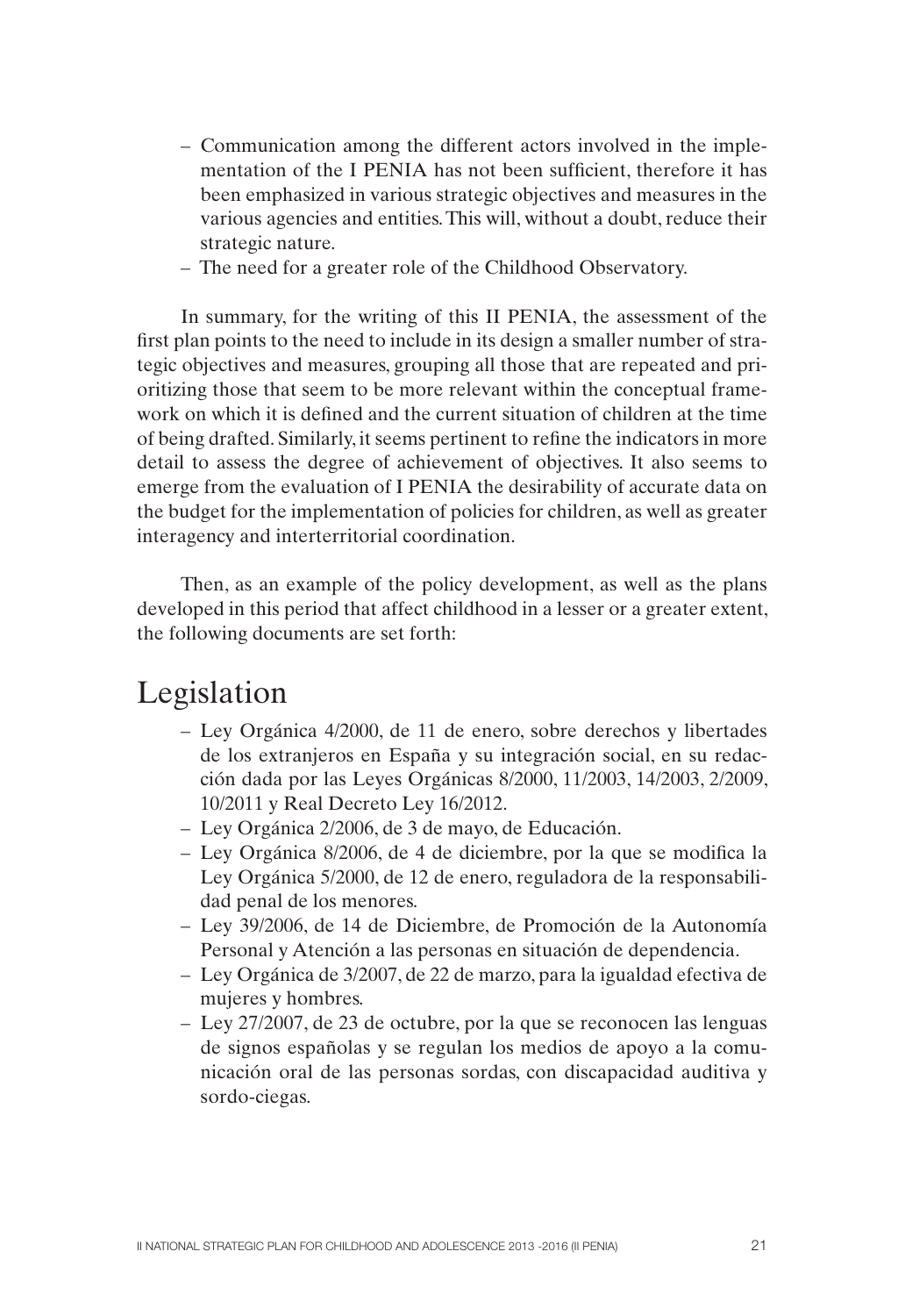- Communication among the different actors involved in the implementation of the I PENIA has not been sufficient, therefore it has been emphasized in various strategic objectives and measures in the various agencies and entities. This will, without a doubt, reduce their strategic nature.
- The need for a greater role of the Childhood Observatory.

In summary, for the writing of this II PENIA, the assessment of the first plan points to the need to include in its design a smaller number of strategic objectives and measures, grouping all those that are repeated and prioritizing those that seem to be more relevant within the conceptual framework on which it is defined and the current situation of children at the time of being drafted. Similarly, it seems pertinent to refine the indicators in more detail to assess the degree of achievement of objectives. It also seems to emerge from the evaluation of I PENIA the desirability of accurate data on the budget for the implementation of policies for children, as well as greater interagency and interterritorial coordination.

Then, as an example of the policy development, as well as the plans developed in this period that affect childhood in a lesser or a greater extent, the following documents are set forth:

# Legislation

- Ley Orgánica 4/2000, de 11 de enero, sobre derechos y libertades de los extranjeros en España y su integración social, en su redacción dada por las Leyes Orgánicas 8/2000, 11/2003, 14/2003, 2/2009, 10/2011 y Real Decreto Ley 16/2012.
- Ley Orgánica 2/2006, de 3 de mayo, de Educación.
- Ley Orgánica 8/2006, de 4 de diciembre, por la que se modifica la Ley Orgánica 5/2000, de 12 de enero, reguladora de la responsabilidad penal de los menores.
- Ley 39/2006, de 14 de Diciembre, de Promoción de la Autonomía Personal y Atención a las personas en situación de dependencia.
- Ley Orgánica de 3/2007, de 22 de marzo, para la igualdad efectiva de mujeres y hombres.
- Ley 27/2007, de 23 de octubre, por la que se reconocen las lenguas de signos españolas y se regulan los medios de apoyo a la comunicación oral de las personas sordas, con discapacidad auditiva y sordo-ciegas.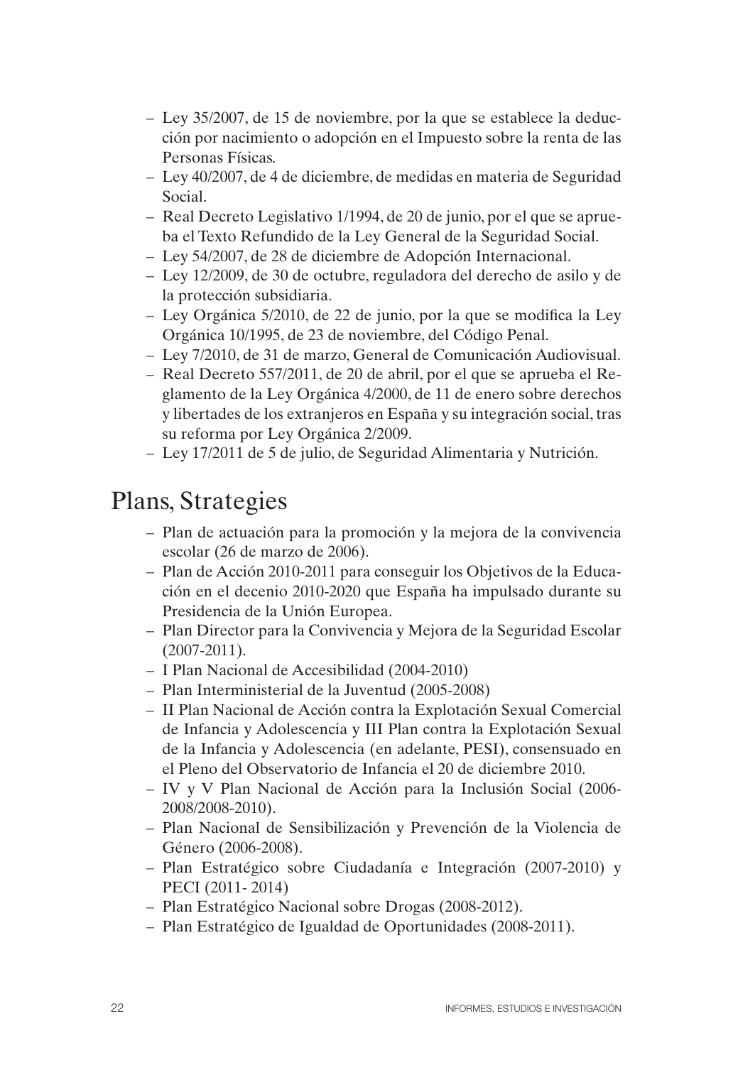- Ley 35/2007, de 15 de noviembre, por la que se establece la deducción por nacimiento o adopción en el Impuesto sobre la renta de las Personas Físicas.
- Ley 40/2007, de 4 de diciembre, de medidas en materia de Seguridad Social.
- Real Decreto Legislativo 1/1994, de 20 de junio, por el que se aprueba el Texto Refundido de la Ley General de la Seguridad Social.
- Ley 54/2007, de 28 de diciembre de Adopción Internacional.
- Ley 12/2009, de 30 de octubre, reguladora del derecho de asilo y de la protección subsidiaria.
- Ley Orgánica 5/2010, de 22 de junio, por la que se modifica la Ley Orgánica 10/1995, de 23 de noviembre, del Código Penal.
- Ley 7/2010, de 31 de marzo, General de Comunicación Audiovisual.
- Real Decreto 557/2011, de 20 de abril, por el que se aprueba el Reglamento de la Ley Orgánica 4/2000, de 11 de enero sobre derechos y libertades de los extranjeros en España y su integración social, tras su reforma por Ley Orgánica 2/2009.
- Ley 17/2011 de 5 de julio, de Seguridad Alimentaria y Nutrición.

# Plans, Strategies

- Plan de actuación para la promoción y la mejora de la convivencia escolar (26 de marzo de 2006).
- Plan de Acción 2010-2011 para conseguir los Objetivos de la Educación en el decenio 2010-2020 que España ha impulsado durante su Presidencia de la Unión Europea.
- Plan Director para la Convivencia y Mejora de la Seguridad Escolar (2007-2011).
- I Plan Nacional de Accesibilidad (2004-2010)
- Plan Interministerial de la Juventud (2005-2008)
- II Plan Nacional de Acción contra la Explotación Sexual Comercial de Infancia y Adolescencia y III Plan contra la Explotación Sexual de la Infancia y Adolescencia (en adelante, PESI), consensuado en el Pleno del Observatorio de Infancia el 20 de diciembre 2010.
- IV y V Plan Nacional de Acción para la Inclusión Social (2006-2008/2008-2010).
- Plan Nacional de Sensibilización y Prevención de la Violencia de Género (2006-2008).
- Plan Estratégico sobre Ciudadanía e Integración (2007-2010) y PECI (2011- 2014)
- Plan Estratégico Nacional sobre Drogas (2008-2012).
- Plan Estratégico de Igualdad de Oportunidades (2008-2011).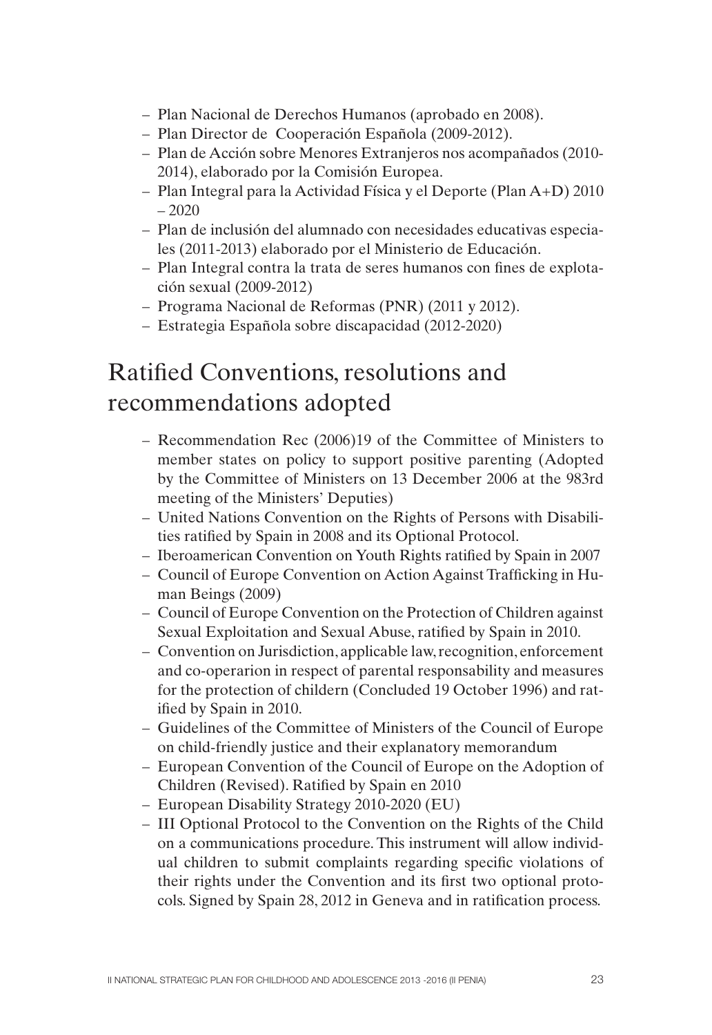- Plan Nacional de Derechos Humanos (aprobado en 2008).
- Plan Director de Cooperación Española (2009-2012).
- Plan de Acción sobre Menores Extranjeros nos acompañados (2010-2014), elaborado por la Comisión Europea.
- Plan Integral para la Actividad Física y el Deporte (Plan A+D) 2010 – 2020
- Plan de inclusión del alumnado con necesidades educativas especiales (2011-2013) elaborado por el Ministerio de Educación.
- Plan Integral contra la trata de seres humanos con fines de explotación sexual (2009-2012)
- Programa Nacional de Reformas (PNR) (2011 y 2012).
- Estrategia Española sobre discapacidad (2012-2020)

## Ratified Conventions, resolutions and recommendations adopted

- Recommendation Rec (2006)19 of the Committee of Ministers to member states on policy to support positive parenting (Adopted by the Committee of Ministers on 13 December 2006 at the 983rd meeting of the Ministers' Deputies)
- United Nations Convention on the Rights of Persons with Disabilities ratified by Spain in 2008 and its Optional Protocol.
- Iberoamerican Convention on Youth Rights ratified by Spain in 2007
- Council of Europe Convention on Action Against Trafficking in Human Beings (2009)
- Council of Europe Convention on the Protection of Children against Sexual Exploitation and Sexual Abuse, ratified by Spain in 2010.
- Convention on Jurisdiction, applicable law, recognition, enforcement and co-operarion in respect of parental responsability and measures for the protection of childern (Concluded 19 October 1996) and ratified by Spain in 2010.
- Guidelines of the Committee of Ministers of the Council of Europe on child-friendly justice and their explanatory memorandum
- European Convention of the Council of Europe on the Adoption of Children (Revised). Ratified by Spain en 2010
- European Disability Strategy 2010-2020 (EU)
- III Optional Protocol to the Convention on the Rights of the Child on a communications procedure. This instrument will allow individual children to submit complaints regarding specific violations of their rights under the Convention and its first two optional protocols. Signed by Spain 28, 2012 in Geneva and in ratification process.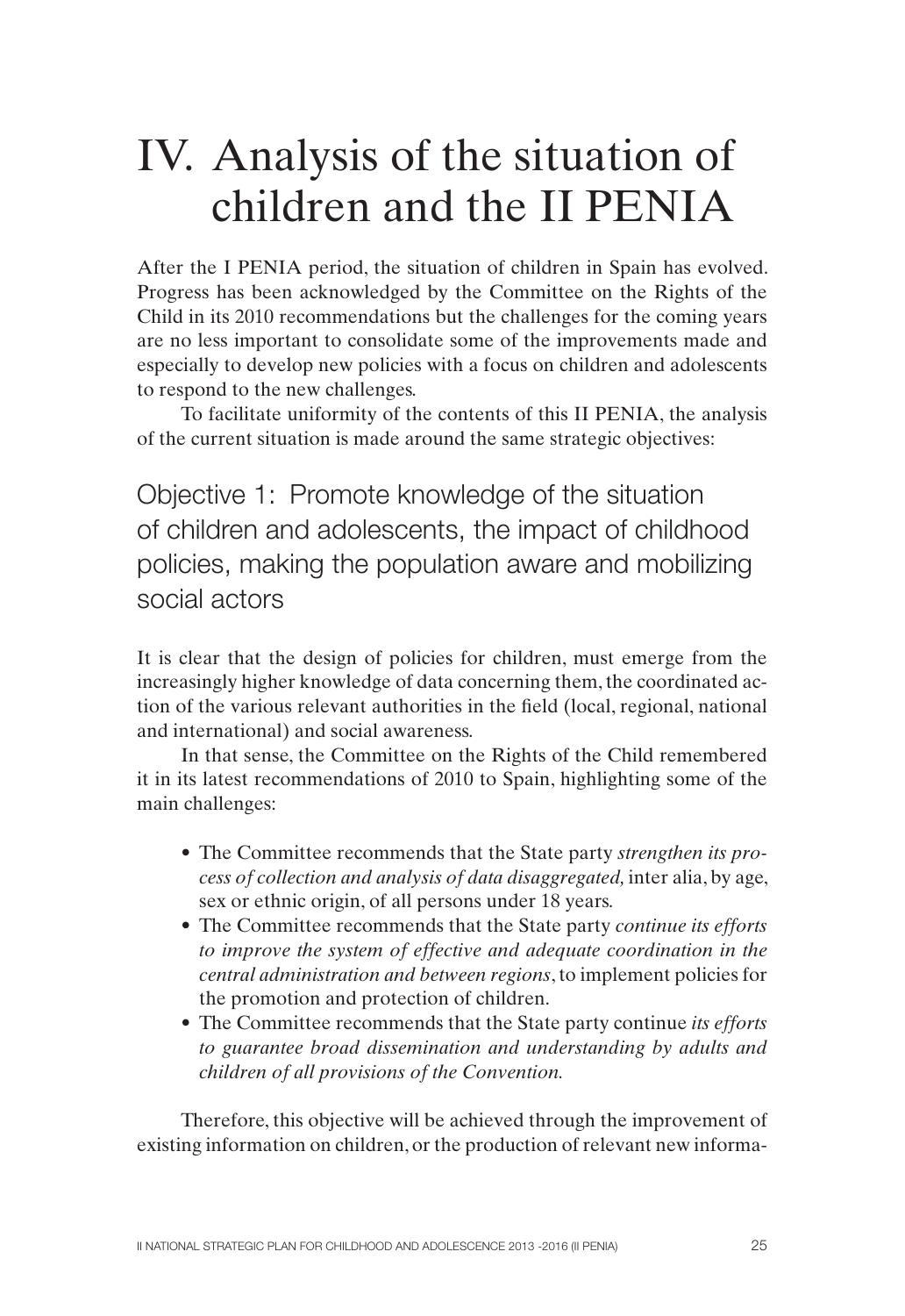# IV. Analysis of the situation of children and the II PENIA

After the I PENIA period, the situation of children in Spain has evolved. Progress has been acknowledged by the Committee on the Rights of the Child in its 2010 recommendations but the challenges for the coming years are no less important to consolidate some of the improvements made and especially to develop new policies with a focus on children and adolescents to respond to the new challenges.

To facilitate uniformity of the contents of this II PENIA, the analysis of the current situation is made around the same strategic objectives:

## Objective 1: Promote knowledge of the situation of children and adolescents, the impact of childhood policies, making the population aware and mobilizing social actors

It is clear that the design of policies for children, must emerge from the increasingly higher knowledge of data concerning them, the coordinated action of the various relevant authorities in the field (local, regional, national and international) and social awareness.

In that sense, the Committee on the Rights of the Child remembered it in its latest recommendations of 2010 to Spain, highlighting some of the main challenges:

- The Committee recommends that the State party *strengthen its process of collection and analysis of data disaggregated,* inter alia, by age, sex or ethnic origin, of all persons under 18 years.
- The Committee recommends that the State party *continue its efforts to improve the system of effective and adequate coordination in the central administration and between regions*, to implement policies for the promotion and protection of children.
- The Committee recommends that the State party continue *its efforts to guarantee broad dissemination and understanding by adults and children of all provisions of the Convention.*

Therefore, this objective will be achieved through the improvement of existing information on children, or the production of relevant new informa-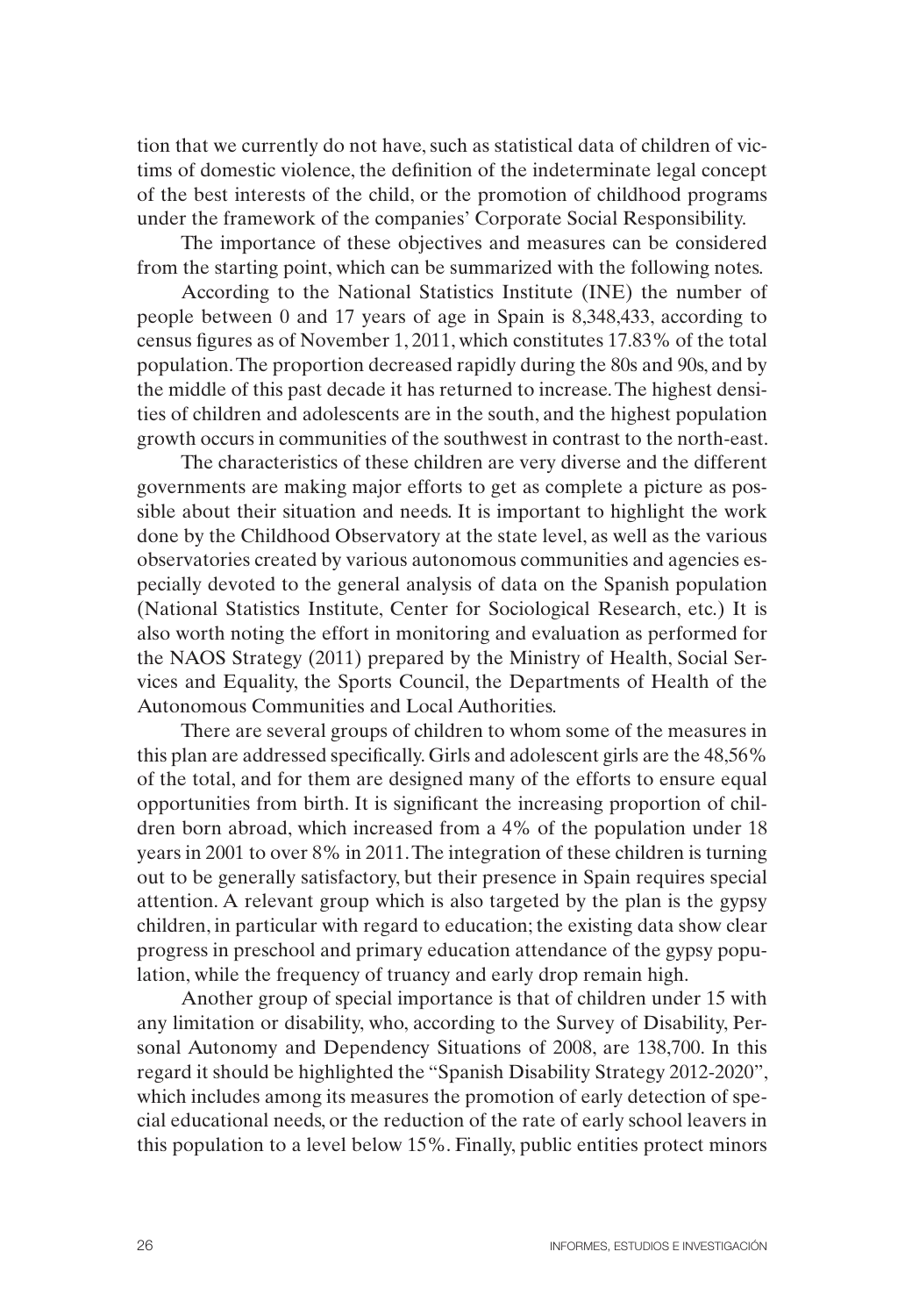tion that we currently do not have, such as statistical data of children of victims of domestic violence, the definition of the indeterminate legal concept of the best interests of the child, or the promotion of childhood programs under the framework of the companies' Corporate Social Responsibility.

The importance of these objectives and measures can be considered from the starting point, which can be summarized with the following notes.

According to the National Statistics Institute (INE) the number of people between 0 and 17 years of age in Spain is 8,348,433, according to census figures as of November 1, 2011, which constitutes 17.83% of the total population. The proportion decreased rapidly during the 80s and 90s, and by the middle of this past decade it has returned to increase. The highest densities of children and adolescents are in the south, and the highest population growth occurs in communities of the southwest in contrast to the north-east.

The characteristics of these children are very diverse and the different governments are making major efforts to get as complete a picture as possible about their situation and needs. It is important to highlight the work done by the Childhood Observatory at the state level, as well as the various observatories created by various autonomous communities and agencies especially devoted to the general analysis of data on the Spanish population (National Statistics Institute, Center for Sociological Research, etc.) It is also worth noting the effort in monitoring and evaluation as performed for the NAOS Strategy (2011) prepared by the Ministry of Health, Social Services and Equality, the Sports Council, the Departments of Health of the Autonomous Communities and Local Authorities.

There are several groups of children to whom some of the measures in this plan are addressed specifically. Girls and adolescent girls are the 48,56% of the total, and for them are designed many of the efforts to ensure equal opportunities from birth. It is significant the increasing proportion of children born abroad, which increased from a 4% of the population under 18 years in 2001 to over 8% in 2011. The integration of these children is turning out to be generally satisfactory, but their presence in Spain requires special attention. A relevant group which is also targeted by the plan is the gypsy children, in particular with regard to education; the existing data show clear progress in preschool and primary education attendance of the gypsy population, while the frequency of truancy and early drop remain high.

Another group of special importance is that of children under 15 with any limitation or disability, who, according to the Survey of Disability, Personal Autonomy and Dependency Situations of 2008, are 138,700. In this regard it should be highlighted the "Spanish Disability Strategy 2012-2020", which includes among its measures the promotion of early detection of special educational needs, or the reduction of the rate of early school leavers in this population to a level below 15%. Finally, public entities protect minors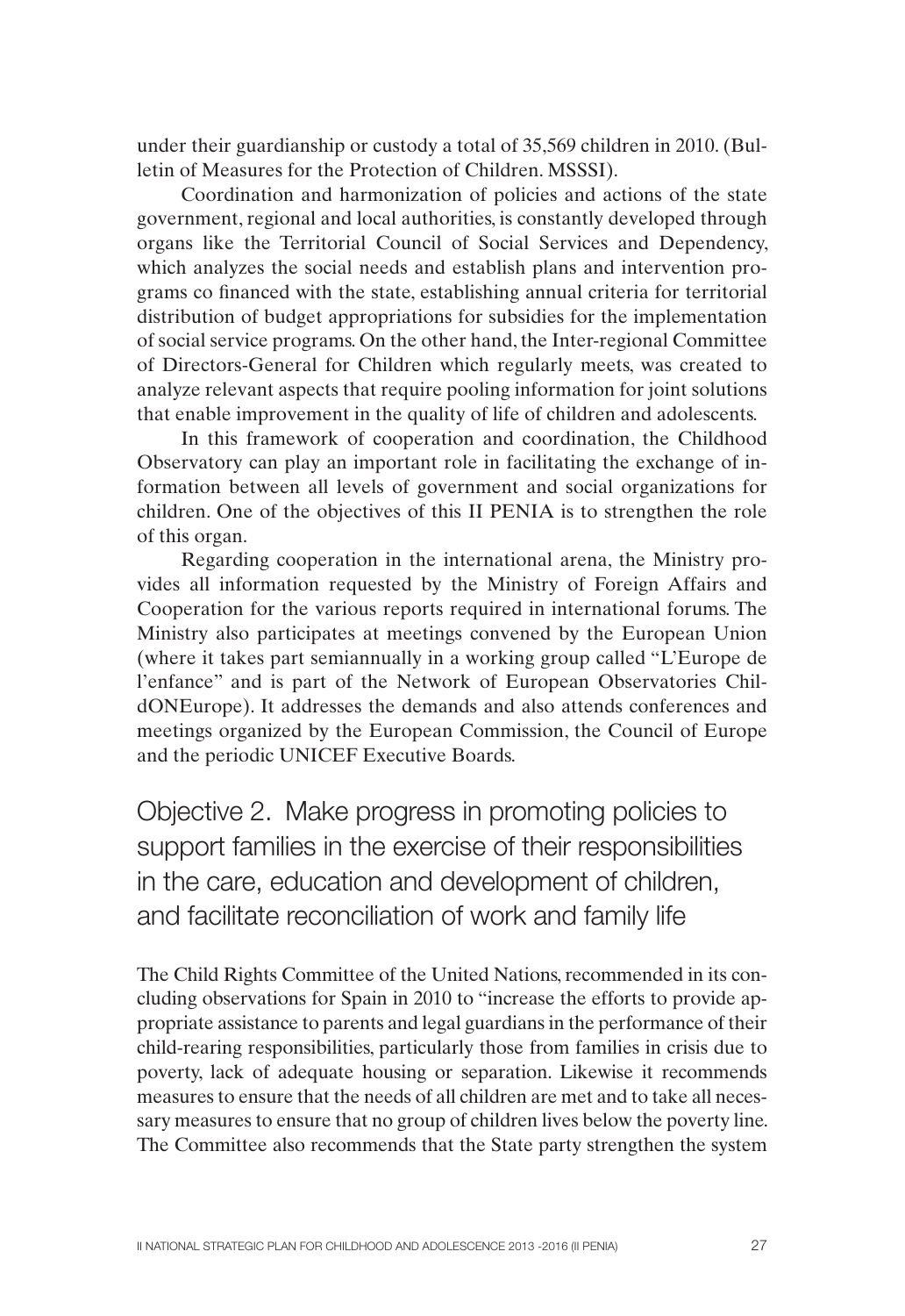under their guardianship or custody a total of 35,569 children in 2010. (Bulletin of Measures for the Protection of Children. MSSSI).

Coordination and harmonization of policies and actions of the state government, regional and local authorities, is constantly developed through organs like the Territorial Council of Social Services and Dependency, which analyzes the social needs and establish plans and intervention programs co financed with the state, establishing annual criteria for territorial distribution of budget appropriations for subsidies for the implementation of social service programs. On the other hand, the Inter-regional Committee of Directors-General for Children which regularly meets, was created to analyze relevant aspects that require pooling information for joint solutions that enable improvement in the quality of life of children and adolescents.

In this framework of cooperation and coordination, the Childhood Observatory can play an important role in facilitating the exchange of information between all levels of government and social organizations for children. One of the objectives of this II PENIA is to strengthen the role of this organ.

Regarding cooperation in the international arena, the Ministry provides all information requested by the Ministry of Foreign Affairs and Cooperation for the various reports required in international forums. The Ministry also participates at meetings convened by the European Union (where it takes part semiannually in a working group called "L'Europe de l'enfance" and is part of the Network of European Observatories ChildONEurope). It addresses the demands and also attends conferences and meetings organized by the European Commission, the Council of Europe and the periodic UNICEF Executive Boards.

## Objective 2. Make progress in promoting policies to support families in the exercise of their responsibilities in the care, education and development of children, and facilitate reconciliation of work and family life

The Child Rights Committee of the United Nations, recommended in its concluding observations for Spain in 2010 to "increase the efforts to provide appropriate assistance to parents and legal guardians in the performance of their child-rearing responsibilities, particularly those from families in crisis due to poverty, lack of adequate housing or separation. Likewise it recommends measures to ensure that the needs of all children are met and to take all necessary measures to ensure that no group of children lives below the poverty line. The Committee also recommends that the State party strengthen the system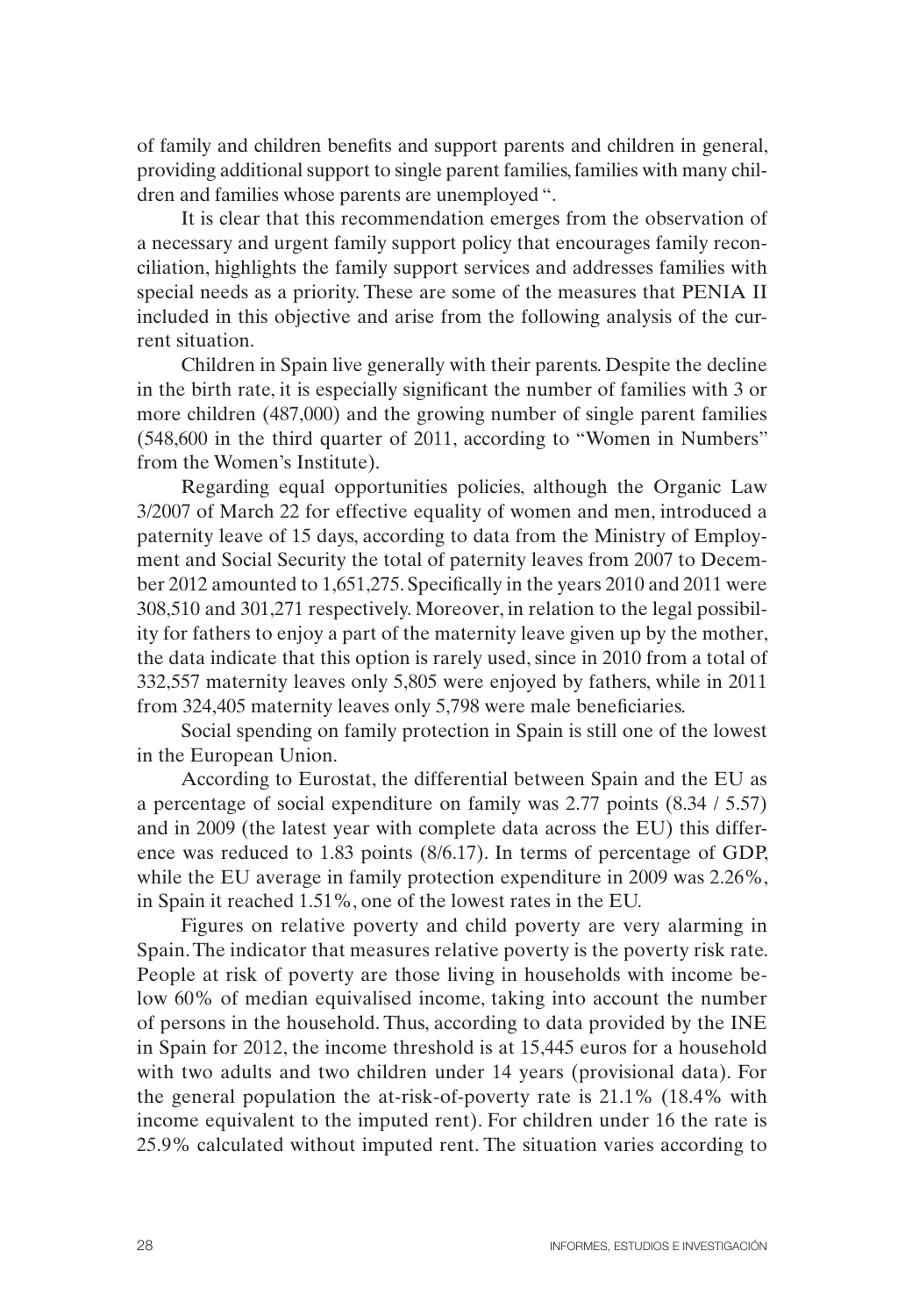of family and children benefits and support parents and children in general, providing additional support to single parent families, families with many children and families whose parents are unemployed ".

It is clear that this recommendation emerges from the observation of a necessary and urgent family support policy that encourages family reconciliation, highlights the family support services and addresses families with special needs as a priority. These are some of the measures that PENIA II included in this objective and arise from the following analysis of the current situation.

Children in Spain live generally with their parents. Despite the decline in the birth rate, it is especially significant the number of families with 3 or more children (487,000) and the growing number of single parent families (548,600 in the third quarter of 2011, according to "Women in Numbers" from the Women's Institute).

Regarding equal opportunities policies, although the Organic Law 3/2007 of March 22 for effective equality of women and men, introduced a paternity leave of 15 days, according to data from the Ministry of Employment and Social Security the total of paternity leaves from 2007 to December 2012 amounted to 1,651,275. Specifically in the years 2010 and 2011 were 308,510 and 301,271 respectively. Moreover, in relation to the legal possibility for fathers to enjoy a part of the maternity leave given up by the mother, the data indicate that this option is rarely used, since in 2010 from a total of 332,557 maternity leaves only 5,805 were enjoyed by fathers, while in 2011 from 324,405 maternity leaves only 5,798 were male beneficiaries.

Social spending on family protection in Spain is still one of the lowest in the European Union.

According to Eurostat, the differential between Spain and the EU as a percentage of social expenditure on family was 2.77 points (8.34 / 5.57) and in 2009 (the latest year with complete data across the EU) this difference was reduced to 1.83 points (8/6.17). In terms of percentage of GDP, while the EU average in family protection expenditure in 2009 was 2.26%, in Spain it reached 1.51%, one of the lowest rates in the EU.

Figures on relative poverty and child poverty are very alarming in Spain. The indicator that measures relative poverty is the poverty risk rate. People at risk of poverty are those living in households with income below 60% of median equivalised income, taking into account the number of persons in the household. Thus, according to data provided by the INE in Spain for 2012, the income threshold is at 15,445 euros for a household with two adults and two children under 14 years (provisional data). For the general population the at-risk-of-poverty rate is 21.1% (18.4% with income equivalent to the imputed rent). For children under 16 the rate is 25.9% calculated without imputed rent. The situation varies according to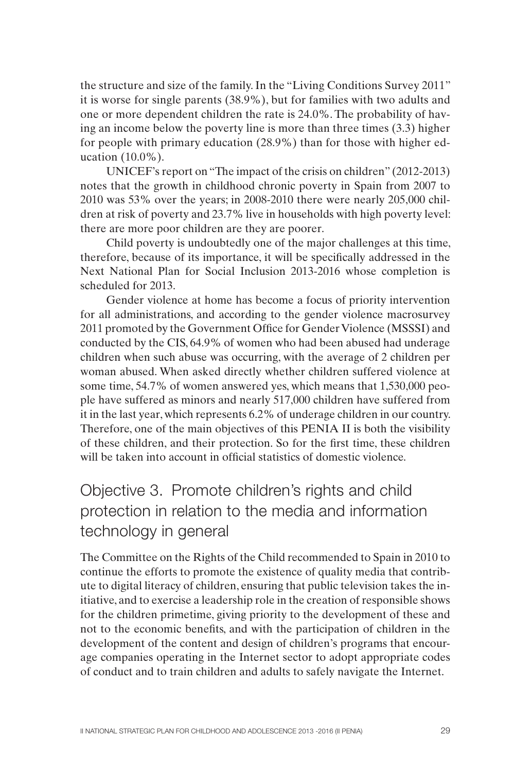the structure and size of the family. In the "Living Conditions Survey 2011" it is worse for single parents (38.9%), but for families with two adults and one or more dependent children the rate is 24.0%. The probability of having an income below the poverty line is more than three times (3.3) higher for people with primary education (28.9%) than for those with higher education (10.0%).

UNICEF's report on "The impact of the crisis on children" (2012-2013) notes that the growth in childhood chronic poverty in Spain from 2007 to 2010 was 53% over the years; in 2008-2010 there were nearly 205,000 children at risk of poverty and 23.7% live in households with high poverty level: there are more poor children are they are poorer.

Child poverty is undoubtedly one of the major challenges at this time, therefore, because of its importance, it will be specifically addressed in the Next National Plan for Social Inclusion 2013-2016 whose completion is scheduled for 2013.

Gender violence at home has become a focus of priority intervention for all administrations, and according to the gender violence macrosurvey 2011 promoted by the Government Office for Gender Violence (MSSSI) and conducted by the CIS, 64.9% of women who had been abused had underage children when such abuse was occurring, with the average of 2 children per woman abused. When asked directly whether children suffered violence at some time, 54.7% of women answered yes, which means that 1,530,000 people have suffered as minors and nearly 517,000 children have suffered from it in the last year, which represents 6.2% of underage children in our country. Therefore, one of the main objectives of this PENIA II is both the visibility of these children, and their protection. So for the first time, these children will be taken into account in official statistics of domestic violence.

## Objective 3. Promote children's rights and child protection in relation to the media and information technology in general

The Committee on the Rights of the Child recommended to Spain in 2010 to continue the efforts to promote the existence of quality media that contribute to digital literacy of children, ensuring that public television takes the initiative, and to exercise a leadership role in the creation of responsible shows for the children primetime, giving priority to the development of these and not to the economic benefits, and with the participation of children in the development of the content and design of children's programs that encourage companies operating in the Internet sector to adopt appropriate codes of conduct and to train children and adults to safely navigate the Internet.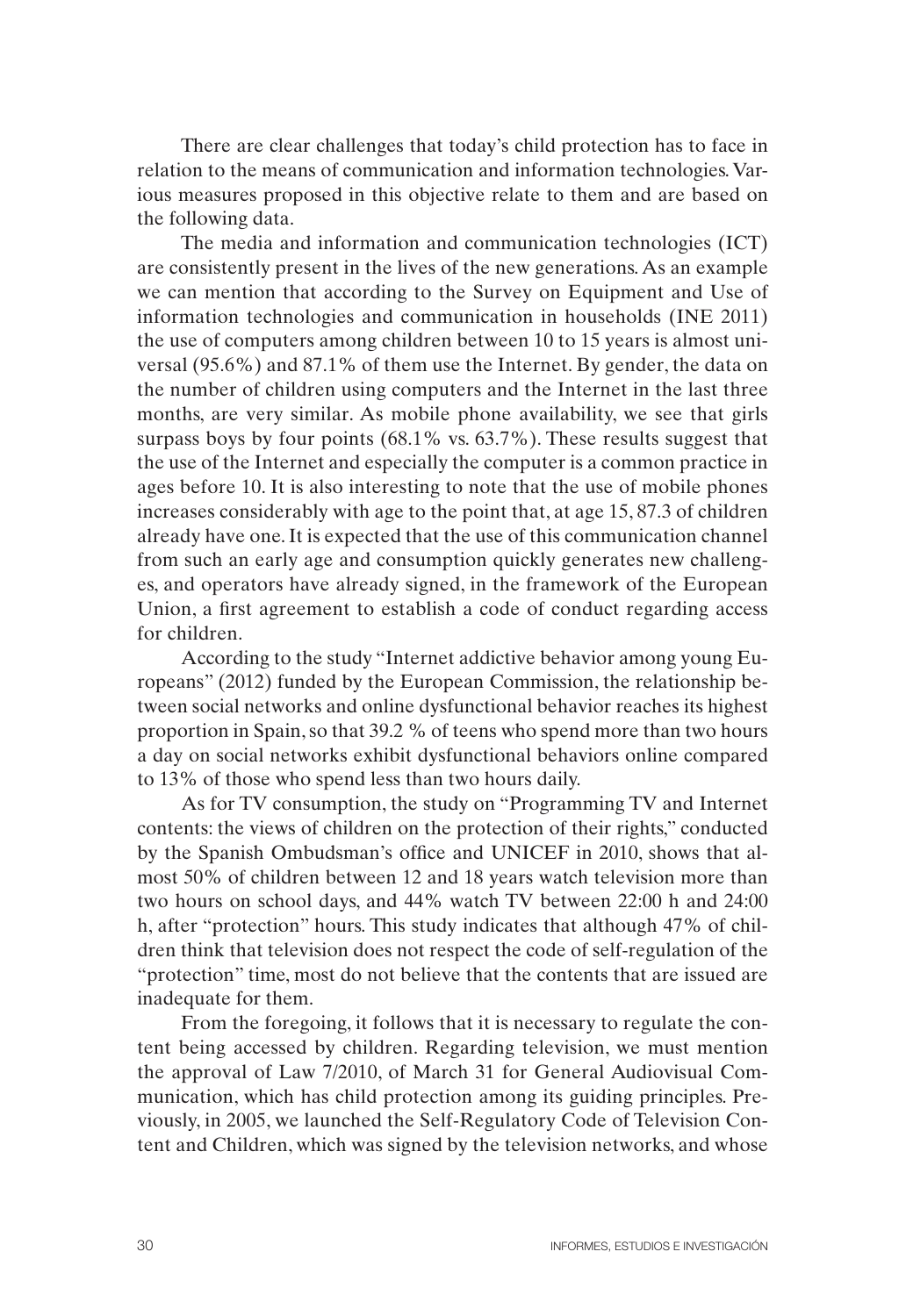There are clear challenges that today's child protection has to face in relation to the means of communication and information technologies. Various measures proposed in this objective relate to them and are based on the following data.

The media and information and communication technologies (ICT) are consistently present in the lives of the new generations. As an example we can mention that according to the Survey on Equipment and Use of information technologies and communication in households (INE 2011) the use of computers among children between 10 to 15 years is almost universal (95.6%) and 87.1% of them use the Internet. By gender, the data on the number of children using computers and the Internet in the last three months, are very similar. As mobile phone availability, we see that girls surpass boys by four points (68.1% vs. 63.7%). These results suggest that the use of the Internet and especially the computer is a common practice in ages before 10. It is also interesting to note that the use of mobile phones increases considerably with age to the point that, at age 15, 87.3 of children already have one. It is expected that the use of this communication channel from such an early age and consumption quickly generates new challenges, and operators have already signed, in the framework of the European Union, a first agreement to establish a code of conduct regarding access for children.

According to the study "Internet addictive behavior among young Europeans" (2012) funded by the European Commission, the relationship between social networks and online dysfunctional behavior reaches its highest proportion in Spain, so that 39.2 % of teens who spend more than two hours a day on social networks exhibit dysfunctional behaviors online compared to 13% of those who spend less than two hours daily.

As for TV consumption, the study on "Programming TV and Internet contents: the views of children on the protection of their rights," conducted by the Spanish Ombudsman's office and UNICEF in 2010, shows that almost 50% of children between 12 and 18 years watch television more than two hours on school days, and 44% watch TV between 22:00 h and 24:00 h, after "protection" hours. This study indicates that although 47% of children think that television does not respect the code of self-regulation of the "protection" time, most do not believe that the contents that are issued are inadequate for them.

From the foregoing, it follows that it is necessary to regulate the content being accessed by children. Regarding television, we must mention the approval of Law 7/2010, of March 31 for General Audiovisual Communication, which has child protection among its guiding principles. Previously, in 2005, we launched the Self-Regulatory Code of Television Content and Children, which was signed by the television networks, and whose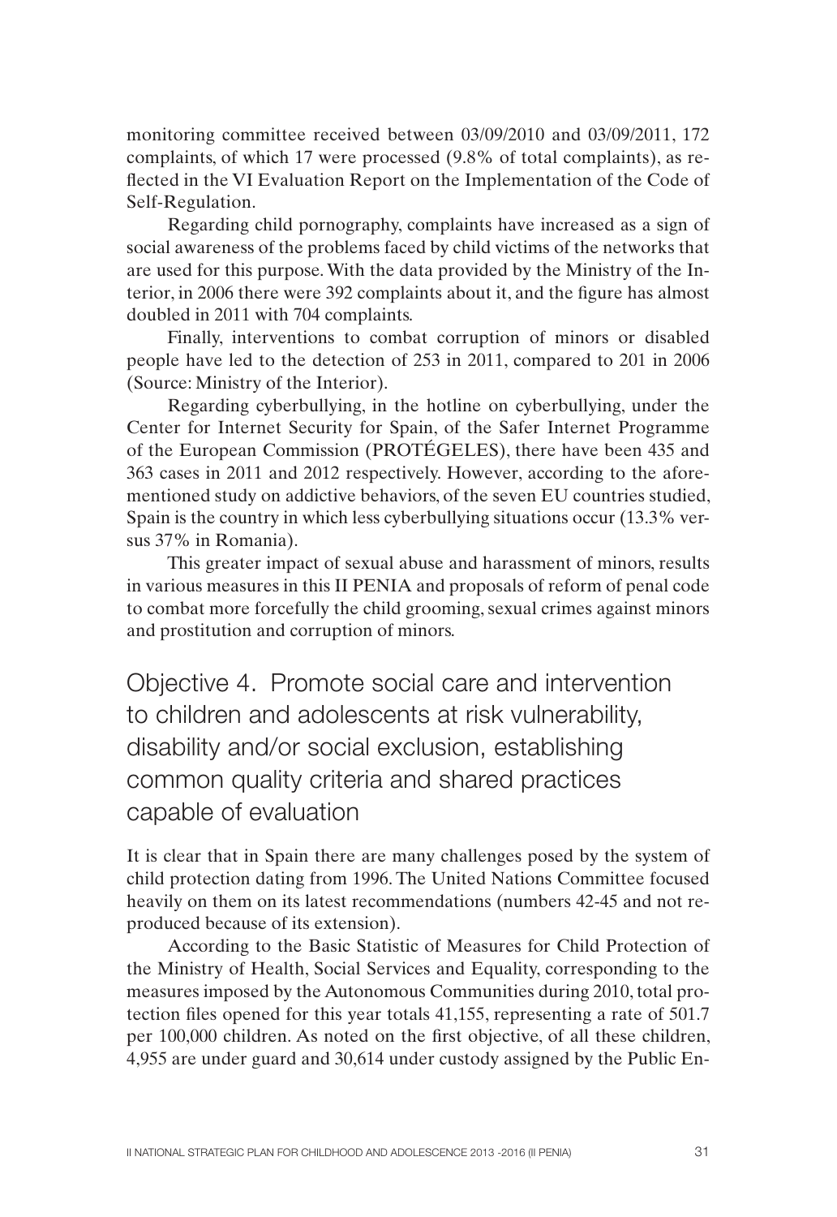monitoring committee received between 03/09/2010 and 03/09/2011, 172 complaints, of which 17 were processed (9.8% of total complaints), as reflected in the VI Evaluation Report on the Implementation of the Code of Self-Regulation.

Regarding child pornography, complaints have increased as a sign of social awareness of the problems faced by child victims of the networks that are used for this purpose. With the data provided by the Ministry of the Interior, in 2006 there were 392 complaints about it, and the figure has almost doubled in 2011 with 704 complaints.

Finally, interventions to combat corruption of minors or disabled people have led to the detection of 253 in 2011, compared to 201 in 2006 (Source: Ministry of the Interior).

Regarding cyberbullying, in the hotline on cyberbullying, under the Center for Internet Security for Spain, of the Safer Internet Programme of the European Commission (PROTÉGELES), there have been 435 and 363 cases in 2011 and 2012 respectively. However, according to the aforementioned study on addictive behaviors, of the seven EU countries studied, Spain is the country in which less cyberbullying situations occur (13.3% versus 37% in Romania).

This greater impact of sexual abuse and harassment of minors, results in various measures in this II PENIA and proposals of reform of penal code to combat more forcefully the child grooming, sexual crimes against minors and prostitution and corruption of minors.

## Objective 4. Promote social care and intervention to children and adolescents at risk vulnerability, disability and/or social exclusion, establishing common quality criteria and shared practices capable of evaluation

It is clear that in Spain there are many challenges posed by the system of child protection dating from 1996. The United Nations Committee focused heavily on them on its latest recommendations (numbers 42-45 and not reproduced because of its extension).

According to the Basic Statistic of Measures for Child Protection of the Ministry of Health, Social Services and Equality, corresponding to the measures imposed by the Autonomous Communities during 2010, total protection files opened for this year totals 41,155, representing a rate of 501.7 per 100,000 children. As noted on the first objective, of all these children, 4,955 are under guard and 30,614 under custody assigned by the Public En-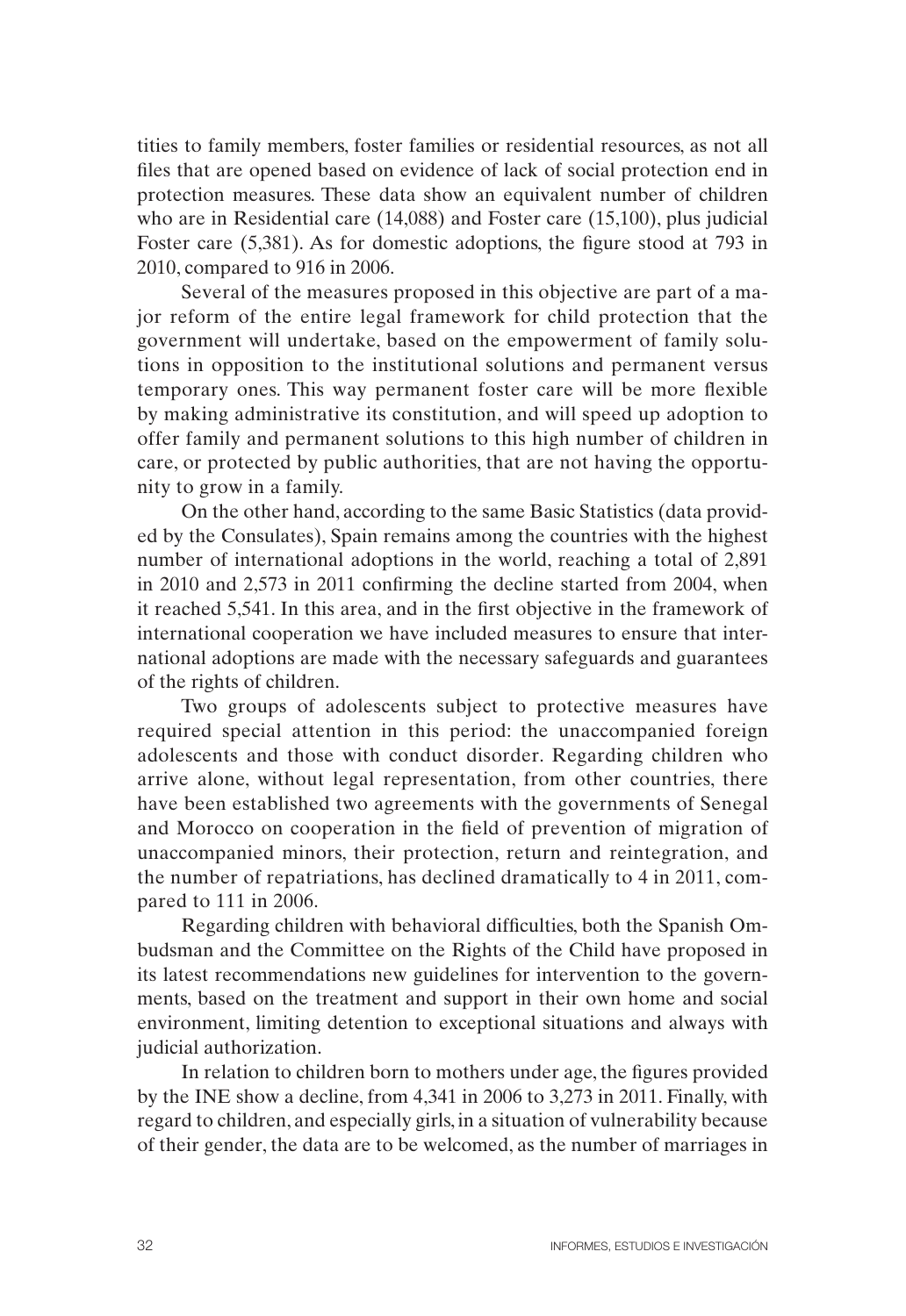tities to family members, foster families or residential resources, as not all files that are opened based on evidence of lack of social protection end in protection measures. These data show an equivalent number of children who are in Residential care (14,088) and Foster care (15,100), plus judicial Foster care (5,381). As for domestic adoptions, the figure stood at 793 in 2010, compared to 916 in 2006.

Several of the measures proposed in this objective are part of a major reform of the entire legal framework for child protection that the government will undertake, based on the empowerment of family solutions in opposition to the institutional solutions and permanent versus temporary ones. This way permanent foster care will be more flexible by making administrative its constitution, and will speed up adoption to offer family and permanent solutions to this high number of children in care, or protected by public authorities, that are not having the opportunity to grow in a family.

On the other hand, according to the same Basic Statistics (data provided by the Consulates), Spain remains among the countries with the highest number of international adoptions in the world, reaching a total of 2,891 in 2010 and 2,573 in 2011 confirming the decline started from 2004, when it reached 5,541. In this area, and in the first objective in the framework of international cooperation we have included measures to ensure that international adoptions are made with the necessary safeguards and guarantees of the rights of children.

Two groups of adolescents subject to protective measures have required special attention in this period: the unaccompanied foreign adolescents and those with conduct disorder. Regarding children who arrive alone, without legal representation, from other countries, there have been established two agreements with the governments of Senegal and Morocco on cooperation in the field of prevention of migration of unaccompanied minors, their protection, return and reintegration, and the number of repatriations, has declined dramatically to 4 in 2011, compared to 111 in 2006.

Regarding children with behavioral difficulties, both the Spanish Ombudsman and the Committee on the Rights of the Child have proposed in its latest recommendations new guidelines for intervention to the governments, based on the treatment and support in their own home and social environment, limiting detention to exceptional situations and always with judicial authorization.

In relation to children born to mothers under age, the figures provided by the INE show a decline, from 4,341 in 2006 to 3,273 in 2011. Finally, with regard to children, and especially girls, in a situation of vulnerability because of their gender, the data are to be welcomed, as the number of marriages in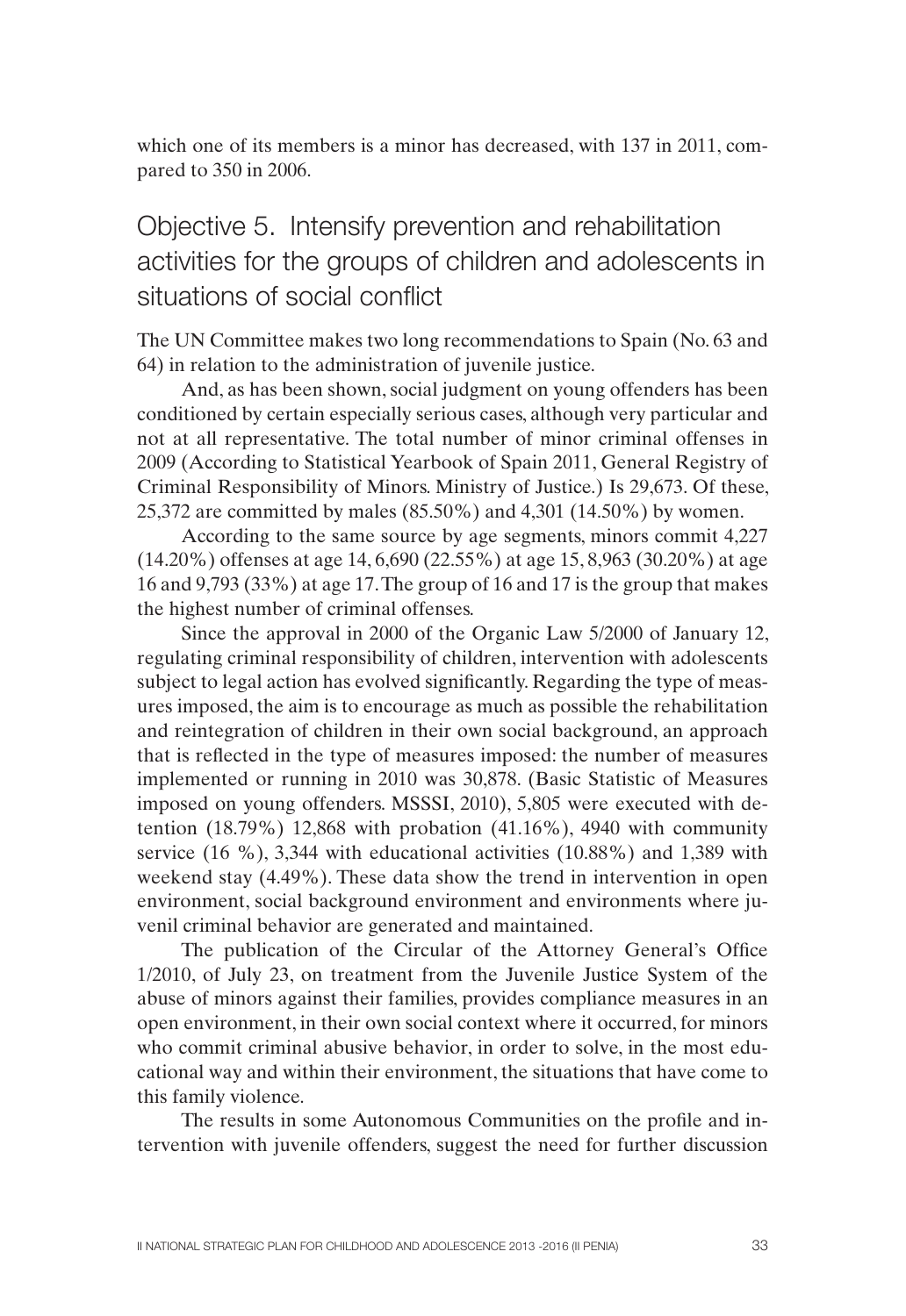which one of its members is a minor has decreased, with 137 in 2011, compared to 350 in 2006.

## Objective 5. Intensify prevention and rehabilitation activities for the groups of children and adolescents in situations of social conflict

The UN Committee makes two long recommendations to Spain (No. 63 and 64) in relation to the administration of juvenile justice.

And, as has been shown, social judgment on young offenders has been conditioned by certain especially serious cases, although very particular and not at all representative. The total number of minor criminal offenses in 2009 (According to Statistical Yearbook of Spain 2011, General Registry of Criminal Responsibility of Minors. Ministry of Justice.) Is 29,673. Of these, 25,372 are committed by males (85.50%) and 4,301 (14.50%) by women.

According to the same source by age segments, minors commit 4,227 (14.20%) offenses at age 14, 6,690 (22.55%) at age 15, 8,963 (30.20%) at age 16 and 9,793 (33%) at age 17. The group of 16 and 17 is the group that makes the highest number of criminal offenses.

Since the approval in 2000 of the Organic Law 5/2000 of January 12, regulating criminal responsibility of children, intervention with adolescents subject to legal action has evolved significantly. Regarding the type of measures imposed, the aim is to encourage as much as possible the rehabilitation and reintegration of children in their own social background, an approach that is reflected in the type of measures imposed: the number of measures implemented or running in 2010 was 30,878. (Basic Statistic of Measures imposed on young offenders. MSSSI, 2010), 5,805 were executed with detention (18.79%) 12,868 with probation (41.16%), 4940 with community service (16 %), 3,344 with educational activities (10.88%) and 1,389 with weekend stay (4.49%). These data show the trend in intervention in open environment, social background environment and environments where juvenil criminal behavior are generated and maintained.

The publication of the Circular of the Attorney General's Office 1/2010, of July 23, on treatment from the Juvenile Justice System of the abuse of minors against their families, provides compliance measures in an open environment, in their own social context where it occurred, for minors who commit criminal abusive behavior, in order to solve, in the most educational way and within their environment, the situations that have come to this family violence.

The results in some Autonomous Communities on the profile and intervention with juvenile offenders, suggest the need for further discussion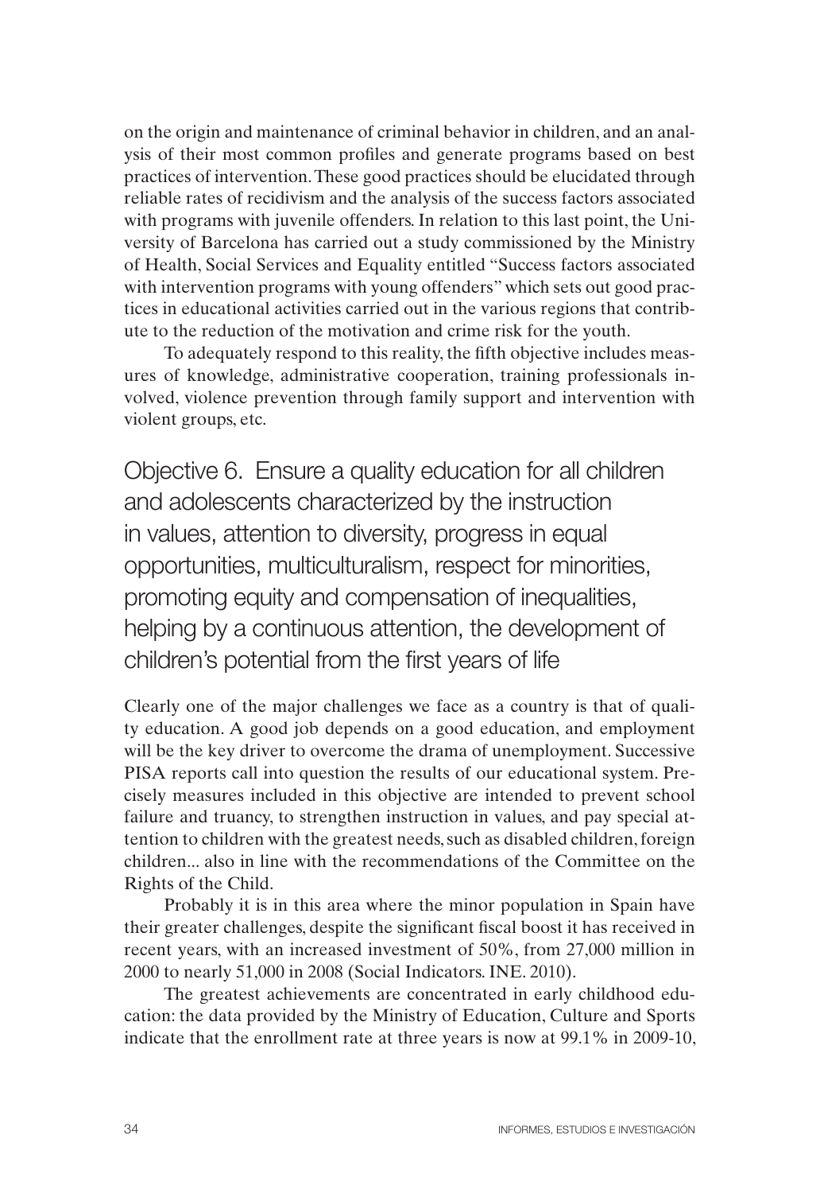on the origin and maintenance of criminal behavior in children, and an analysis of their most common profiles and generate programs based on best practices of intervention. These good practices should be elucidated through reliable rates of recidivism and the analysis of the success factors associated with programs with juvenile offenders. In relation to this last point, the University of Barcelona has carried out a study commissioned by the Ministry of Health, Social Services and Equality entitled "Success factors associated with intervention programs with young offenders" which sets out good practices in educational activities carried out in the various regions that contribute to the reduction of the motivation and crime risk for the youth.

To adequately respond to this reality, the fifth objective includes measures of knowledge, administrative cooperation, training professionals involved, violence prevention through family support and intervention with violent groups, etc.

## Objective 6. Ensure a quality education for all children and adolescents characterized by the instruction in values, attention to diversity, progress in equal opportunities, multiculturalism, respect for minorities, promoting equity and compensation of inequalities, helping by a continuous attention, the development of children's potential from the first years of life

Clearly one of the major challenges we face as a country is that of quality education. A good job depends on a good education, and employment will be the key driver to overcome the drama of unemployment. Successive PISA reports call into question the results of our educational system. Precisely measures included in this objective are intended to prevent school failure and truancy, to strengthen instruction in values, and pay special attention to children with the greatest needs, such as disabled children, foreign children... also in line with the recommendations of the Committee on the Rights of the Child.

Probably it is in this area where the minor population in Spain have their greater challenges, despite the significant fiscal boost it has received in recent years, with an increased investment of 50%, from 27,000 million in 2000 to nearly 51,000 in 2008 (Social Indicators. INE. 2010).

The greatest achievements are concentrated in early childhood education: the data provided by the Ministry of Education, Culture and Sports indicate that the enrollment rate at three years is now at 99.1% in 2009-10,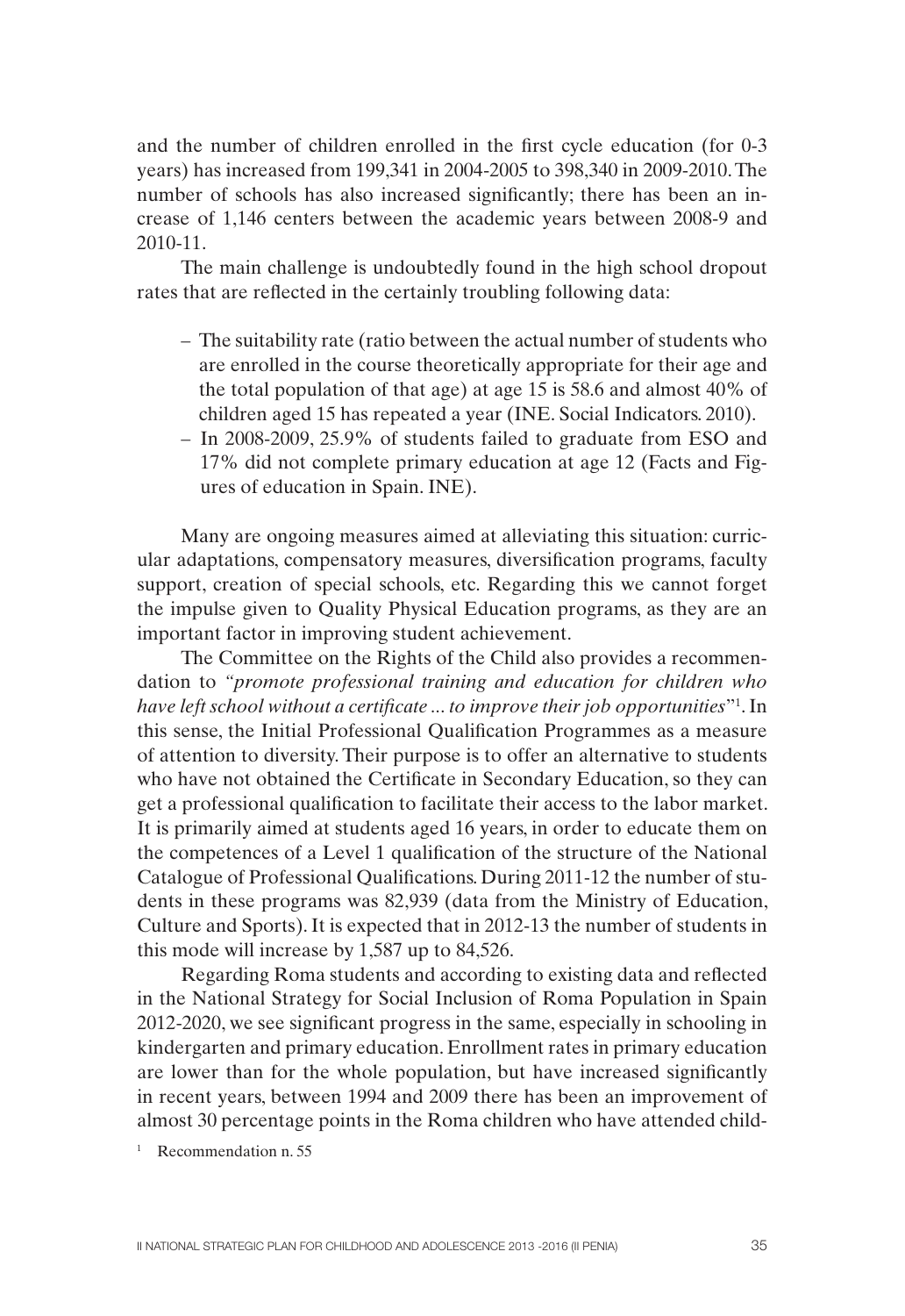and the number of children enrolled in the first cycle education (for 0-3 years) has increased from 199,341 in 2004-2005 to 398,340 in 2009-2010. The number of schools has also increased significantly; there has been an increase of 1,146 centers between the academic years between 2008-9 and 2010-11.

The main challenge is undoubtedly found in the high school dropout rates that are reflected in the certainly troubling following data:

- The suitability rate (ratio between the actual number of students who are enrolled in the course theoretically appropriate for their age and the total population of that age) at age 15 is 58.6 and almost 40% of children aged 15 has repeated a year (INE. Social Indicators. 2010).
- In 2008-2009, 25.9% of students failed to graduate from ESO and 17% did not complete primary education at age 12 (Facts and Figures of education in Spain. INE).

Many are ongoing measures aimed at alleviating this situation: curricular adaptations, compensatory measures, diversification programs, faculty support, creation of special schools, etc. Regarding this we cannot forget the impulse given to Quality Physical Education programs, as they are an important factor in improving student achievement.

The Committee on the Rights of the Child also provides a recommendation to *"promote professional training and education for children who have left school without a certificate ... to improve their job opportunities*"[1]. In this sense, the Initial Professional Qualification Programmes as a measure of attention to diversity. Their purpose is to offer an alternative to students who have not obtained the Certificate in Secondary Education, so they can get a professional qualification to facilitate their access to the labor market. It is primarily aimed at students aged 16 years, in order to educate them on the competences of a Level 1 qualification of the structure of the National Catalogue of Professional Qualifications. During 2011-12 the number of students in these programs was 82,939 (data from the Ministry of Education, Culture and Sports). It is expected that in 2012-13 the number of students in this mode will increase by 1,587 up to 84,526.

Regarding Roma students and according to existing data and reflected in the National Strategy for Social Inclusion of Roma Population in Spain 2012-2020, we see significant progress in the same, especially in schooling in kindergarten and primary education. Enrollment rates in primary education are lower than for the whole population, but have increased significantly in recent years, between 1994 and 2009 there has been an improvement of almost 30 percentage points in the Roma children who have attended child-

[1] Recommendation n. 55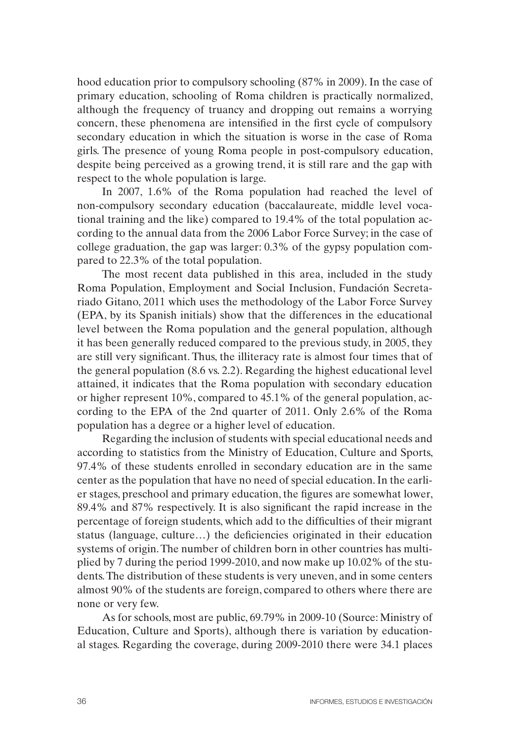hood education prior to compulsory schooling (87% in 2009). In the case of primary education, schooling of Roma children is practically normalized, although the frequency of truancy and dropping out remains a worrying concern, these phenomena are intensified in the first cycle of compulsory secondary education in which the situation is worse in the case of Roma girls. The presence of young Roma people in post-compulsory education, despite being perceived as a growing trend, it is still rare and the gap with respect to the whole population is large.

In 2007, 1.6% of the Roma population had reached the level of non-compulsory secondary education (baccalaureate, middle level vocational training and the like) compared to 19.4% of the total population according to the annual data from the 2006 Labor Force Survey; in the case of college graduation, the gap was larger: 0.3% of the gypsy population compared to 22.3% of the total population.

The most recent data published in this area, included in the study Roma Population, Employment and Social Inclusion, Fundación Secretariado Gitano, 2011 which uses the methodology of the Labor Force Survey (EPA, by its Spanish initials) show that the differences in the educational level between the Roma population and the general population, although it has been generally reduced compared to the previous study, in 2005, they are still very significant. Thus, the illiteracy rate is almost four times that of the general population (8.6 vs. 2.2). Regarding the highest educational level attained, it indicates that the Roma population with secondary education or higher represent 10%, compared to 45.1% of the general population, according to the EPA of the 2nd quarter of 2011. Only 2.6% of the Roma population has a degree or a higher level of education.

Regarding the inclusion of students with special educational needs and according to statistics from the Ministry of Education, Culture and Sports, 97.4% of these students enrolled in secondary education are in the same center as the population that have no need of special education. In the earlier stages, preschool and primary education, the figures are somewhat lower, 89.4% and 87% respectively. It is also significant the rapid increase in the percentage of foreign students, which add to the difficulties of their migrant status (language, culture…) the deficiencies originated in their education systems of origin. The number of children born in other countries has multiplied by 7 during the period 1999-2010, and now make up 10.02% of the students. The distribution of these students is very uneven, and in some centers almost 90% of the students are foreign, compared to others where there are none or very few.

As for schools, most are public, 69.79% in 2009-10 (Source: Ministry of Education, Culture and Sports), although there is variation by educational stages. Regarding the coverage, during 2009-2010 there were 34.1 places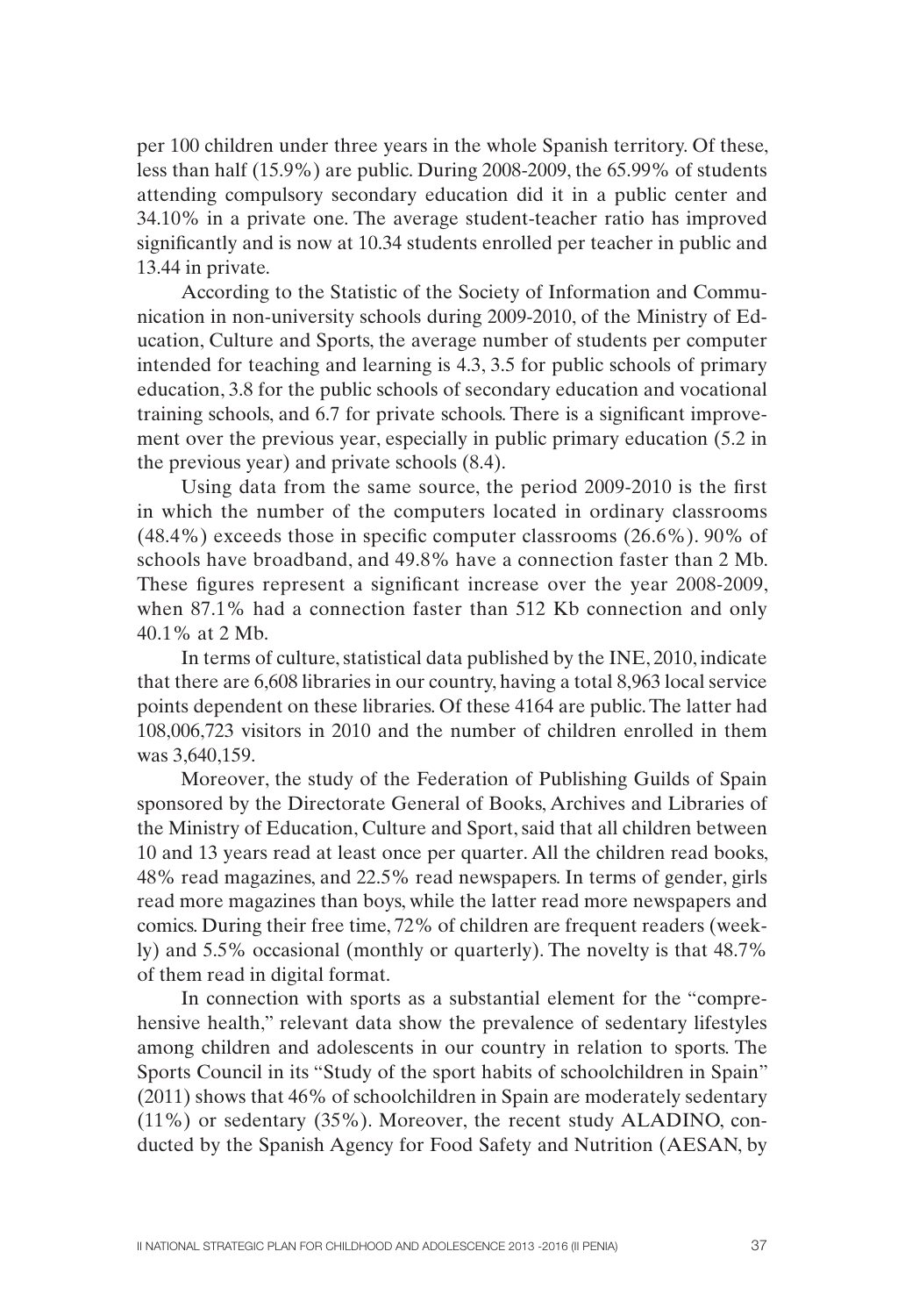per 100 children under three years in the whole Spanish territory. Of these, less than half (15.9%) are public. During 2008-2009, the 65.99% of students attending compulsory secondary education did it in a public center and 34.10% in a private one. The average student-teacher ratio has improved significantly and is now at 10.34 students enrolled per teacher in public and 13.44 in private.

According to the Statistic of the Society of Information and Communication in non-university schools during 2009-2010, of the Ministry of Education, Culture and Sports, the average number of students per computer intended for teaching and learning is 4.3, 3.5 for public schools of primary education, 3.8 for the public schools of secondary education and vocational training schools, and 6.7 for private schools. There is a significant improvement over the previous year, especially in public primary education (5.2 in the previous year) and private schools (8.4).

Using data from the same source, the period 2009-2010 is the first in which the number of the computers located in ordinary classrooms (48.4%) exceeds those in specific computer classrooms (26.6%). 90% of schools have broadband, and 49.8% have a connection faster than 2 Mb. These figures represent a significant increase over the year 2008-2009, when 87.1% had a connection faster than 512 Kb connection and only 40.1% at 2 Mb.

In terms of culture, statistical data published by the INE, 2010, indicate that there are 6,608 libraries in our country, having a total 8,963 local service points dependent on these libraries. Of these 4164 are public. The latter had 108,006,723 visitors in 2010 and the number of children enrolled in them was 3,640,159.

Moreover, the study of the Federation of Publishing Guilds of Spain sponsored by the Directorate General of Books, Archives and Libraries of the Ministry of Education, Culture and Sport, said that all children between 10 and 13 years read at least once per quarter. All the children read books, 48% read magazines, and 22.5% read newspapers. In terms of gender, girls read more magazines than boys, while the latter read more newspapers and comics. During their free time, 72% of children are frequent readers (weekly) and 5.5% occasional (monthly or quarterly). The novelty is that 48.7% of them read in digital format.

In connection with sports as a substantial element for the "comprehensive health," relevant data show the prevalence of sedentary lifestyles among children and adolescents in our country in relation to sports. The Sports Council in its "Study of the sport habits of schoolchildren in Spain" (2011) shows that 46% of schoolchildren in Spain are moderately sedentary (11%) or sedentary (35%). Moreover, the recent study ALADINO, conducted by the Spanish Agency for Food Safety and Nutrition (AESAN, by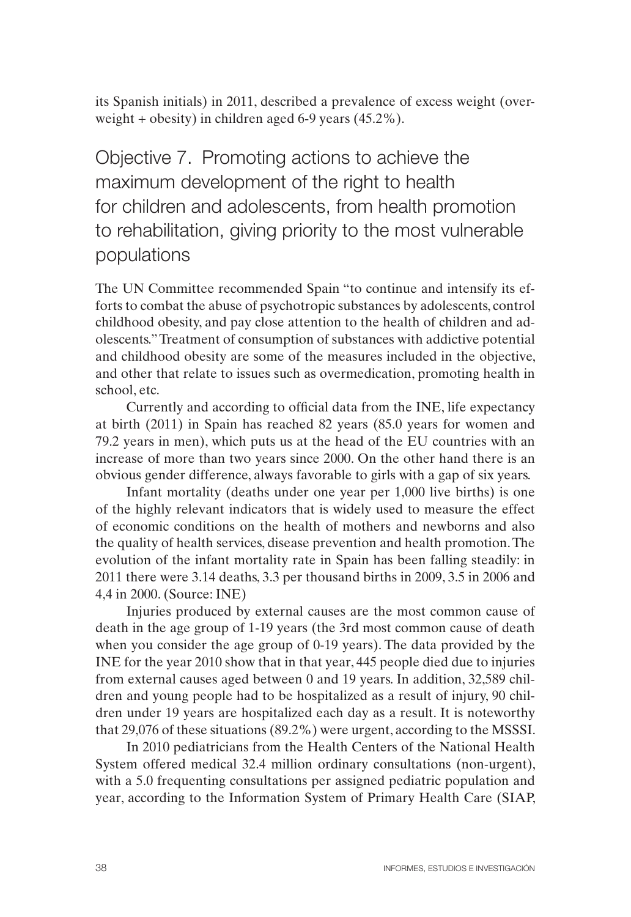its Spanish initials) in 2011, described a prevalence of excess weight (overweight + obesity) in children aged 6-9 years (45.2%).

## Objective 7. Promoting actions to achieve the maximum development of the right to health for children and adolescents, from health promotion to rehabilitation, giving priority to the most vulnerable populations

The UN Committee recommended Spain "to continue and intensify its efforts to combat the abuse of psychotropic substances by adolescents, control childhood obesity, and pay close attention to the health of children and adolescents." Treatment of consumption of substances with addictive potential and childhood obesity are some of the measures included in the objective, and other that relate to issues such as overmedication, promoting health in school, etc.

Currently and according to official data from the INE, life expectancy at birth (2011) in Spain has reached 82 years (85.0 years for women and 79.2 years in men), which puts us at the head of the EU countries with an increase of more than two years since 2000. On the other hand there is an obvious gender difference, always favorable to girls with a gap of six years.

Infant mortality (deaths under one year per 1,000 live births) is one of the highly relevant indicators that is widely used to measure the effect of economic conditions on the health of mothers and newborns and also the quality of health services, disease prevention and health promotion. The evolution of the infant mortality rate in Spain has been falling steadily: in 2011 there were 3.14 deaths, 3.3 per thousand births in 2009, 3.5 in 2006 and 4,4 in 2000. (Source: INE)

Injuries produced by external causes are the most common cause of death in the age group of 1-19 years (the 3rd most common cause of death when you consider the age group of 0-19 years). The data provided by the INE for the year 2010 show that in that year, 445 people died due to injuries from external causes aged between 0 and 19 years. In addition, 32,589 children and young people had to be hospitalized as a result of injury, 90 children under 19 years are hospitalized each day as a result. It is noteworthy that 29,076 of these situations (89.2%) were urgent, according to the MSSSI.

In 2010 pediatricians from the Health Centers of the National Health System offered medical 32.4 million ordinary consultations (non-urgent), with a 5.0 frequenting consultations per assigned pediatric population and year, according to the Information System of Primary Health Care (SIAP,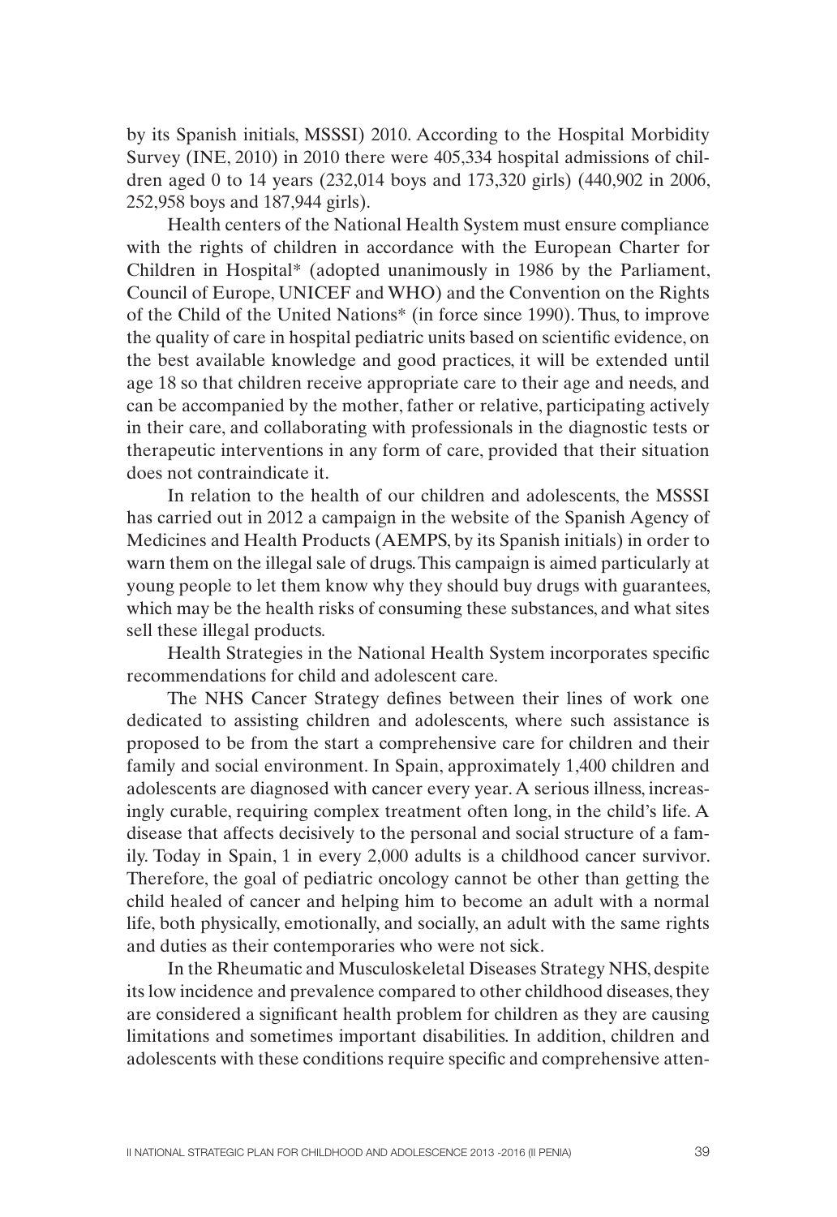by its Spanish initials, MSSSI) 2010. According to the Hospital Morbidity Survey (INE, 2010) in 2010 there were 405,334 hospital admissions of children aged 0 to 14 years (232,014 boys and 173,320 girls) (440,902 in 2006, 252,958 boys and 187,944 girls).

Health centers of the National Health System must ensure compliance with the rights of children in accordance with the European Charter for Children in Hospital* (adopted unanimously in 1986 by the Parliament, Council of Europe, UNICEF and WHO) and the Convention on the Rights of the Child of the United Nations* (in force since 1990). Thus, to improve the quality of care in hospital pediatric units based on scientific evidence, on the best available knowledge and good practices, it will be extended until age 18 so that children receive appropriate care to their age and needs, and can be accompanied by the mother, father or relative, participating actively in their care, and collaborating with professionals in the diagnostic tests or therapeutic interventions in any form of care, provided that their situation does not contraindicate it.

In relation to the health of our children and adolescents, the MSSSI has carried out in 2012 a campaign in the website of the Spanish Agency of Medicines and Health Products (AEMPS, by its Spanish initials) in order to warn them on the illegal sale of drugs. This campaign is aimed particularly at young people to let them know why they should buy drugs with guarantees, which may be the health risks of consuming these substances, and what sites sell these illegal products.

Health Strategies in the National Health System incorporates specific recommendations for child and adolescent care.

The NHS Cancer Strategy defines between their lines of work one dedicated to assisting children and adolescents, where such assistance is proposed to be from the start a comprehensive care for children and their family and social environment. In Spain, approximately 1,400 children and adolescents are diagnosed with cancer every year. A serious illness, increasingly curable, requiring complex treatment often long, in the child's life. A disease that affects decisively to the personal and social structure of a family. Today in Spain, 1 in every 2,000 adults is a childhood cancer survivor. Therefore, the goal of pediatric oncology cannot be other than getting the child healed of cancer and helping him to become an adult with a normal life, both physically, emotionally, and socially, an adult with the same rights and duties as their contemporaries who were not sick.

In the Rheumatic and Musculoskeletal Diseases Strategy NHS, despite its low incidence and prevalence compared to other childhood diseases, they are considered a significant health problem for children as they are causing limitations and sometimes important disabilities. In addition, children and adolescents with these conditions require specific and comprehensive atten-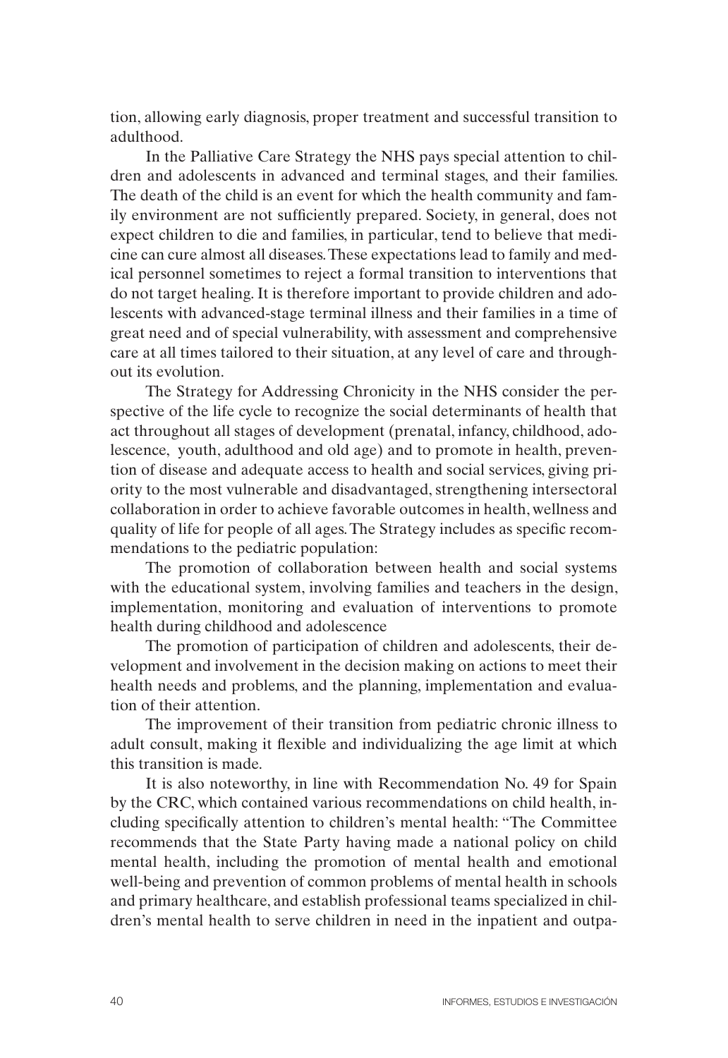tion, allowing early diagnosis, proper treatment and successful transition to adulthood.

In the Palliative Care Strategy the NHS pays special attention to children and adolescents in advanced and terminal stages, and their families. The death of the child is an event for which the health community and family environment are not sufficiently prepared. Society, in general, does not expect children to die and families, in particular, tend to believe that medicine can cure almost all diseases. These expectations lead to family and medical personnel sometimes to reject a formal transition to interventions that do not target healing. It is therefore important to provide children and adolescents with advanced-stage terminal illness and their families in a time of great need and of special vulnerability, with assessment and comprehensive care at all times tailored to their situation, at any level of care and throughout its evolution.

The Strategy for Addressing Chronicity in the NHS consider the perspective of the life cycle to recognize the social determinants of health that act throughout all stages of development (prenatal, infancy, childhood, adolescence, youth, adulthood and old age) and to promote in health, prevention of disease and adequate access to health and social services, giving priority to the most vulnerable and disadvantaged, strengthening intersectoral collaboration in order to achieve favorable outcomes in health, wellness and quality of life for people of all ages. The Strategy includes as specific recommendations to the pediatric population:

The promotion of collaboration between health and social systems with the educational system, involving families and teachers in the design, implementation, monitoring and evaluation of interventions to promote health during childhood and adolescence

The promotion of participation of children and adolescents, their development and involvement in the decision making on actions to meet their health needs and problems, and the planning, implementation and evaluation of their attention.

The improvement of their transition from pediatric chronic illness to adult consult, making it flexible and individualizing the age limit at which this transition is made.

It is also noteworthy, in line with Recommendation No. 49 for Spain by the CRC, which contained various recommendations on child health, including specifically attention to children's mental health: "The Committee recommends that the State Party having made a national policy on child mental health, including the promotion of mental health and emotional well-being and prevention of common problems of mental health in schools and primary healthcare, and establish professional teams specialized in children's mental health to serve children in need in the inpatient and outpa-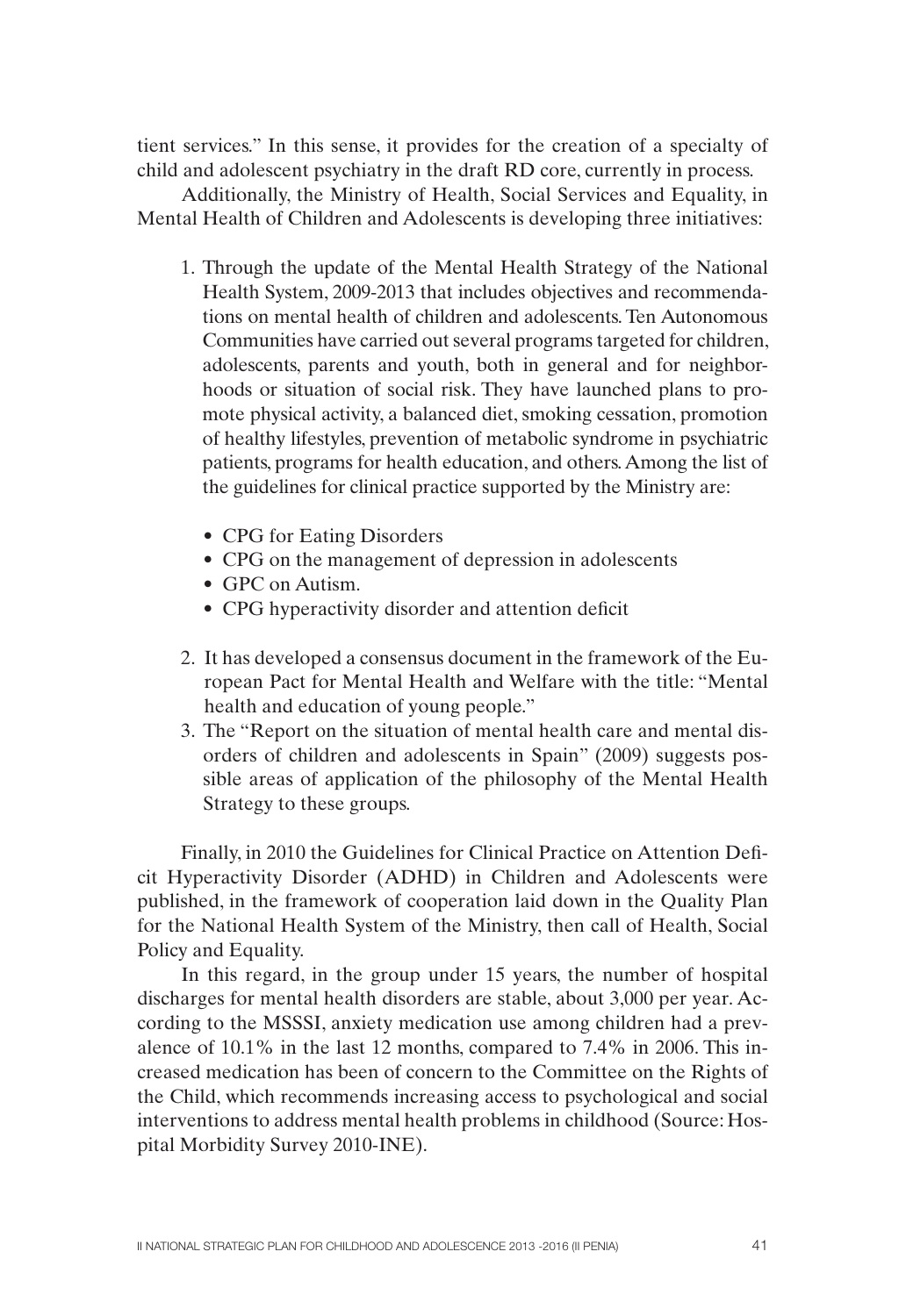tient services." In this sense, it provides for the creation of a specialty of child and adolescent psychiatry in the draft RD core, currently in process.

Additionally, the Ministry of Health, Social Services and Equality, in Mental Health of Children and Adolescents is developing three initiatives:

1. Through the update of the Mental Health Strategy of the National Health System, 2009-2013 that includes objectives and recommendations on mental health of children and adolescents. Ten Autonomous Communities have carried out several programs targeted for children, adolescents, parents and youth, both in general and for neighborhoods or situation of social risk. They have launched plans to promote physical activity, a balanced diet, smoking cessation, promotion of healthy lifestyles, prevention of metabolic syndrome in psychiatric patients, programs for health education, and others. Among the list of the guidelines for clinical practice supported by the Ministry are:
   - CPG for Eating Disorders
   - CPG on the management of depression in adolescents
   - GPC on Autism.
   - CPG hyperactivity disorder and attention deficit
2. It has developed a consensus document in the framework of the European Pact for Mental Health and Welfare with the title: "Mental health and education of young people."
3. The "Report on the situation of mental health care and mental disorders of children and adolescents in Spain" (2009) suggests possible areas of application of the philosophy of the Mental Health Strategy to these groups.

Finally, in 2010 the Guidelines for Clinical Practice on Attention Deficit Hyperactivity Disorder (ADHD) in Children and Adolescents were published, in the framework of cooperation laid down in the Quality Plan for the National Health System of the Ministry, then call of Health, Social Policy and Equality.

In this regard, in the group under 15 years, the number of hospital discharges for mental health disorders are stable, about 3,000 per year. According to the MSSSI, anxiety medication use among children had a prevalence of 10.1% in the last 12 months, compared to 7.4% in 2006. This increased medication has been of concern to the Committee on the Rights of the Child, which recommends increasing access to psychological and social interventions to address mental health problems in childhood (Source: Hospital Morbidity Survey 2010-INE).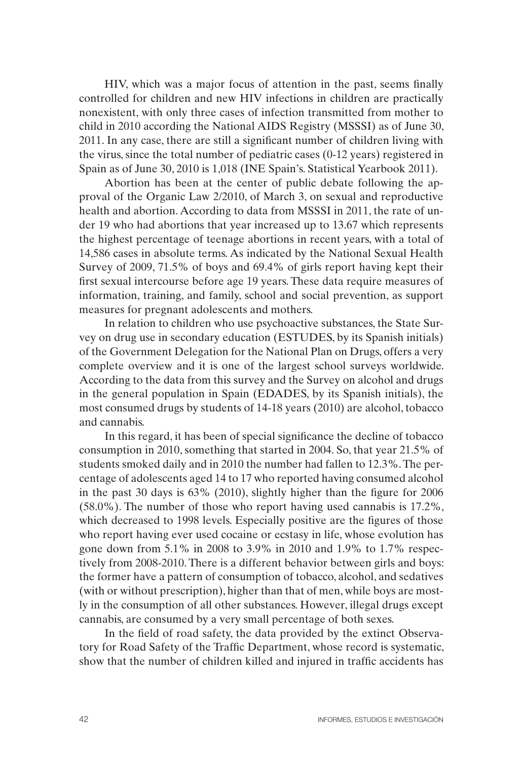HIV, which was a major focus of attention in the past, seems finally controlled for children and new HIV infections in children are practically nonexistent, with only three cases of infection transmitted from mother to child in 2010 according the National AIDS Registry (MSSSI) as of June 30, 2011. In any case, there are still a significant number of children living with the virus, since the total number of pediatric cases (0-12 years) registered in Spain as of June 30, 2010 is 1,018 (INE Spain's. Statistical Yearbook 2011).

Abortion has been at the center of public debate following the approval of the Organic Law 2/2010, of March 3, on sexual and reproductive health and abortion. According to data from MSSSI in 2011, the rate of under 19 who had abortions that year increased up to 13.67 which represents the highest percentage of teenage abortions in recent years, with a total of 14,586 cases in absolute terms. As indicated by the National Sexual Health Survey of 2009, 71.5% of boys and 69.4% of girls report having kept their first sexual intercourse before age 19 years. These data require measures of information, training, and family, school and social prevention, as support measures for pregnant adolescents and mothers.

In relation to children who use psychoactive substances, the State Survey on drug use in secondary education (ESTUDES, by its Spanish initials) of the Government Delegation for the National Plan on Drugs, offers a very complete overview and it is one of the largest school surveys worldwide. According to the data from this survey and the Survey on alcohol and drugs in the general population in Spain (EDADES, by its Spanish initials), the most consumed drugs by students of 14-18 years (2010) are alcohol, tobacco and cannabis.

In this regard, it has been of special significance the decline of tobacco consumption in 2010, something that started in 2004. So, that year 21.5% of students smoked daily and in 2010 the number had fallen to 12.3%. The percentage of adolescents aged 14 to 17 who reported having consumed alcohol in the past 30 days is 63% (2010), slightly higher than the figure for 2006 (58.0%). The number of those who report having used cannabis is 17.2%, which decreased to 1998 levels. Especially positive are the figures of those who report having ever used cocaine or ecstasy in life, whose evolution has gone down from 5.1% in 2008 to 3.9% in 2010 and 1.9% to 1.7% respectively from 2008-2010. There is a different behavior between girls and boys: the former have a pattern of consumption of tobacco, alcohol, and sedatives (with or without prescription), higher than that of men, while boys are mostly in the consumption of all other substances. However, illegal drugs except cannabis, are consumed by a very small percentage of both sexes.

In the field of road safety, the data provided by the extinct Observatory for Road Safety of the Traffic Department, whose record is systematic, show that the number of children killed and injured in traffic accidents has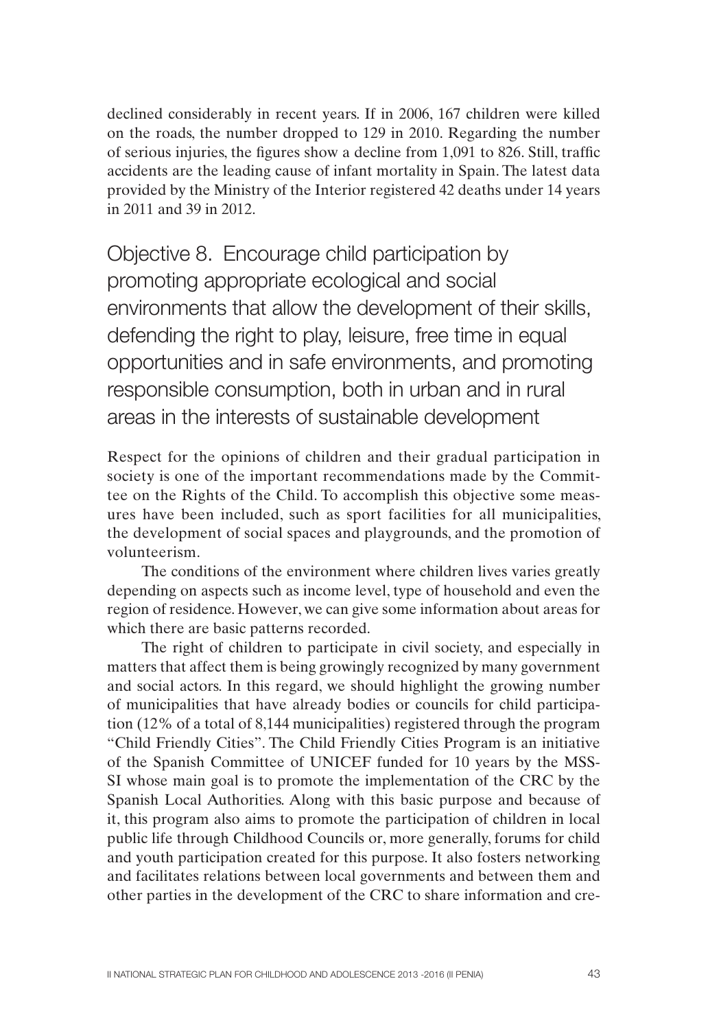declined considerably in recent years. If in 2006, 167 children were killed on the roads, the number dropped to 129 in 2010. Regarding the number of serious injuries, the figures show a decline from 1,091 to 826. Still, traffic accidents are the leading cause of infant mortality in Spain. The latest data provided by the Ministry of the Interior registered 42 deaths under 14 years in 2011 and 39 in 2012.

## Objective 8. Encourage child participation by promoting appropriate ecological and social environments that allow the development of their skills, defending the right to play, leisure, free time in equal opportunities and in safe environments, and promoting responsible consumption, both in urban and in rural areas in the interests of sustainable development

Respect for the opinions of children and their gradual participation in society is one of the important recommendations made by the Committee on the Rights of the Child. To accomplish this objective some measures have been included, such as sport facilities for all municipalities, the development of social spaces and playgrounds, and the promotion of volunteerism.

The conditions of the environment where children lives varies greatly depending on aspects such as income level, type of household and even the region of residence. However, we can give some information about areas for which there are basic patterns recorded.

The right of children to participate in civil society, and especially in matters that affect them is being growingly recognized by many government and social actors. In this regard, we should highlight the growing number of municipalities that have already bodies or councils for child participation (12% of a total of 8,144 municipalities) registered through the program "Child Friendly Cities". The Child Friendly Cities Program is an initiative of the Spanish Committee of UNICEF funded for 10 years by the MSSSI whose main goal is to promote the implementation of the CRC by the Spanish Local Authorities. Along with this basic purpose and because of it, this program also aims to promote the participation of children in local public life through Childhood Councils or, more generally, forums for child and youth participation created for this purpose. It also fosters networking and facilitates relations between local governments and between them and other parties in the development of the CRC to share information and cre-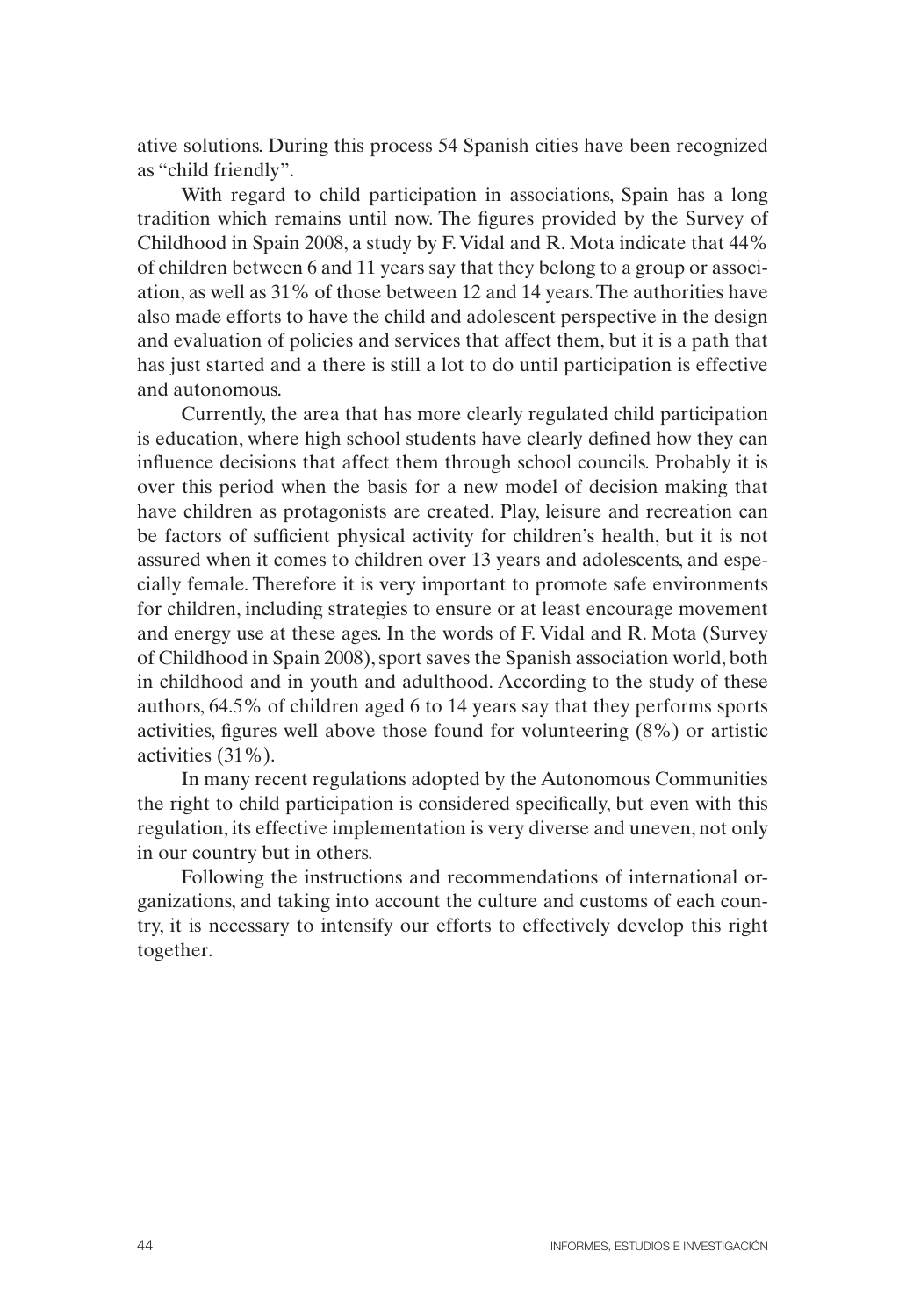ative solutions. During this process 54 Spanish cities have been recognized as "child friendly".

With regard to child participation in associations, Spain has a long tradition which remains until now. The figures provided by the Survey of Childhood in Spain 2008, a study by F. Vidal and R. Mota indicate that 44% of children between 6 and 11 years say that they belong to a group or association, as well as 31% of those between 12 and 14 years. The authorities have also made efforts to have the child and adolescent perspective in the design and evaluation of policies and services that affect them, but it is a path that has just started and a there is still a lot to do until participation is effective and autonomous.

Currently, the area that has more clearly regulated child participation is education, where high school students have clearly defined how they can influence decisions that affect them through school councils. Probably it is over this period when the basis for a new model of decision making that have children as protagonists are created. Play, leisure and recreation can be factors of sufficient physical activity for children's health, but it is not assured when it comes to children over 13 years and adolescents, and especially female. Therefore it is very important to promote safe environments for children, including strategies to ensure or at least encourage movement and energy use at these ages. In the words of F. Vidal and R. Mota (Survey of Childhood in Spain 2008), sport saves the Spanish association world, both in childhood and in youth and adulthood. According to the study of these authors, 64.5% of children aged 6 to 14 years say that they performs sports activities, figures well above those found for volunteering (8%) or artistic activities (31%).

In many recent regulations adopted by the Autonomous Communities the right to child participation is considered specifically, but even with this regulation, its effective implementation is very diverse and uneven, not only in our country but in others.

Following the instructions and recommendations of international organizations, and taking into account the culture and customs of each country, it is necessary to intensify our efforts to effectively develop this right together.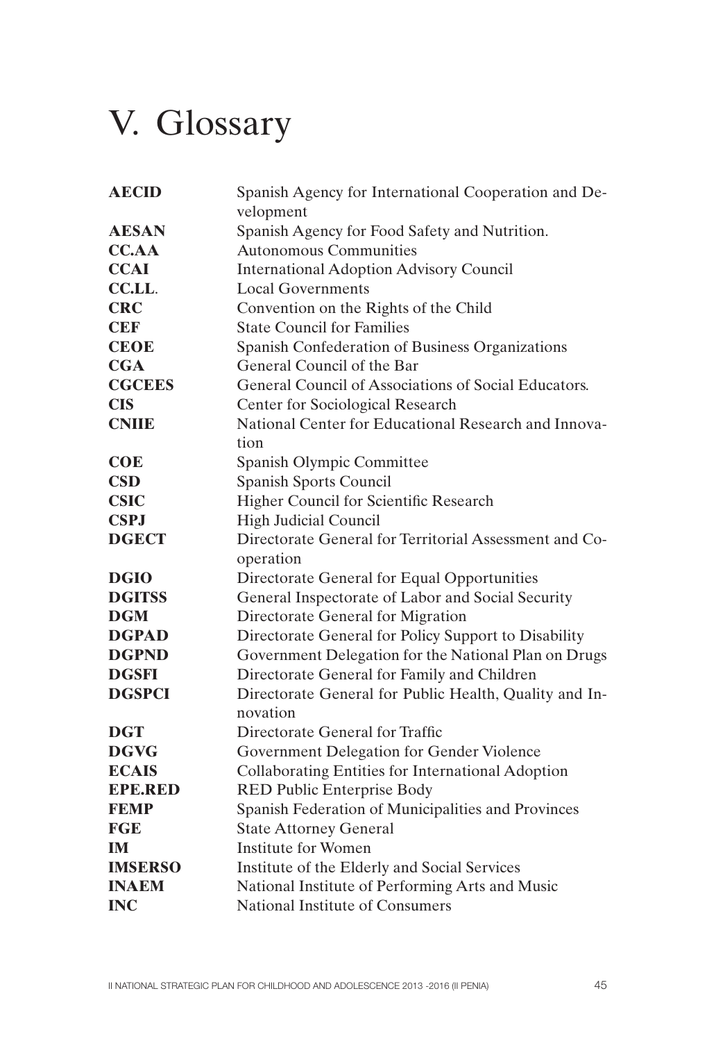# V. Glossary

| | |
|---|---|
| **AECID** | Spanish Agency for International Cooperation and Development |
| **AESAN** | Spanish Agency for Food Safety and Nutrition. |
| **CC.AA** | Autonomous Communities |
| **CCAI** | International Adoption Advisory Council |
| **CC.LL.** | Local Governments |
| **CRC** | Convention on the Rights of the Child |
| **CEF** | State Council for Families |
| **CEOE** | Spanish Confederation of Business Organizations |
| **CGA** | General Council of the Bar |
| **CGCEES** | General Council of Associations of Social Educators. |
| **CIS** | Center for Sociological Research |
| **CNIIE** | National Center for Educational Research and Innovation |
| **COE** | Spanish Olympic Committee |
| **CSD** | Spanish Sports Council |
| **CSIC** | Higher Council for Scientific Research |
| **CSPJ** | High Judicial Council |
| **DGECT** | Directorate General for Territorial Assessment and Cooperation |
| **DGIO** | Directorate General for Equal Opportunities |
| **DGITSS** | General Inspectorate of Labor and Social Security |
| **DGM** | Directorate General for Migration |
| **DGPAD** | Directorate General for Policy Support to Disability |
| **DGPND** | Government Delegation for the National Plan on Drugs |
| **DGSFI** | Directorate General for Family and Children |
| **DGSPCI** | Directorate General for Public Health, Quality and Innovation |
| **DGT** | Directorate General for Traffic |
| **DGVG** | Government Delegation for Gender Violence |
| **ECAIS** | Collaborating Entities for International Adoption |
| **EPE.RED** | RED Public Enterprise Body |
| **FEMP** | Spanish Federation of Municipalities and Provinces |
| **FGE** | State Attorney General |
| **IM** | Institute for Women |
| **IMSERSO** | Institute of the Elderly and Social Services |
| **INAEM** | National Institute of Performing Arts and Music |
| **INC** | National Institute of Consumers |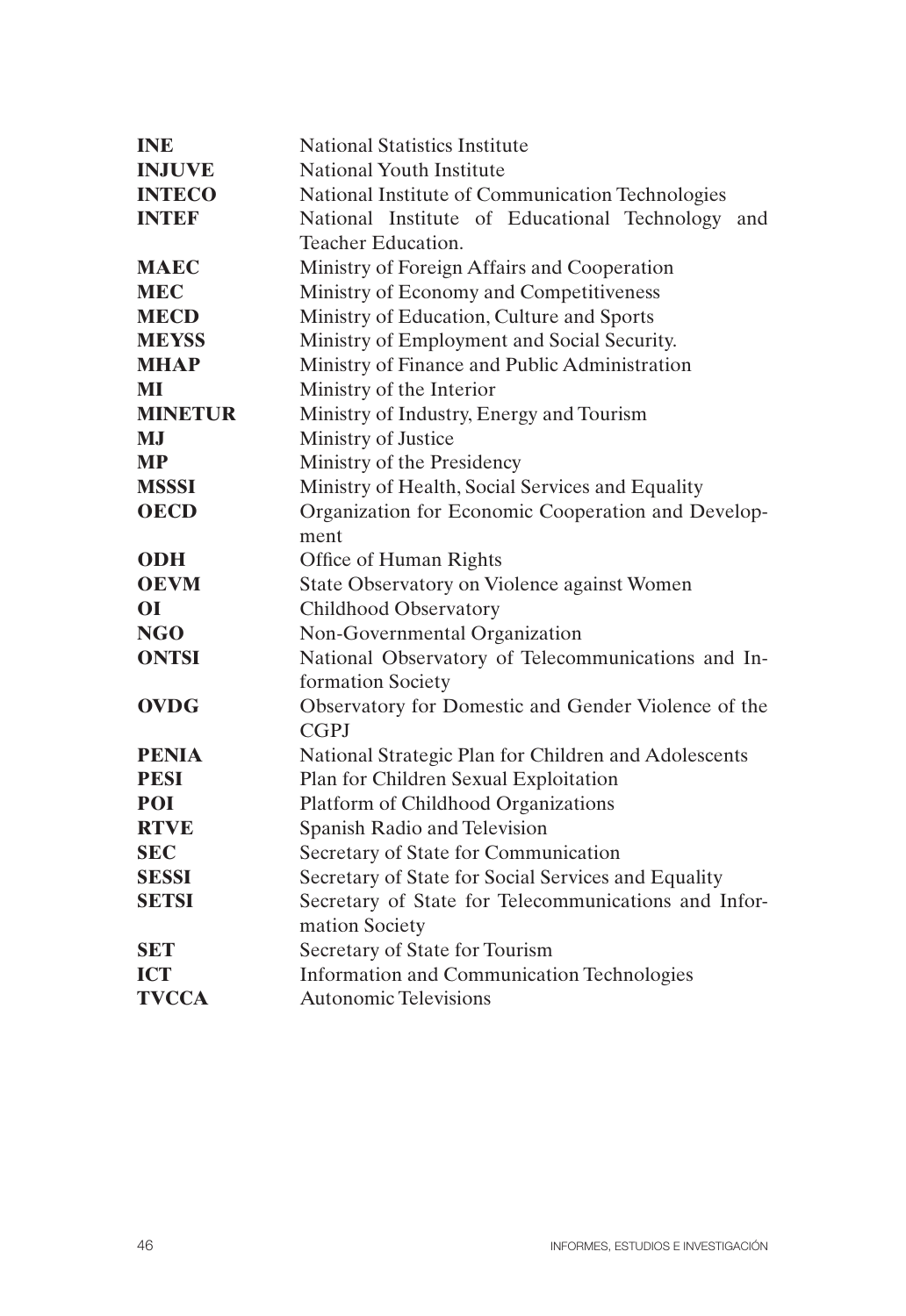| | |
|---|---|
| **INE** | National Statistics Institute |
| **INJUVE** | National Youth Institute |
| **INTECO** | National Institute of Communication Technologies |
| **INTEF** | National Institute of Educational Technology and Teacher Education. |
| **MAEC** | Ministry of Foreign Affairs and Cooperation |
| **MEC** | Ministry of Economy and Competitiveness |
| **MECD** | Ministry of Education, Culture and Sports |
| **MEYSS** | Ministry of Employment and Social Security. |
| **MHAP** | Ministry of Finance and Public Administration |
| **MI** | Ministry of the Interior |
| **MINETUR** | Ministry of Industry, Energy and Tourism |
| **MJ** | Ministry of Justice |
| **MP** | Ministry of the Presidency |
| **MSSSI** | Ministry of Health, Social Services and Equality |
| **OECD** | Organization for Economic Cooperation and Development |
| **ODH** | Office of Human Rights |
| **OEVM** | State Observatory on Violence against Women |
| **OI** | Childhood Observatory |
| **NGO** | Non-Governmental Organization |
| **ONTSI** | National Observatory of Telecommunications and Information Society |
| **OVDG** | Observatory for Domestic and Gender Violence of the CGPJ |
| **PENIA** | National Strategic Plan for Children and Adolescents |
| **PESI** | Plan for Children Sexual Exploitation |
| **POI** | Platform of Childhood Organizations |
| **RTVE** | Spanish Radio and Television |
| **SEC** | Secretary of State for Communication |
| **SESSI** | Secretary of State for Social Services and Equality |
| **SETSI** | Secretary of State for Telecommunications and Information Society |
| **SET** | Secretary of State for Tourism |
| **ICT** | Information and Communication Technologies |
| **TVCCA** | Autonomic Televisions |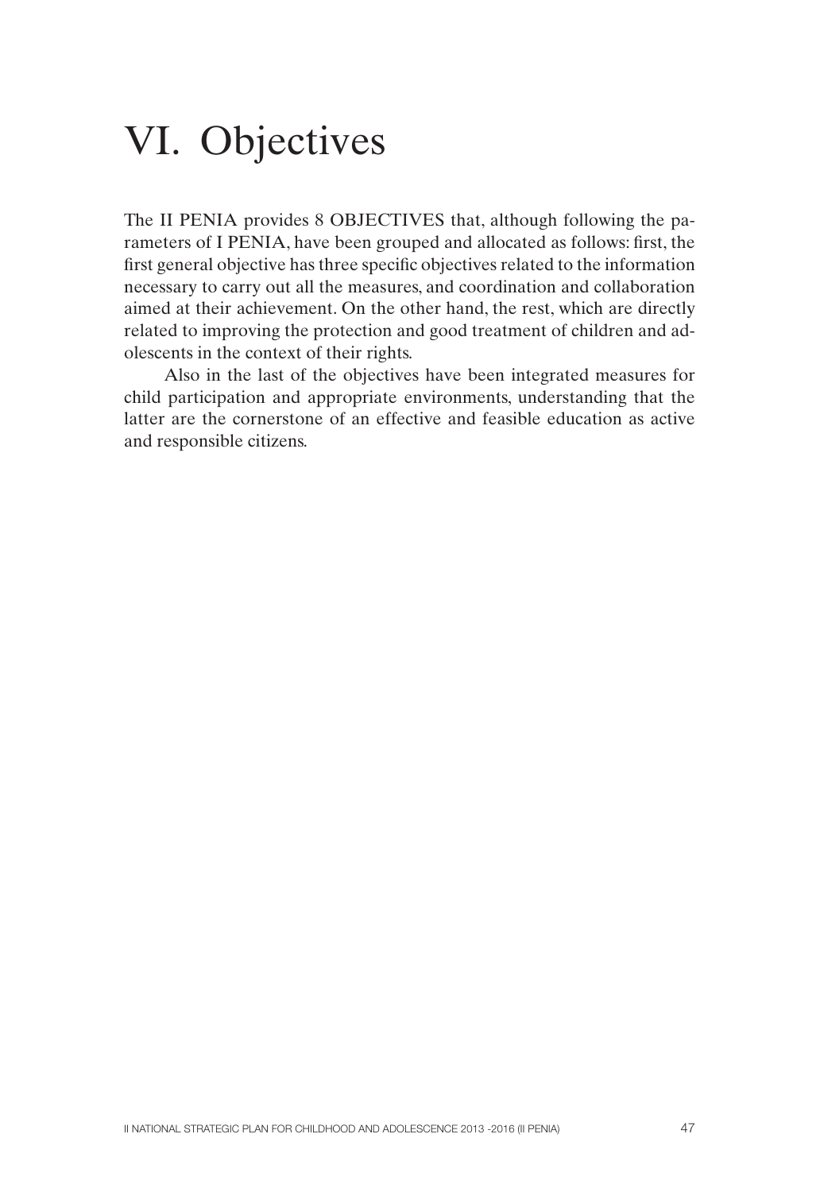# VI. Objectives

The II PENIA provides 8 OBJECTIVES that, although following the parameters of I PENIA, have been grouped and allocated as follows: first, the first general objective has three specific objectives related to the information necessary to carry out all the measures, and coordination and collaboration aimed at their achievement. On the other hand, the rest, which are directly related to improving the protection and good treatment of children and adolescents in the context of their rights.

Also in the last of the objectives have been integrated measures for child participation and appropriate environments, understanding that the latter are the cornerstone of an effective and feasible education as active and responsible citizens.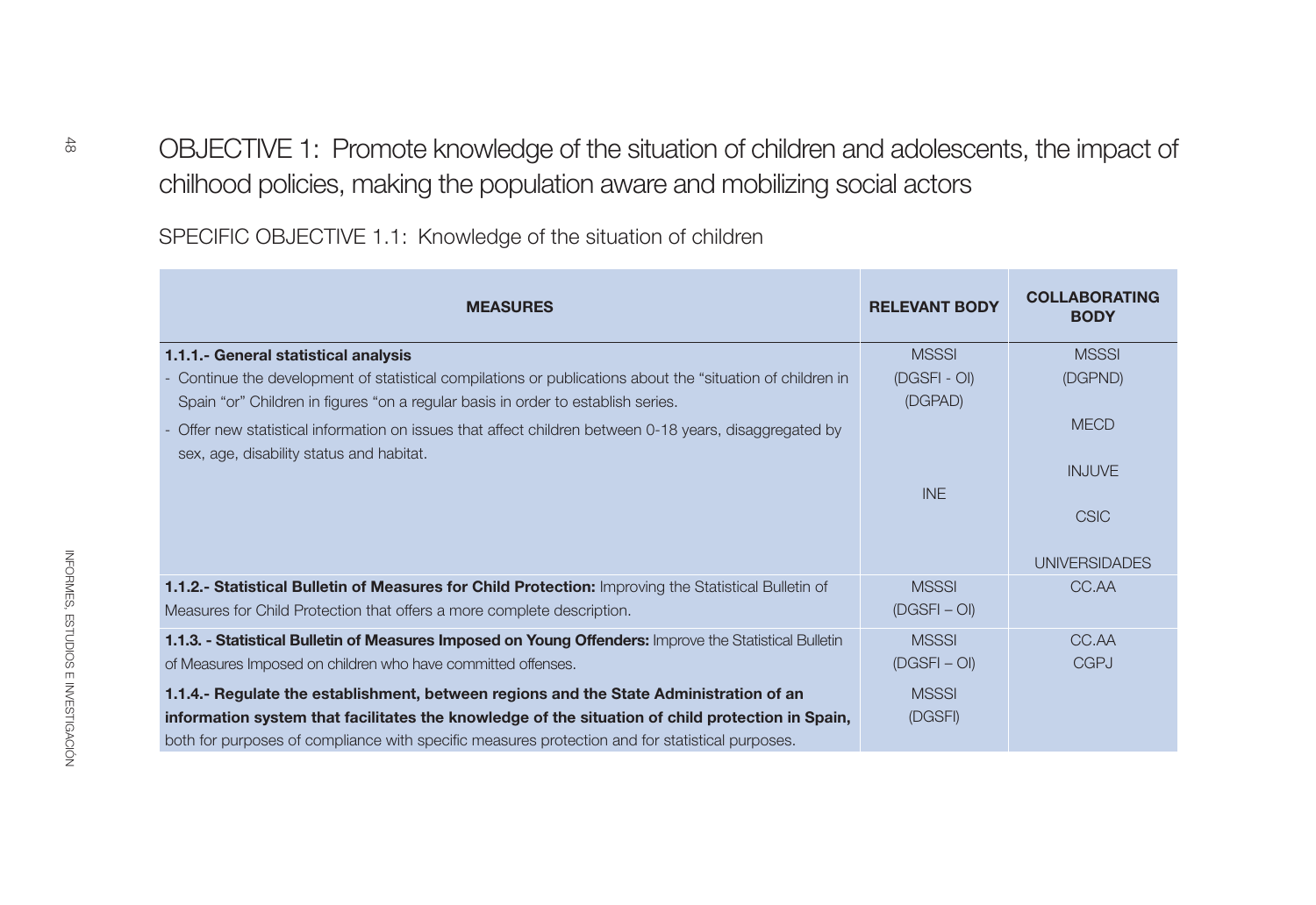## OBJECTIVE 1: Promote knowledge of the situation of children and adolescents, the impact of chilhood policies, making the population aware and mobilizing social actors

### SPECIFIC OBJECTIVE 1.1: Knowledge of the situation of children

| MEASURES | RELEVANT BODY | COLLABORATING BODY |
|---|---|---|
| **1.1.1.- General statistical analysis**<br>- Continue the development of statistical compilations or publications about the "situation of children in Spain "or" Children in figures "on a regular basis in order to establish series.<br>- Offer new statistical information on issues that affect children between 0-18 years, disaggregated by sex, age, disability status and habitat. | MSSSI<br>(DGSFI - OI)<br>(DGPAD)<br><br>INE | MSSSI<br>(DGPND)<br><br>MECD<br><br>INJUVE<br><br>CSIC<br><br>UNIVERSIDADES |
| **1.1.2.- Statistical Bulletin of Measures for Child Protection:** Improving the Statistical Bulletin of Measures for Child Protection that offers a more complete description. | MSSSI<br>(DGSFI – OI) | CC.AA |
| **1.1.3. - Statistical Bulletin of Measures Imposed on Young Offenders:** Improve the Statistical Bulletin of Measures Imposed on children who have committed offenses. | MSSSI<br>(DGSFI – OI) | CC.AA<br>CGPJ |
| **1.1.4.- Regulate the establishment, between regions and the State Administration of an information system that facilitates the knowledge of the situation of child protection in Spain,** both for purposes of compliance with specific measures protection and for statistical purposes. | MSSSI<br>(DGSFI) | |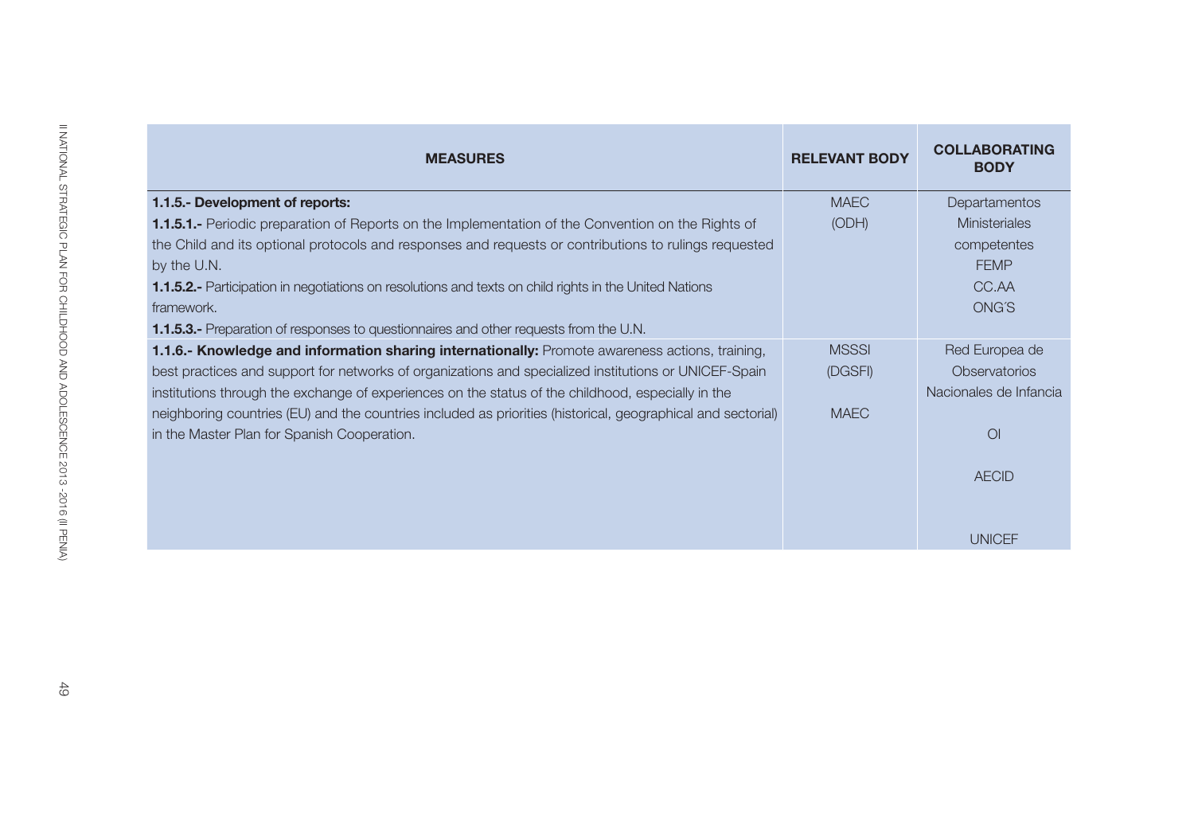| MEASURES | RELEVANT BODY | COLLABORATING BODY |
| --- | --- | --- |
| **1.1.5.- Development of reports:**<br>**1.1.5.1.-** Periodic preparation of Reports on the Implementation of the Convention on the Rights of the Child and its optional protocols and responses and requests or contributions to rulings requested by the U.N.<br>**1.1.5.2.-** Participation in negotiations on resolutions and texts on child rights in the United Nations framework.<br>**1.1.5.3.-** Preparation of responses to questionnaires and other requests from the U.N. | MAEC (ODH) | Departamentos Ministeriales competentes<br>FEMP<br>CC.AA<br>ONG´S |
| **1.1.6.- Knowledge and information sharing internationally:** Promote awareness actions, training, best practices and support for networks of organizations and specialized institutions or UNICEF-Spain institutions through the exchange of experiences on the status of the childhood, especially in the neighboring countries (EU) and the countries included as priorities (historical, geographical and sectorial) in the Master Plan for Spanish Cooperation. | MSSSI (DGSFI)<br>MAEC | Red Europea de Observatorios Nacionales de Infancia<br>OI<br>AECID<br>UNICEF |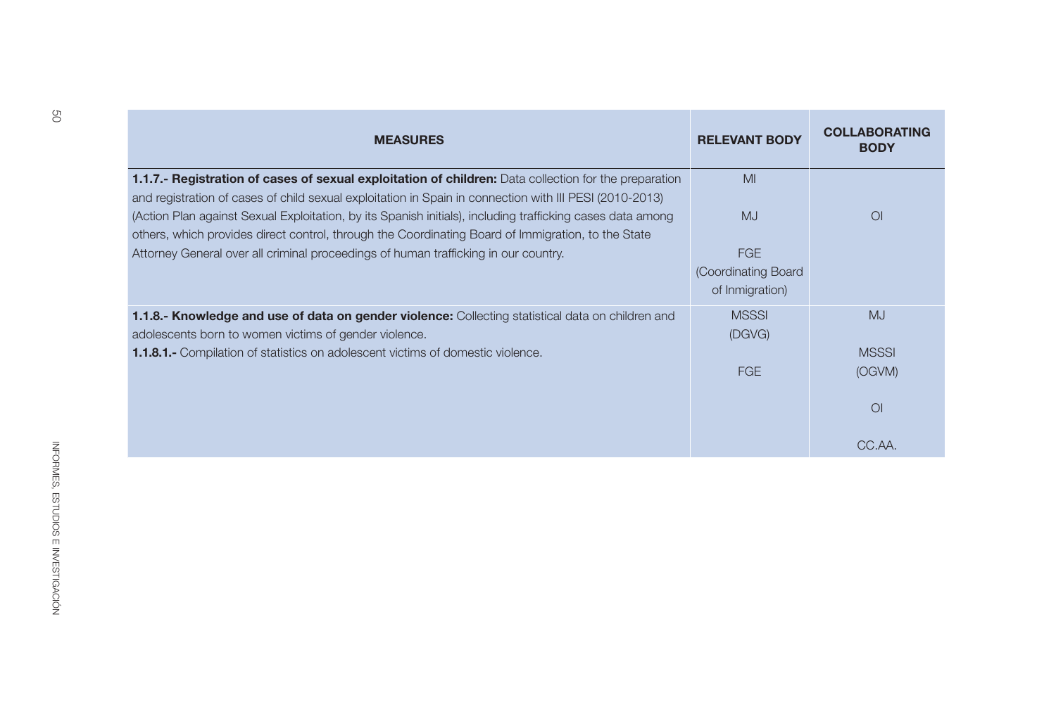| MEASURES | RELEVANT BODY | COLLABORATING BODY |
|---|---|---|
| **1.1.7.- Registration of cases of sexual exploitation of children:** Data collection for the preparation and registration of cases of child sexual exploitation in Spain in connection with III PESI (2010-2013) (Action Plan against Sexual Exploitation, by its Spanish initials), including trafficking cases data among others, which provides direct control, through the Coordinating Board of Immigration, to the State Attorney General over all criminal proceedings of human trafficking in our country. | MI<br><br>MJ<br><br>FGE (Coordinating Board of Inmigration) | OI |
| **1.1.8.- Knowledge and use of data on gender violence:** Collecting statistical data on children and adolescents born to women victims of gender violence.<br>**1.1.8.1.-** Compilation of statistics on adolescent victims of domestic violence. | MSSSI (DGVG)<br><br>FGE | MJ<br><br>MSSSI (OGVM)<br><br>OI<br><br>CC.AA. |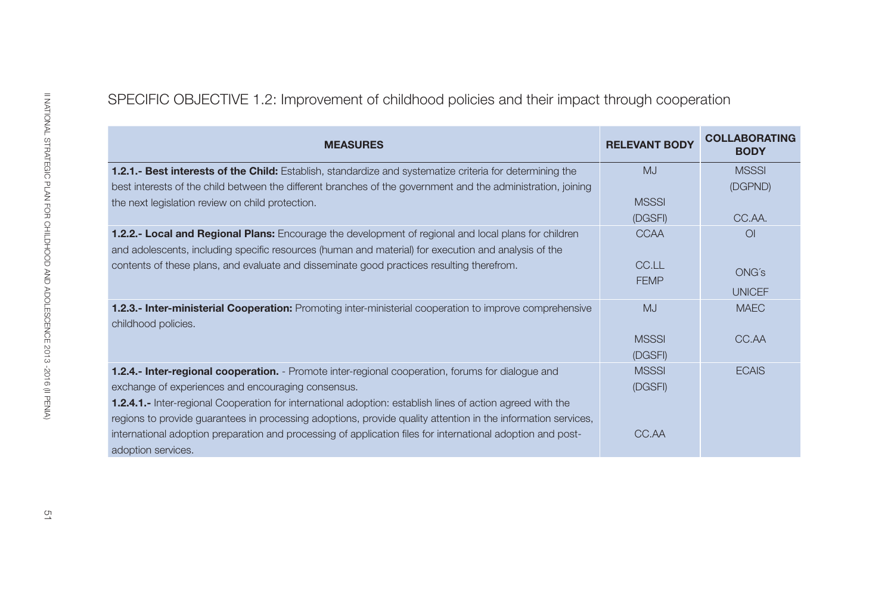## SPECIFIC OBJECTIVE 1.2: Improvement of childhood policies and their impact through cooperation

| MEASURES | RELEVANT BODY | COLLABORATING BODY |
|---|---|---|
| **1.2.1.- Best interests of the Child:** Establish, standardize and systematize criteria for determining the best interests of the child between the different branches of the government and the administration, joining the next legislation review on child protection. | MJ<br><br>MSSSI<br>(DGSFI) | MSSSI<br>(DGPND)<br><br>CC.AA. |
| **1.2.2.- Local and Regional Plans:** Encourage the development of regional and local plans for children and adolescents, including specific resources (human and material) for execution and analysis of the contents of these plans, and evaluate and disseminate good practices resulting therefrom. | CCAA<br><br>CC.LL<br>FEMP | OI<br><br>ONG´s<br>UNICEF |
| **1.2.3.- Inter-ministerial Cooperation:** Promoting inter-ministerial cooperation to improve comprehensive childhood policies. | MJ<br><br>MSSSI<br>(DGSFI) | MAEC<br><br>CC.AA |
| **1.2.4.- Inter-regional cooperation.** - Promote inter-regional cooperation, forums for dialogue and exchange of experiences and encouraging consensus.<br>**1.2.4.1.-** Inter-regional Cooperation for international adoption: establish lines of action agreed with the regions to provide guarantees in processing adoptions, provide quality attention in the information services, international adoption preparation and processing of application files for international adoption and post-adoption services. | MSSSI<br>(DGSFI)<br><br>CC.AA | ECAIS |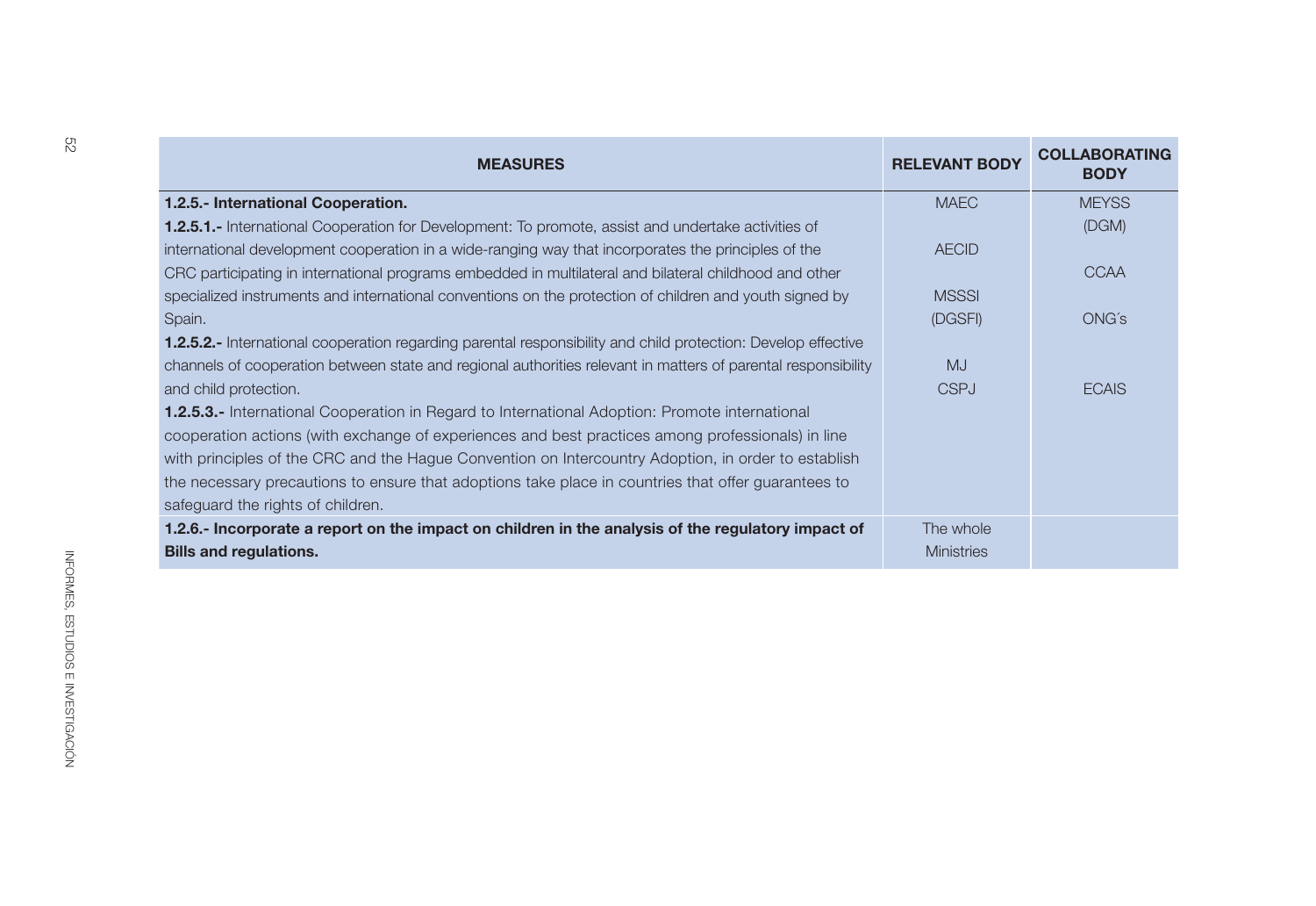| MEASURES | RELEVANT BODY | COLLABORATING BODY |
|---|---|---|
| **1.2.5.- International Cooperation.**<br>**1.2.5.1.-** International Cooperation for Development: To promote, assist and undertake activities of international development cooperation in a wide-ranging way that incorporates the principles of the CRC participating in international programs embedded in multilateral and bilateral childhood and other specialized instruments and international conventions on the protection of children and youth signed by Spain.<br>**1.2.5.2.-** International cooperation regarding parental responsibility and child protection: Develop effective channels of cooperation between state and regional authorities relevant in matters of parental responsibility and child protection.<br>**1.2.5.3.-** International Cooperation in Regard to International Adoption: Promote international cooperation actions (with exchange of experiences and best practices among professionals) in line with principles of the CRC and the Hague Convention on Intercountry Adoption, in order to establish the necessary precautions to ensure that adoptions take place in countries that offer guarantees to safeguard the rights of children. | MAEC<br>AECID<br>MSSSI (DGSFI)<br>MJ<br>CSPJ | MEYSS (DGM)<br>CCAA<br>ONG´s<br>ECAIS |
| **1.2.6.- Incorporate a report on the impact on children in the analysis of the regulatory impact of Bills and regulations.** | The whole Ministries | |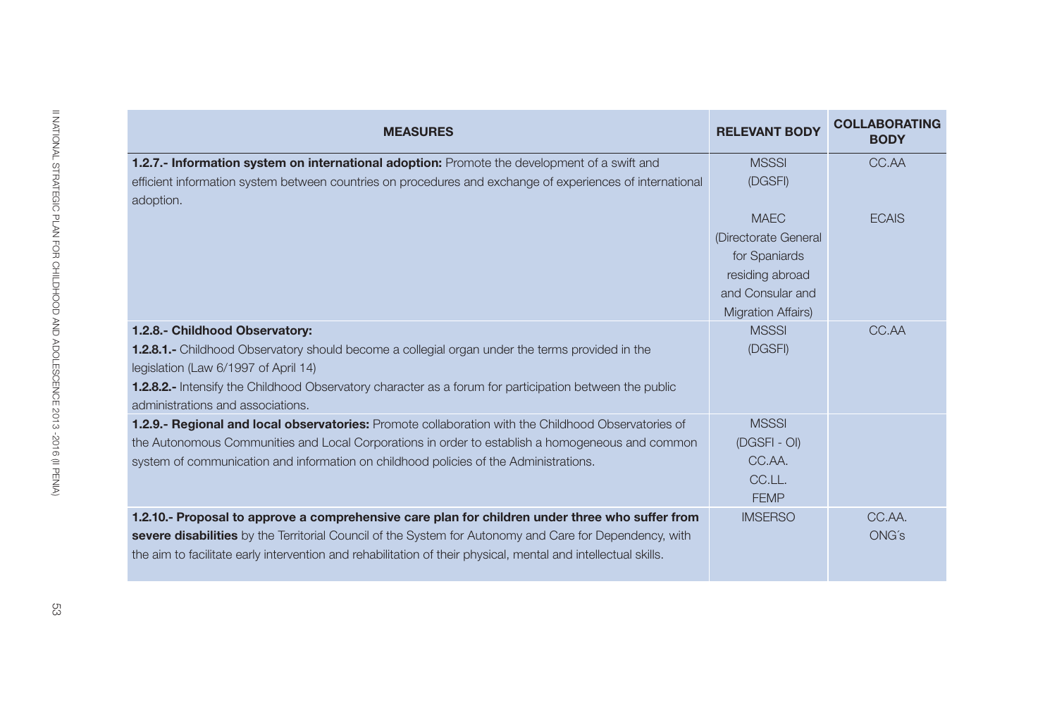| MEASURES | RELEVANT BODY | COLLABORATING BODY |
|---|---|---|
| **1.2.7.- Information system on international adoption:** Promote the development of a swift and efficient information system between countries on procedures and exchange of experiences of international adoption. | MSSSI (DGSFI)<br><br>MAEC (Directorate General for Spaniards residing abroad and Consular and Migration Affairs) | CC.AA<br><br>ECAIS |
| **1.2.8.- Childhood Observatory:**<br>**1.2.8.1.-** Childhood Observatory should become a collegial organ under the terms provided in the legislation (Law 6/1997 of April 14)<br>**1.2.8.2.-** Intensify the Childhood Observatory character as a forum for participation between the public administrations and associations. | MSSSI (DGSFI) | CC.AA |
| **1.2.9.- Regional and local observatories:** Promote collaboration with the Childhood Observatories of the Autonomous Communities and Local Corporations in order to establish a homogeneous and common system of communication and information on childhood policies of the Administrations. | MSSSI (DGSFI - OI)<br>CC.AA.<br>CC.LL.<br>FEMP | |
| **1.2.10.- Proposal to approve a comprehensive care plan for children under three who suffer from severe disabilities** by the Territorial Council of the System for Autonomy and Care for Dependency, with the aim to facilitate early intervention and rehabilitation of their physical, mental and intellectual skills. | IMSERSO | CC.AA.<br>ONG´s |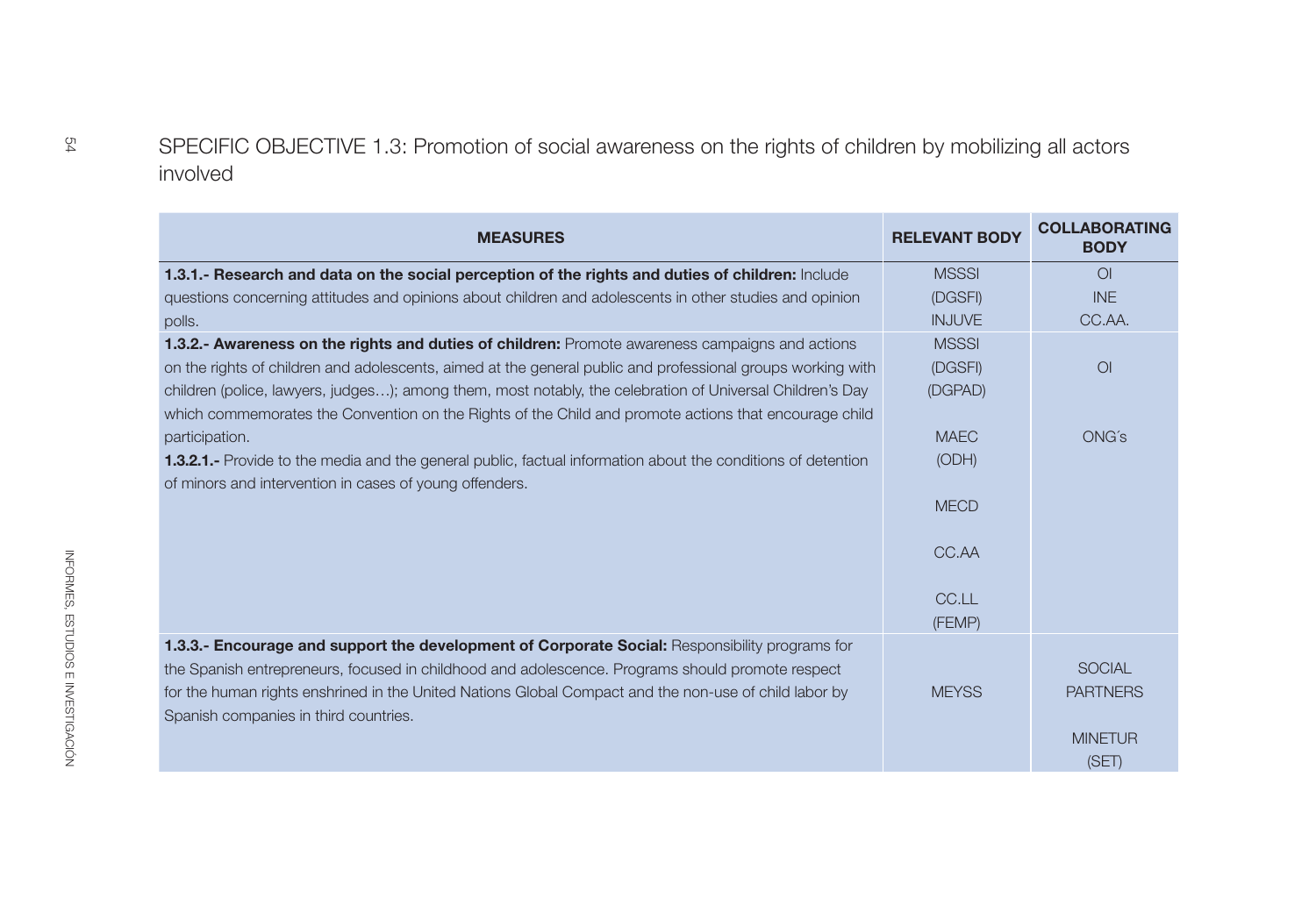## SPECIFIC OBJECTIVE 1.3: Promotion of social awareness on the rights of children by mobilizing all actors involved

| MEASURES | RELEVANT BODY | COLLABORATING BODY |
|---|---|---|
| **1.3.1.- Research and data on the social perception of the rights and duties of children:** Include questions concerning attitudes and opinions about children and adolescents in other studies and opinion polls. | MSSSI (DGSFI) INJUVE | OI INE CC.AA. |
| **1.3.2.- Awareness on the rights and duties of children:** Promote awareness campaigns and actions on the rights of children and adolescents, aimed at the general public and professional groups working with children (police, lawyers, judges…); among them, most notably, the celebration of Universal Children's Day which commemorates the Convention on the Rights of the Child and promote actions that encourage child participation.<br>**1.3.2.1.-** Provide to the media and the general public, factual information about the conditions of detention of minors and intervention in cases of young offenders. | MSSSI (DGSFI) (DGPAD)<br><br>MAEC (ODH)<br><br>MECD<br><br>CC.AA<br><br>CC.LL (FEMP) | OI<br><br>ONG´s |
| **1.3.3.- Encourage and support the development of Corporate Social:** Responsibility programs for the Spanish entrepreneurs, focused in childhood and adolescence. Programs should promote respect for the human rights enshrined in the United Nations Global Compact and the non-use of child labor by Spanish companies in third countries. | MEYSS | SOCIAL PARTNERS<br><br>MINETUR (SET) |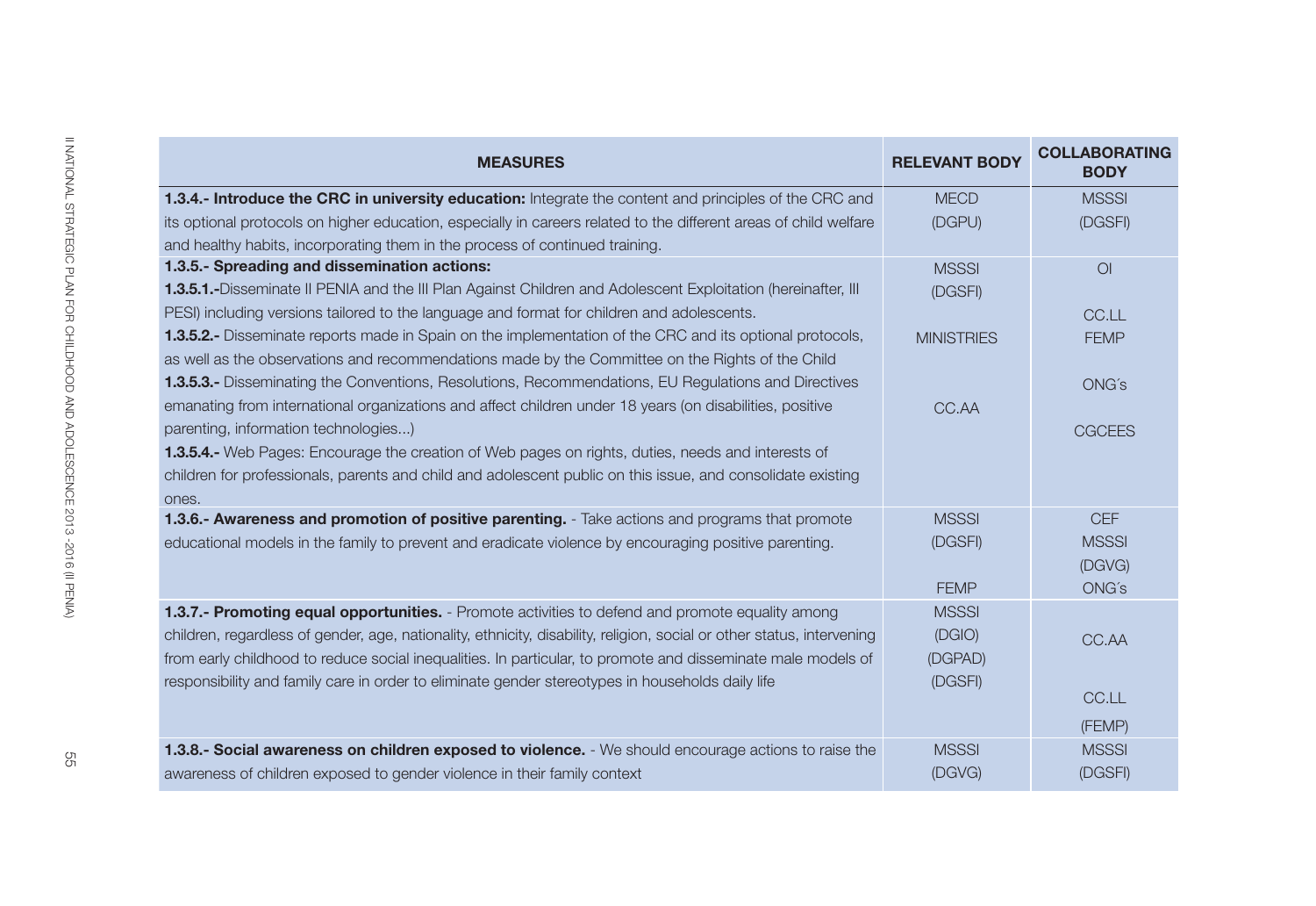| MEASURES | RELEVANT BODY | COLLABORATING BODY |
|---|---|---|
| **1.3.4.- Introduce the CRC in university education:** Integrate the content and principles of the CRC and its optional protocols on higher education, especially in careers related to the different areas of child welfare and healthy habits, incorporating them in the process of continued training. | MECD (DGPU) | MSSSI (DGSFI) |
| **1.3.5.- Spreading and dissemination actions:**<br>**1.3.5.1.-**Disseminate II PENIA and the III Plan Against Children and Adolescent Exploitation (hereinafter, III PESI) including versions tailored to the language and format for children and adolescents.<br>**1.3.5.2.-** Disseminate reports made in Spain on the implementation of the CRC and its optional protocols, as well as the observations and recommendations made by the Committee on the Rights of the Child<br>**1.3.5.3.-** Disseminating the Conventions, Resolutions, Recommendations, EU Regulations and Directives emanating from international organizations and affect children under 18 years (on disabilities, positive parenting, information technologies...)<br>**1.3.5.4.-** Web Pages: Encourage the creation of Web pages on rights, duties, needs and interests of children for professionals, parents and child and adolescent public on this issue, and consolidate existing ones. | MSSSI (DGSFI)<br>MINISTRIES<br>CC.AA | OI<br>CC.LL<br>FEMP<br>ONG´s<br>CGCEES |
| **1.3.6.- Awareness and promotion of positive parenting.** - Take actions and programs that promote educational models in the family to prevent and eradicate violence by encouraging positive parenting. | MSSSI (DGSFI)<br>FEMP | CEF<br>MSSSI (DGVG)<br>ONG´s |
| **1.3.7.- Promoting equal opportunities.** - Promote activities to defend and promote equality among children, regardless of gender, age, nationality, ethnicity, disability, religion, social or other status, intervening from early childhood to reduce social inequalities. In particular, to promote and disseminate male models of responsibility and family care in order to eliminate gender stereotypes in households daily life | MSSSI (DGIO) (DGPAD) (DGSFI) | CC.AA<br>CC.LL (FEMP) |
| **1.3.8.- Social awareness on children exposed to violence.** - We should encourage actions to raise the awareness of children exposed to gender violence in their family context | MSSSI (DGVG) | MSSSI (DGSFI) |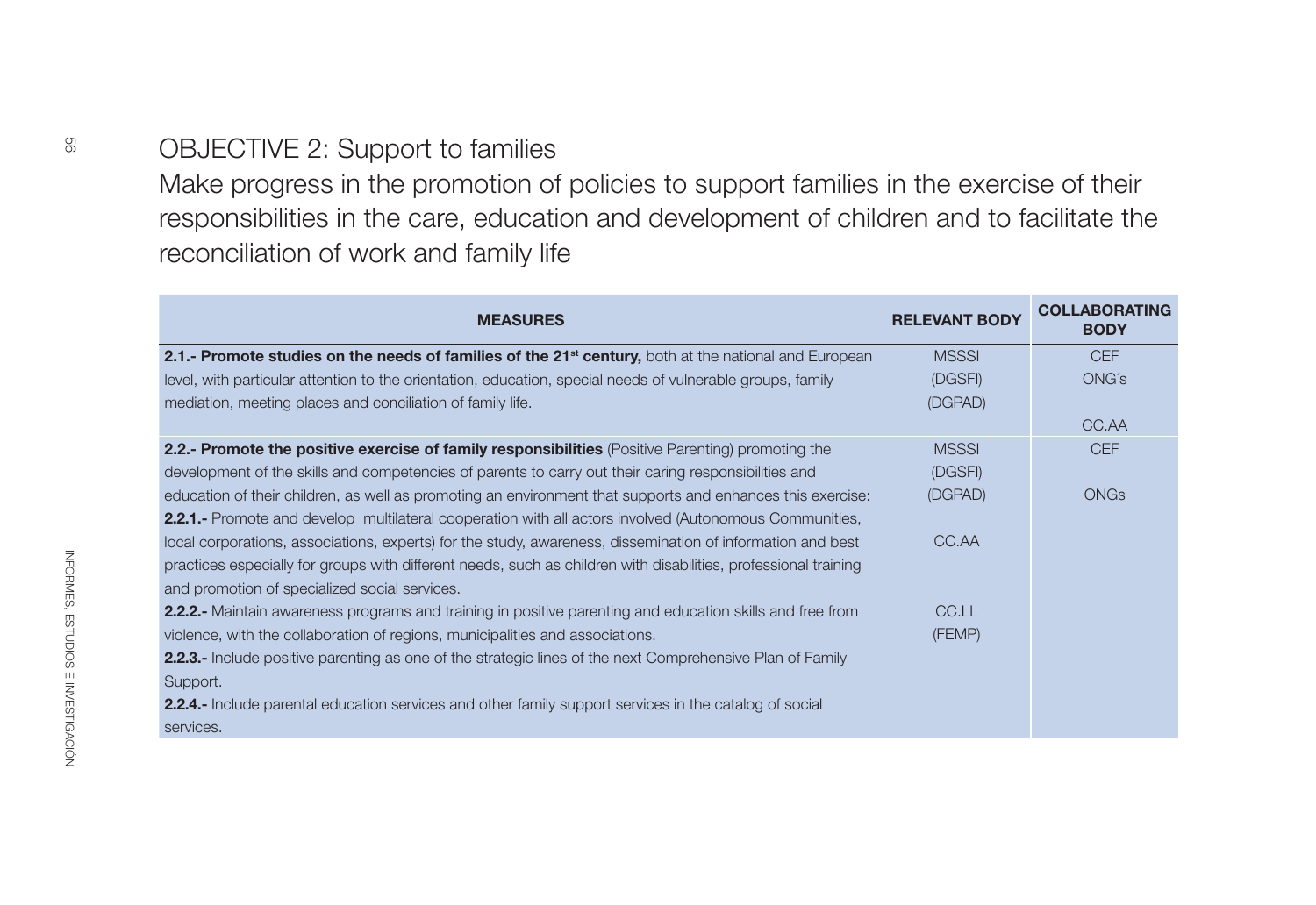# OBJECTIVE 2: Support to families

Make progress in the promotion of policies to support families in the exercise of their responsibilities in the care, education and development of children and to facilitate the reconciliation of work and family life

| MEASURES | RELEVANT BODY | COLLABORATING BODY |
|---|---|---|
| **2.1.- Promote studies on the needs of families of the 21st century,** both at the national and European level, with particular attention to the orientation, education, special needs of vulnerable groups, family mediation, meeting places and conciliation of family life. | MSSSI (DGSFI) (DGPAD) | CEF ONG´s CC.AA |
| **2.2.- Promote the positive exercise of family responsibilities** (Positive Parenting) promoting the development of the skills and competencies of parents to carry out their caring responsibilities and education of their children, as well as promoting an environment that supports and enhances this exercise: **2.2.1.-** Promote and develop multilateral cooperation with all actors involved (Autonomous Communities, local corporations, associations, experts) for the study, awareness, dissemination of information and best practices especially for groups with different needs, such as children with disabilities, professional training and promotion of specialized social services. **2.2.2.-** Maintain awareness programs and training in positive parenting and education skills and free from violence, with the collaboration of regions, municipalities and associations. **2.2.3.-** Include positive parenting as one of the strategic lines of the next Comprehensive Plan of Family Support. **2.2.4.-** Include parental education services and other family support services in the catalog of social services. | MSSSI (DGSFI) (DGPAD) CC.AA CC.LL (FEMP) | CEF ONGs |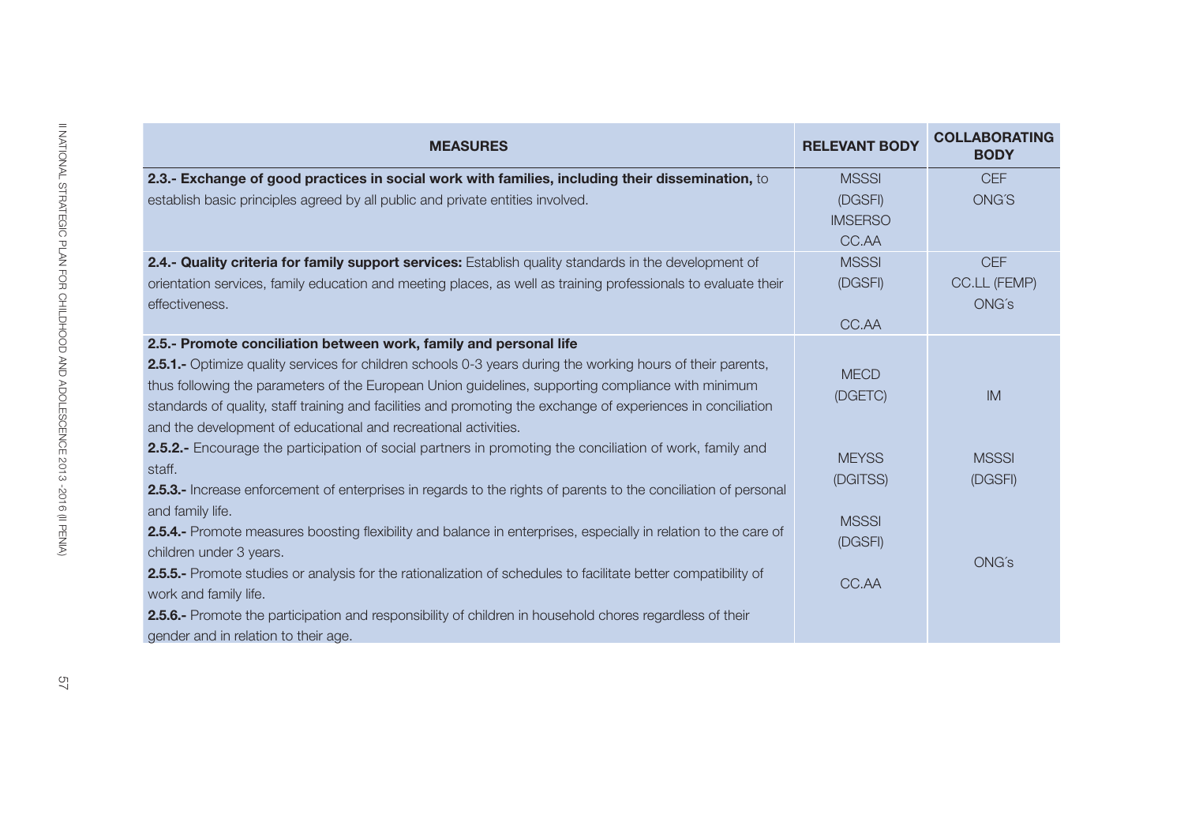| MEASURES | RELEVANT BODY | COLLABORATING BODY |
|---|---|---|
| **2.3.- Exchange of good practices in social work with families, including their dissemination,** to establish basic principles agreed by all public and private entities involved. | MSSSI (DGSFI) IMSERSO CC.AA | CEF ONG'S |
| **2.4.- Quality criteria for family support services:** Establish quality standards in the development of orientation services, family education and meeting places, as well as training professionals to evaluate their effectiveness. | MSSSI (DGSFI) CC.AA | CEF CC.LL (FEMP) ONG´s |
| **2.5.- Promote conciliation between work, family and personal life**<br>**2.5.1.-** Optimize quality services for children schools 0-3 years during the working hours of their parents, thus following the parameters of the European Union guidelines, supporting compliance with minimum standards of quality, staff training and facilities and promoting the exchange of experiences in conciliation and the development of educational and recreational activities.<br>**2.5.2.-** Encourage the participation of social partners in promoting the conciliation of work, family and staff.<br>**2.5.3.-** Increase enforcement of enterprises in regards to the rights of parents to the conciliation of personal and family life.<br>**2.5.4.-** Promote measures boosting flexibility and balance in enterprises, especially in relation to the care of children under 3 years.<br>**2.5.5.-** Promote studies or analysis for the rationalization of schedules to facilitate better compatibility of work and family life.<br>**2.5.6.-** Promote the participation and responsibility of children in household chores regardless of their gender and in relation to their age. | MECD (DGETC)<br>MEYSS (DGITSS)<br>MSSSI (DGSFI)<br>CC.AA | IM<br>MSSSI (DGSFI)<br>ONG´s |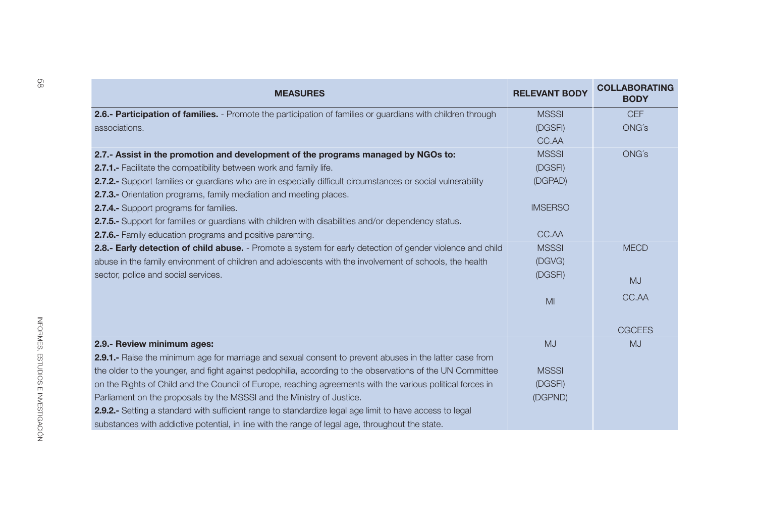| MEASURES | RELEVANT BODY | COLLABORATING BODY |
|---|---|---|
| **2.6.- Participation of families.** - Promote the participation of families or guardians with children through associations. | MSSSI (DGSFI) CC.AA | CEF ONG´s |
| **2.7.- Assist in the promotion and development of the programs managed by NGOs to:**<br>**2.7.1.-** Facilitate the compatibility between work and family life.<br>**2.7.2.-** Support families or guardians who are in especially difficult circumstances or social vulnerability<br>**2.7.3.-** Orientation programs, family mediation and meeting places.<br>**2.7.4.-** Support programs for families.<br>**2.7.5.-** Support for families or guardians with children with disabilities and/or dependency status.<br>**2.7.6.-** Family education programs and positive parenting. | MSSSI (DGSFI) (DGPAD)<br>IMSERSO<br>CC.AA | ONG´s |
| **2.8.- Early detection of child abuse.** - Promote a system for early detection of gender violence and child abuse in the family environment of children and adolescents with the involvement of schools, the health sector, police and social services. | MSSSI (DGVG) (DGSFI)<br>MI | MECD<br>MJ<br>CC.AA<br>CGCEES |
| **2.9.- Review minimum ages:**<br>**2.9.1.-** Raise the minimum age for marriage and sexual consent to prevent abuses in the latter case from the older to the younger, and fight against pedophilia, according to the observations of the UN Committee on the Rights of Child and the Council of Europe, reaching agreements with the various political forces in Parliament on the proposals by the MSSSI and the Ministry of Justice.<br>**2.9.2.-** Setting a standard with sufficient range to standardize legal age limit to have access to legal substances with addictive potential, in line with the range of legal age, throughout the state. | MJ<br>MSSSI (DGSFI) (DGPND) | MJ |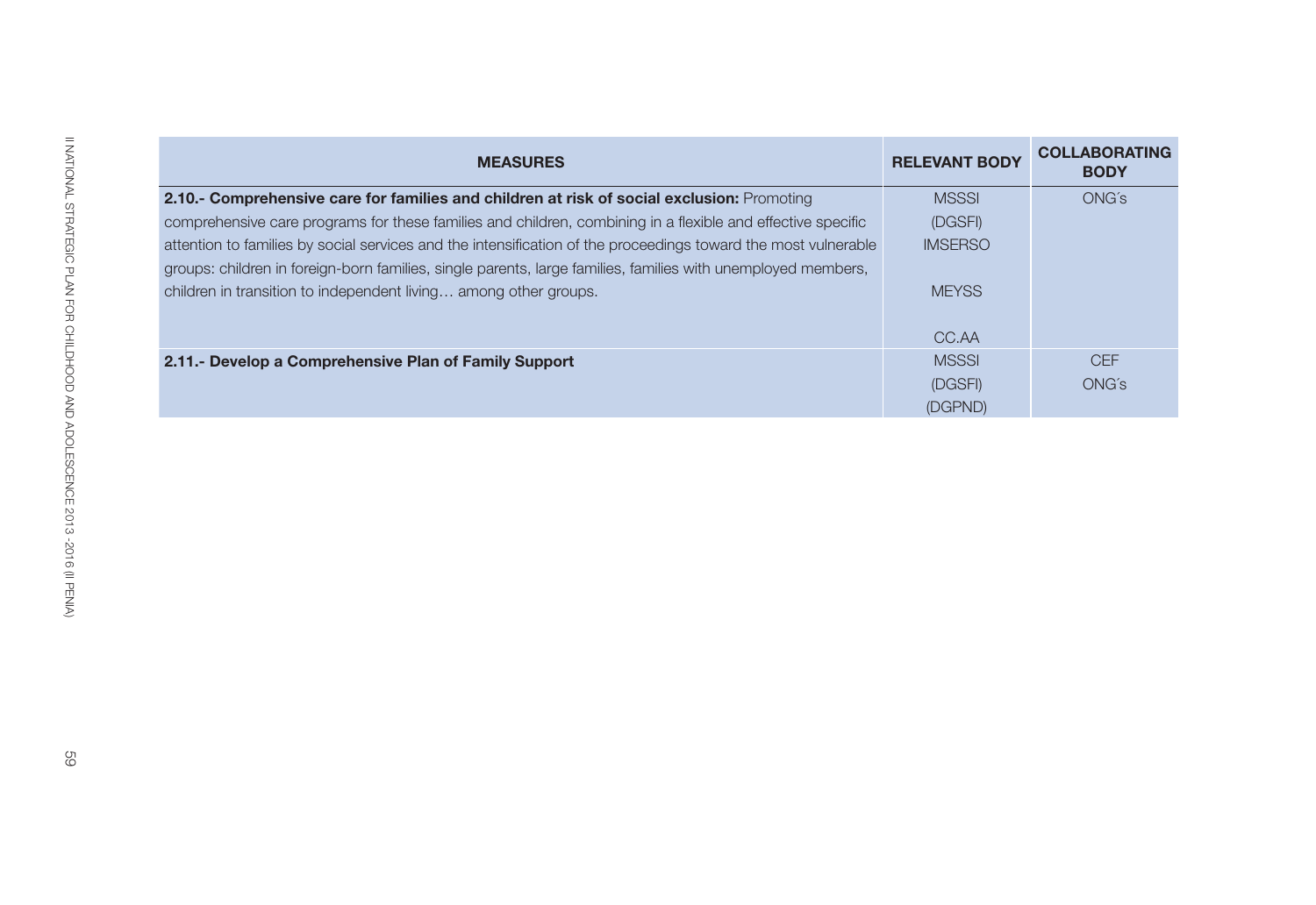| MEASURES | RELEVANT BODY | COLLABORATING BODY |
|---|---|---|
| **2.10.- Comprehensive care for families and children at risk of social exclusion:** Promoting comprehensive care programs for these families and children, combining in a flexible and effective specific attention to families by social services and the intensification of the proceedings toward the most vulnerable groups: children in foreign-born families, single parents, large families, families with unemployed members, children in transition to independent living… among other groups. | MSSSI (DGSFI) IMSERSO MEYSS CC.AA | ONG´s |
| **2.11.- Develop a Comprehensive Plan of Family Support** | MSSSI (DGSFI) (DGPND) | CEF ONG´s |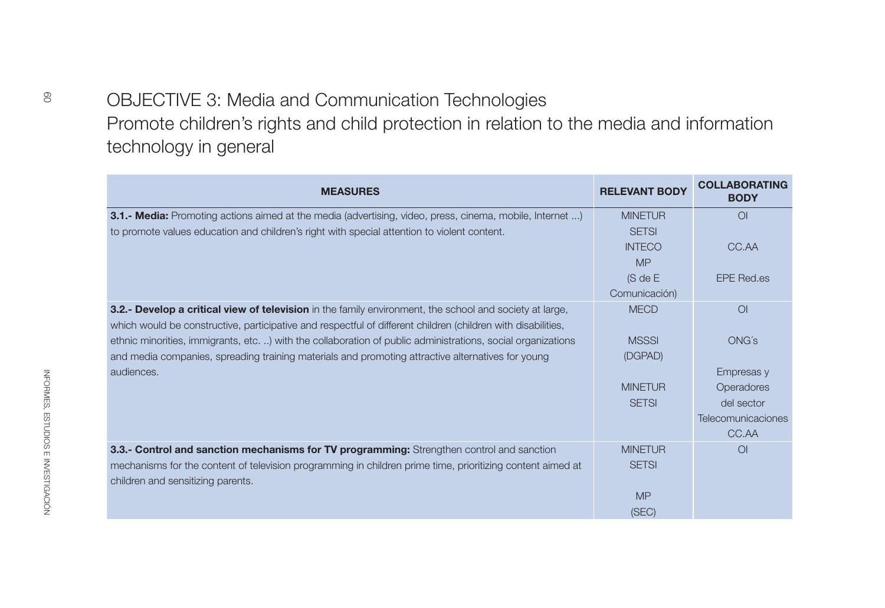# OBJECTIVE 3: Media and Communication Technologies

## Promote children's rights and child protection in relation to the media and information technology in general

| MEASURES | RELEVANT BODY | COLLABORATING BODY |
|---|---|---|
| **3.1.- Media:** Promoting actions aimed at the media (advertising, video, press, cinema, mobile, Internet ...) to promote values education and children's right with special attention to violent content. | MINETUR<br>SETSI<br>INTECO<br>MP<br>(S de E Comunicación) | OI<br><br>CC.AA<br><br>EPE Red.es |
| **3.2.- Develop a critical view of television** in the family environment, the school and society at large, which would be constructive, participative and respectful of different children (children with disabilities, ethnic minorities, immigrants, etc. ..) with the collaboration of public administrations, social organizations and media companies, spreading training materials and promoting attractive alternatives for young audiences. | MECD<br><br>MSSSI<br>(DGPAD)<br><br>MINETUR<br>SETSI | OI<br><br>ONG´s<br><br>Empresas y Operadores del sector Telecomunicaciones<br>CC.AA |
| **3.3.- Control and sanction mechanisms for TV programming:** Strengthen control and sanction mechanisms for the content of television programming in children prime time, prioritizing content aimed at children and sensitizing parents. | MINETUR<br>SETSI<br><br>MP<br>(SEC) | OI |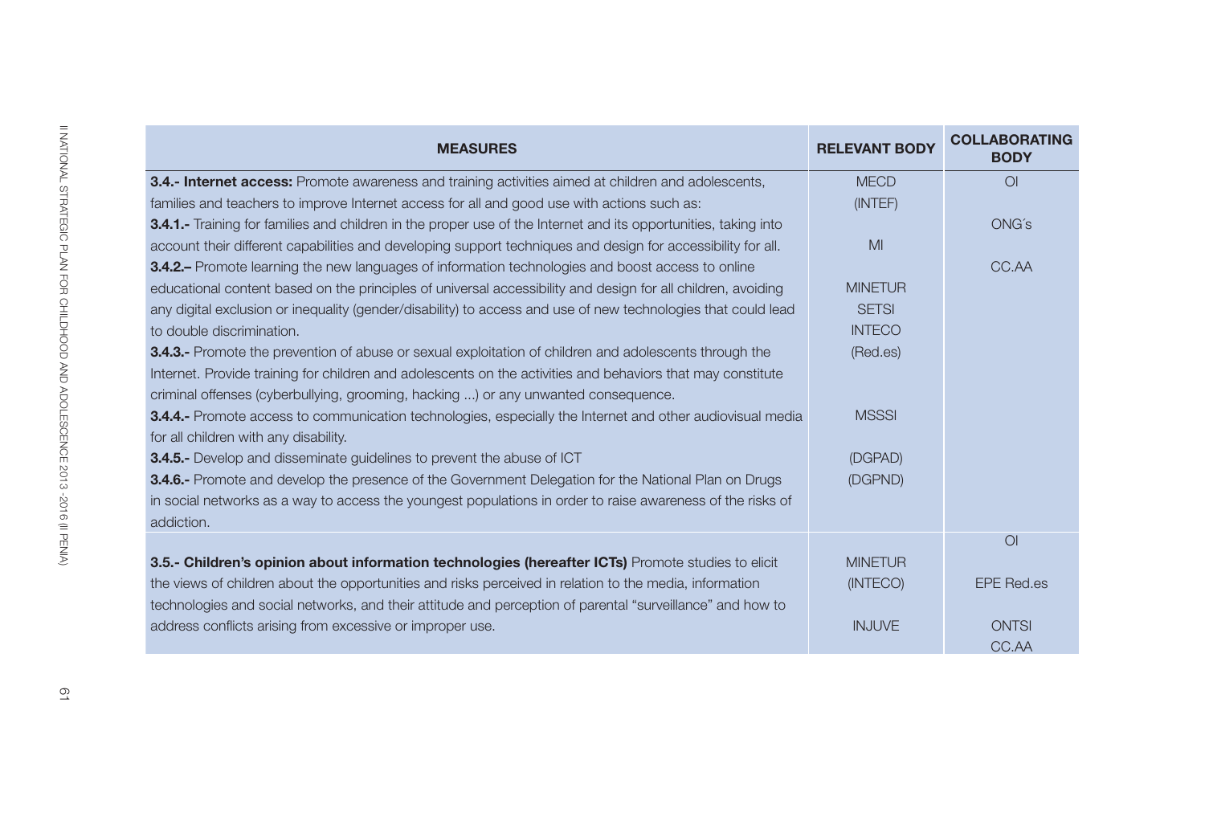| MEASURES | RELEVANT BODY | COLLABORATING BODY |
|---|---|---|
| **3.4.- Internet access:** Promote awareness and training activities aimed at children and adolescents, families and teachers to improve Internet access for all and good use with actions such as:<br>**3.4.1.-** Training for families and children in the proper use of the Internet and its opportunities, taking into account their different capabilities and developing support techniques and design for accessibility for all.<br>**3.4.2.–** Promote learning the new languages of information technologies and boost access to online educational content based on the principles of universal accessibility and design for all children, avoiding any digital exclusion or inequality (gender/disability) to access and use of new technologies that could lead to double discrimination.<br>**3.4.3.-** Promote the prevention of abuse or sexual exploitation of children and adolescents through the Internet. Provide training for children and adolescents on the activities and behaviors that may constitute criminal offenses (cyberbullying, grooming, hacking ...) or any unwanted consequence.<br>**3.4.4.-** Promote access to communication technologies, especially the Internet and other audiovisual media for all children with any disability.<br>**3.4.5.-** Develop and disseminate guidelines to prevent the abuse of ICT<br>**3.4.6.-** Promote and develop the presence of the Government Delegation for the National Plan on Drugs in social networks as a way to access the youngest populations in order to raise awareness of the risks of addiction. | MECD<br>(INTEF)<br><br>MI<br><br>MINETUR<br>SETSI<br>INTECO<br>(Red.es)<br><br>MSSSI<br><br>(DGPAD)<br>(DGPND) | OI<br><br>ONG´s<br><br>CC.AA |
| **3.5.- Children's opinion about information technologies (hereafter ICTs)** Promote studies to elicit the views of children about the opportunities and risks perceived in relation to the media, information technologies and social networks, and their attitude and perception of parental "surveillance" and how to address conflicts arising from excessive or improper use. | MINETUR<br>(INTECO)<br><br>INJUVE | OI<br><br>EPE Red.es<br><br>ONTSI<br>CC.AA |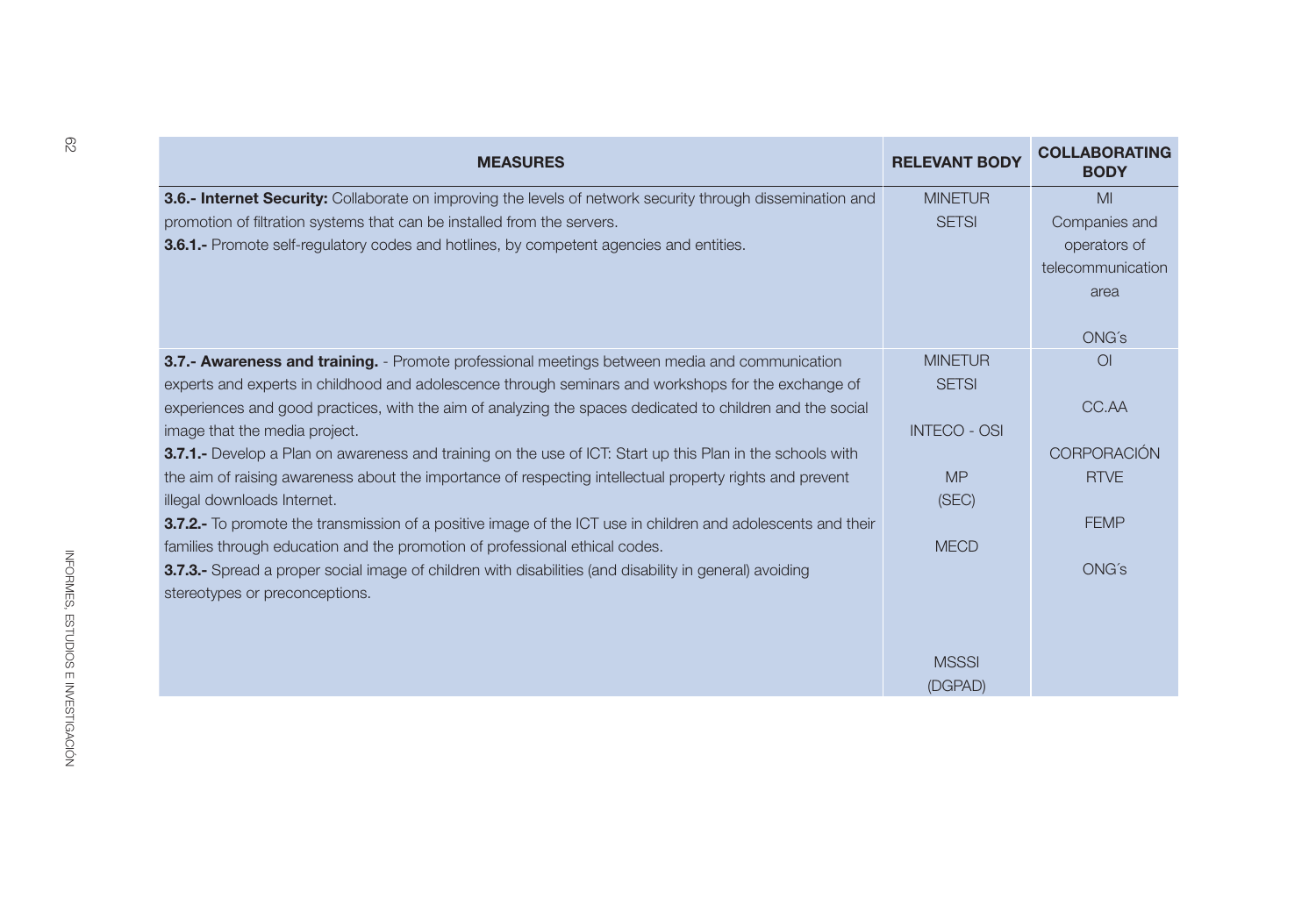| MEASURES | RELEVANT BODY | COLLABORATING BODY |
|---|---|---|
| **3.6.- Internet Security:** Collaborate on improving the levels of network security through dissemination and promotion of filtration systems that can be installed from the servers.<br>**3.6.1.-** Promote self-regulatory codes and hotlines, by competent agencies and entities. | MINETUR<br>SETSI | MI<br>Companies and operators of telecommunication area<br><br>ONG´s |
| **3.7.- Awareness and training.** - Promote professional meetings between media and communication experts and experts in childhood and adolescence through seminars and workshops for the exchange of experiences and good practices, with the aim of analyzing the spaces dedicated to children and the social image that the media project.<br>**3.7.1.-** Develop a Plan on awareness and training on the use of ICT: Start up this Plan in the schools with the aim of raising awareness about the importance of respecting intellectual property rights and prevent illegal downloads Internet.<br>**3.7.2.-** To promote the transmission of a positive image of the ICT use in children and adolescents and their families through education and the promotion of professional ethical codes.<br>**3.7.3.-** Spread a proper social image of children with disabilities (and disability in general) avoiding stereotypes or preconceptions. | MINETUR<br>SETSI<br><br>INTECO - OSI<br><br>MP<br>(SEC)<br><br>MECD<br><br>MSSSI<br>(DGPAD) | OI<br><br>CC.AA<br><br>CORPORACIÓN RTVE<br><br>FEMP<br><br>ONG´s |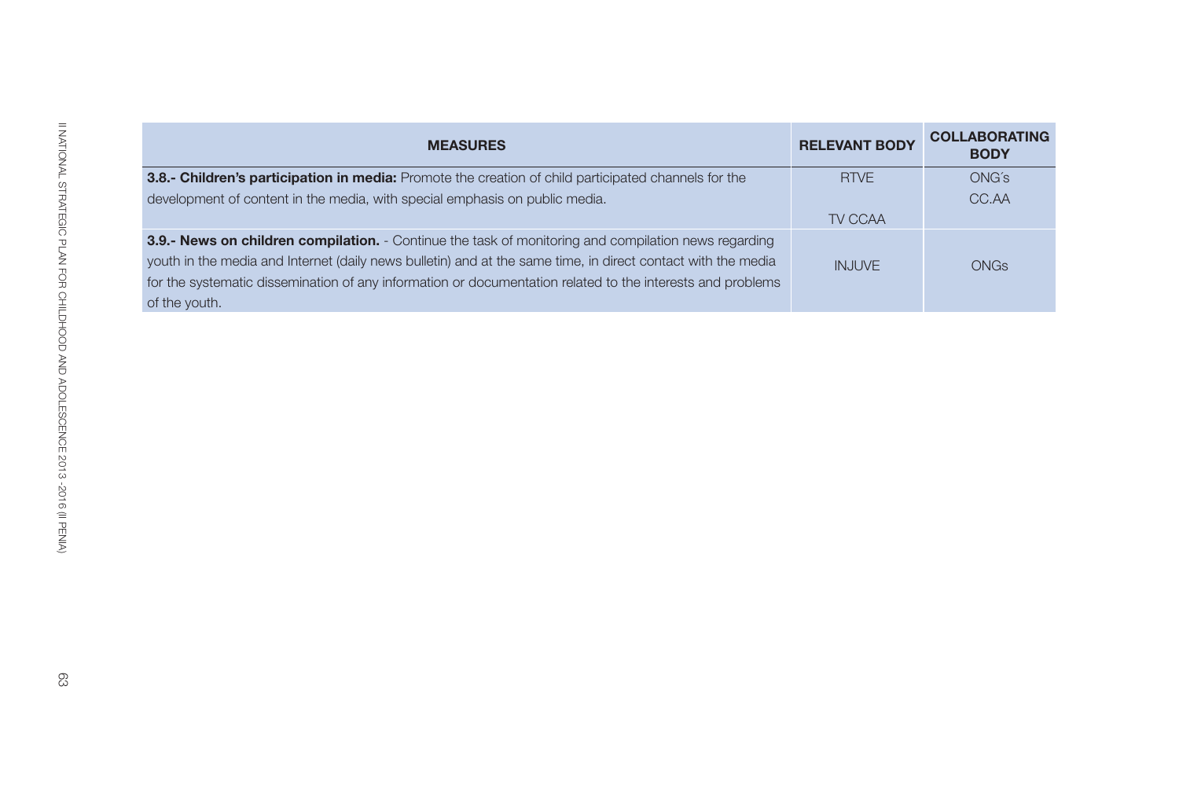| MEASURES | RELEVANT BODY | COLLABORATING BODY |
|---|---|---|
| **3.8.- Children's participation in media:** Promote the creation of child participated channels for the development of content in the media, with special emphasis on public media. | RTVE<br><br>TV CCAA | ONG´s<br>CC.AA |
| **3.9.- News on children compilation.** - Continue the task of monitoring and compilation news regarding youth in the media and Internet (daily news bulletin) and at the same time, in direct contact with the media for the systematic dissemination of any information or documentation related to the interests and problems of the youth. | INJUVE | ONGs |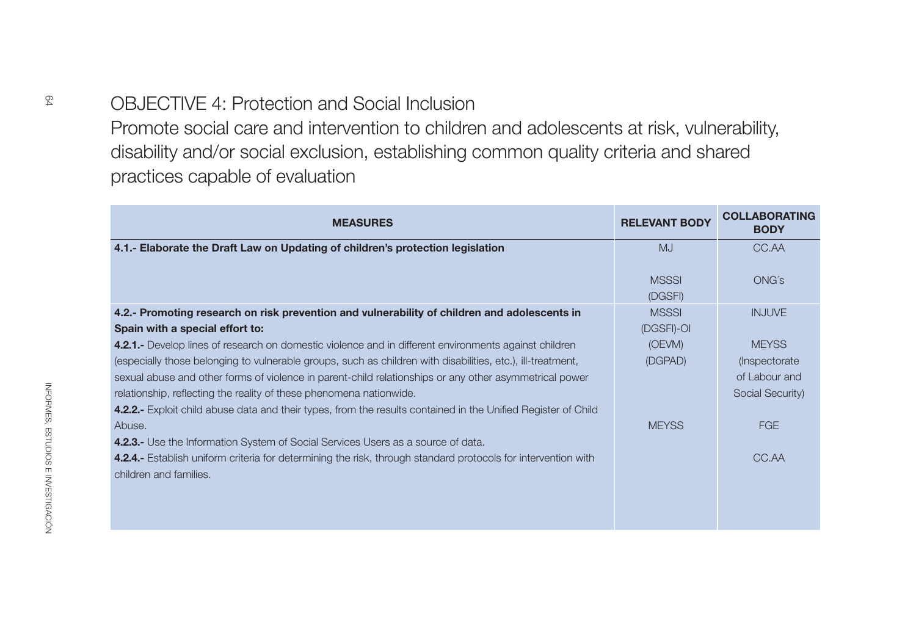# OBJECTIVE 4: Protection and Social Inclusion

Promote social care and intervention to children and adolescents at risk, vulnerability, disability and/or social exclusion, establishing common quality criteria and shared practices capable of evaluation

| MEASURES | RELEVANT BODY | COLLABORATING BODY |
|---|---|---|
| **4.1.- Elaborate the Draft Law on Updating of children's protection legislation** | MJ<br><br>MSSSI (DGSFI) | CC.AA<br><br>ONG´s |
| **4.2.- Promoting research on risk prevention and vulnerability of children and adolescents in Spain with a special effort to:**<br>**4.2.1.-** Develop lines of research on domestic violence and in different environments against children (especially those belonging to vulnerable groups, such as children with disabilities, etc.), ill-treatment, sexual abuse and other forms of violence in parent-child relationships or any other asymmetrical power relationship, reflecting the reality of these phenomena nationwide.<br>**4.2.2.-** Exploit child abuse data and their types, from the results contained in the Unified Register of Child Abuse.<br>**4.2.3.-** Use the Information System of Social Services Users as a source of data.<br>**4.2.4.-** Establish uniform criteria for determining the risk, through standard protocols for intervention with children and families. | MSSSI (DGSFI)-OI (OEVM) (DGPAD)<br><br>MEYSS | INJUVE<br><br>MEYSS (Inspectorate of Labour and Social Security)<br><br>FGE<br><br>CC.AA |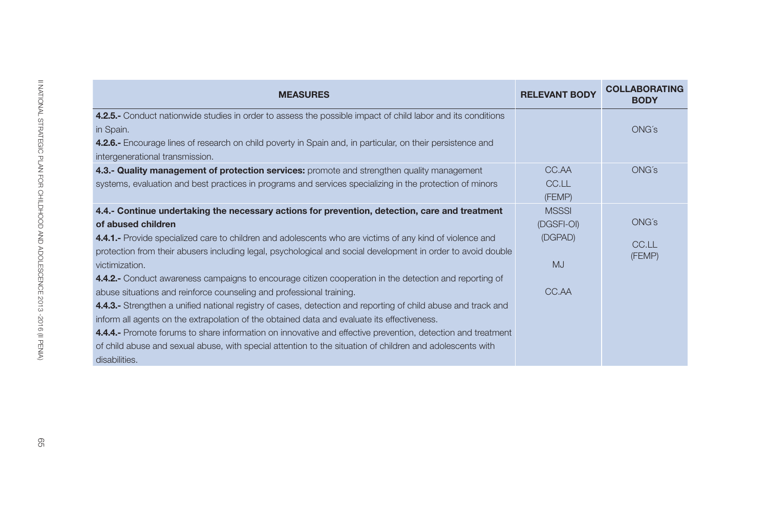| MEASURES | RELEVANT BODY | COLLABORATING BODY |
|---|---|---|
| **4.2.5.-** Conduct nationwide studies in order to assess the possible impact of child labor and its conditions in Spain.<br>**4.2.6.-** Encourage lines of research on child poverty in Spain and, in particular, on their persistence and intergenerational transmission. | | ONG´s |
| **4.3.- Quality management of protection services:** promote and strengthen quality management systems, evaluation and best practices in programs and services specializing in the protection of minors | CC.AA<br>CC.LL<br>(FEMP) | ONG´s |
| **4.4.- Continue undertaking the necessary actions for prevention, detection, care and treatment of abused children**<br>**4.4.1.-** Provide specialized care to children and adolescents who are victims of any kind of violence and protection from their abusers including legal, psychological and social development in order to avoid double victimization.<br>**4.4.2.-** Conduct awareness campaigns to encourage citizen cooperation in the detection and reporting of abuse situations and reinforce counseling and professional training.<br>**4.4.3.-** Strengthen a unified national registry of cases, detection and reporting of child abuse and track and inform all agents on the extrapolation of the obtained data and evaluate its effectiveness.<br>**4.4.4.-** Promote forums to share information on innovative and effective prevention, detection and treatment of child abuse and sexual abuse, with special attention to the situation of children and adolescents with disabilities. | MSSSI<br>(DGSFI-OI)<br>(DGPAD)<br>MJ<br>CC.AA | ONG´s<br>CC.LL<br>(FEMP) |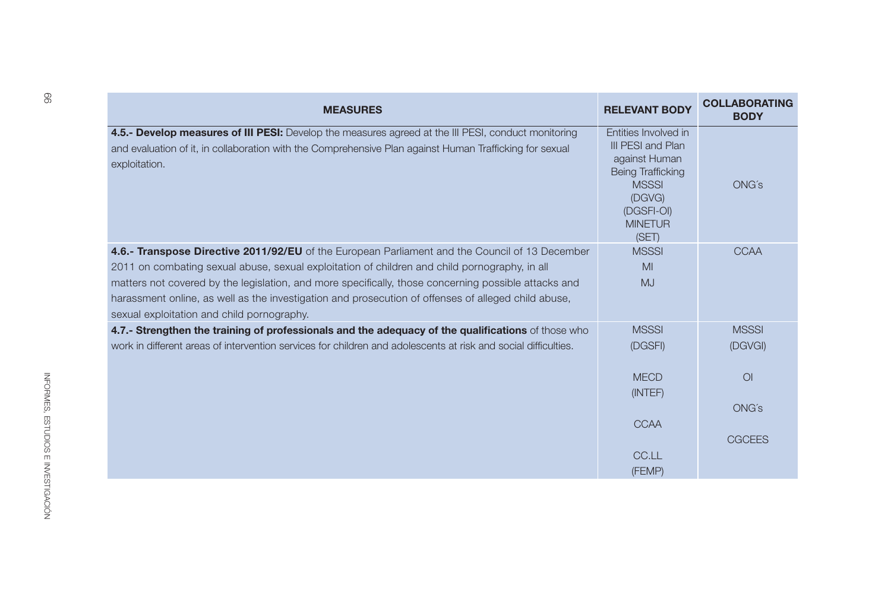| MEASURES | RELEVANT BODY | COLLABORATING BODY |
|---|---|---|
| **4.5.- Develop measures of III PESI:** Develop the measures agreed at the III PESI, conduct monitoring and evaluation of it, in collaboration with the Comprehensive Plan against Human Trafficking for sexual exploitation. | Entities Involved in III PESI and Plan against Human Being Trafficking<br>MSSSI<br>(DGVG)<br>(DGSFI-OI)<br>MINETUR<br>(SET) | ONG´s |
| **4.6.- Transpose Directive 2011/92/EU** of the European Parliament and the Council of 13 December 2011 on combating sexual abuse, sexual exploitation of children and child pornography, in all matters not covered by the legislation, and more specifically, those concerning possible attacks and harassment online, as well as the investigation and prosecution of offenses of alleged child abuse, sexual exploitation and child pornography. | MSSSI<br>MI<br>MJ | CCAA |
| **4.7.- Strengthen the training of professionals and the adequacy of the qualifications** of those who work in different areas of intervention services for children and adolescents at risk and social difficulties. | MSSSI<br>(DGSFI)<br><br>MECD<br>(INTEF)<br><br>CCAA<br><br>CC.LL<br>(FEMP) | MSSSI<br>(DGVGI)<br><br>OI<br><br>ONG´s<br><br>CGCEES |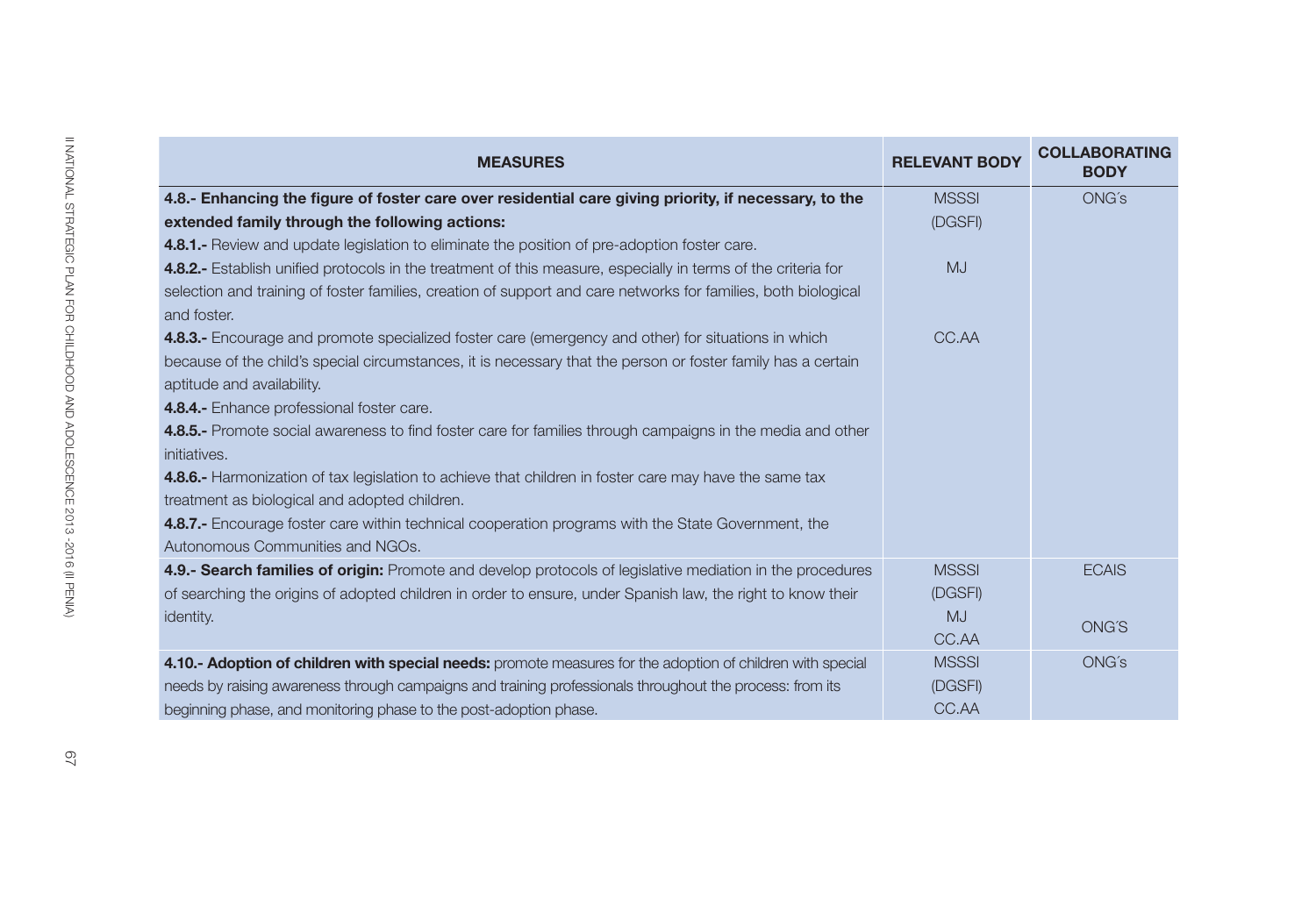| MEASURES | RELEVANT BODY | COLLABORATING BODY |
|---|---|---|
| **4.8.- Enhancing the figure of foster care over residential care giving priority, if necessary, to the extended family through the following actions:**<br>**4.8.1.-** Review and update legislation to eliminate the position of pre-adoption foster care.<br>**4.8.2.-** Establish unified protocols in the treatment of this measure, especially in terms of the criteria for selection and training of foster families, creation of support and care networks for families, both biological and foster.<br>**4.8.3.-** Encourage and promote specialized foster care (emergency and other) for situations in which because of the child's special circumstances, it is necessary that the person or foster family has a certain aptitude and availability.<br>**4.8.4.-** Enhance professional foster care.<br>**4.8.5.-** Promote social awareness to find foster care for families through campaigns in the media and other initiatives.<br>**4.8.6.-** Harmonization of tax legislation to achieve that children in foster care may have the same tax treatment as biological and adopted children.<br>**4.8.7.-** Encourage foster care within technical cooperation programs with the State Government, the Autonomous Communities and NGOs. | MSSSI<br>(DGSFI)<br>MJ<br>CC.AA | ONG´s |
| **4.9.- Search families of origin:** Promote and develop protocols of legislative mediation in the procedures of searching the origins of adopted children in order to ensure, under Spanish law, the right to know their identity. | MSSSI<br>(DGSFI)<br>MJ<br>CC.AA | ECAIS<br>ONG´S |
| **4.10.- Adoption of children with special needs:** promote measures for the adoption of children with special needs by raising awareness through campaigns and training professionals throughout the process: from its beginning phase, and monitoring phase to the post-adoption phase. | MSSSI<br>(DGSFI)<br>CC.AA | ONG´s |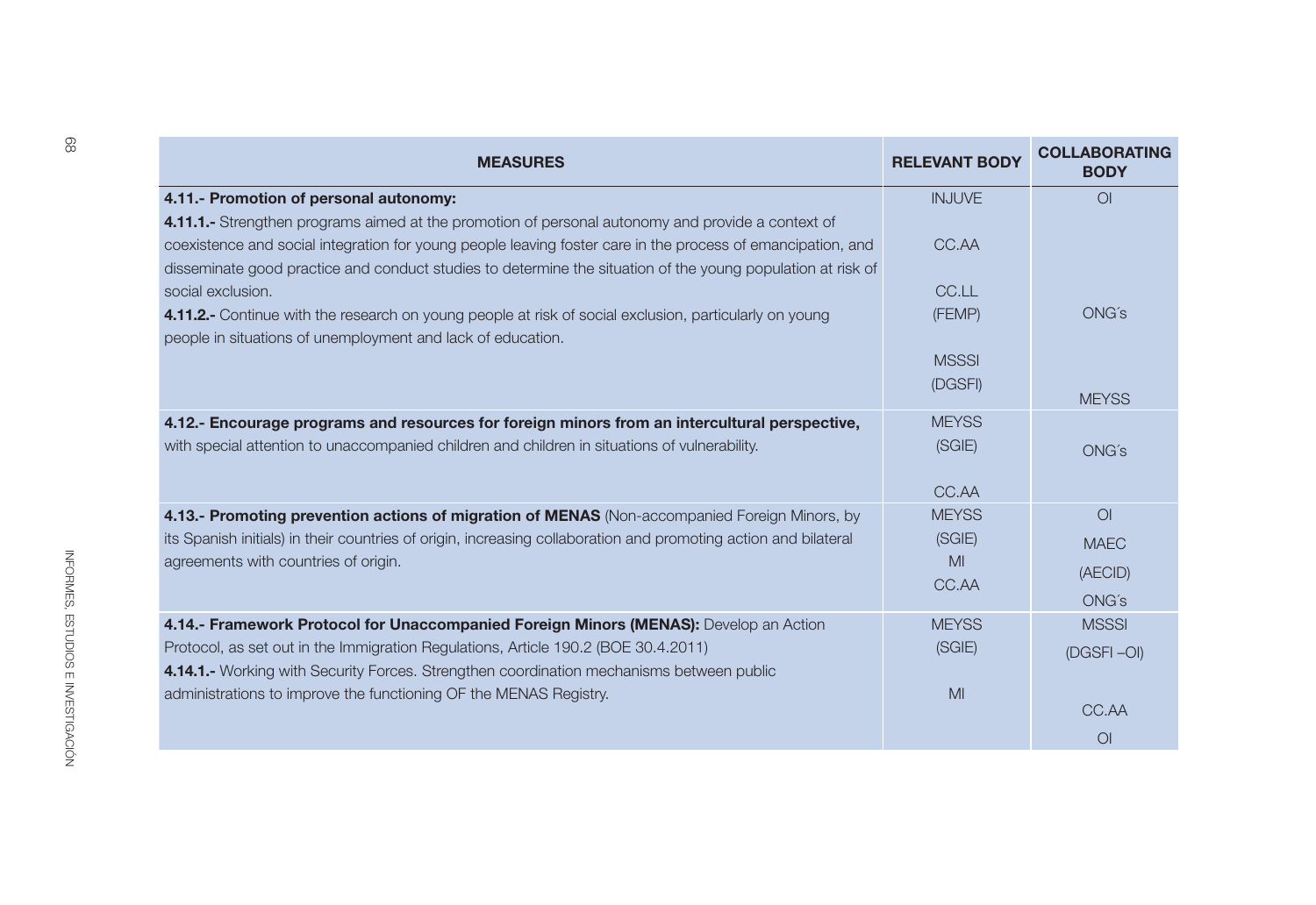| MEASURES | RELEVANT BODY | COLLABORATING BODY |
|---|---|---|
| **4.11.- Promotion of personal autonomy:**<br>**4.11.1.-** Strengthen programs aimed at the promotion of personal autonomy and provide a context of coexistence and social integration for young people leaving foster care in the process of emancipation, and disseminate good practice and conduct studies to determine the situation of the young population at risk of social exclusion.<br>**4.11.2.-** Continue with the research on young people at risk of social exclusion, particularly on young people in situations of unemployment and lack of education. | INJUVE<br>CC.AA<br>CC.LL<br>(FEMP)<br>MSSSI<br>(DGSFI) | OI<br>ONG´s<br>MEYSS |
| **4.12.- Encourage programs and resources for foreign minors from an intercultural perspective,** with special attention to unaccompanied children and children in situations of vulnerability. | MEYSS<br>(SGIE)<br>CC.AA | ONG´s |
| **4.13.- Promoting prevention actions of migration of MENAS** (Non-accompanied Foreign Minors, by its Spanish initials) in their countries of origin, increasing collaboration and promoting action and bilateral agreements with countries of origin. | MEYSS<br>(SGIE)<br>MI<br>CC.AA | OI<br>MAEC<br>(AECID)<br>ONG´s |
| **4.14.- Framework Protocol for Unaccompanied Foreign Minors (MENAS):** Develop an Action Protocol, as set out in the Immigration Regulations, Article 190.2 (BOE 30.4.2011)<br>**4.14.1.-** Working with Security Forces. Strengthen coordination mechanisms between public administrations to improve the functioning OF the MENAS Registry. | MEYSS<br>(SGIE)<br>MI | MSSSI<br>(DGSFI –OI)<br>CC.AA<br>OI |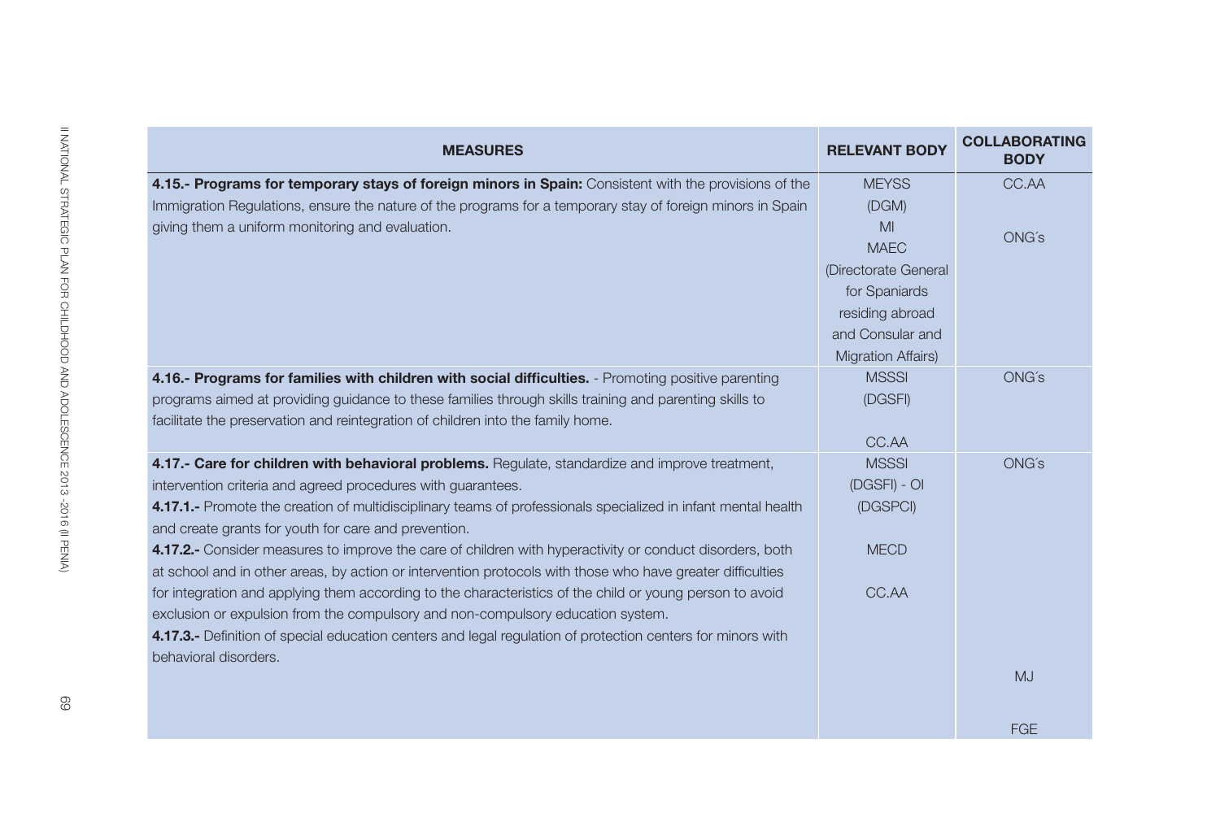| MEASURES | RELEVANT BODY | COLLABORATING BODY |
| --- | --- | --- |
| **4.15.- Programs for temporary stays of foreign minors in Spain:** Consistent with the provisions of the Immigration Regulations, ensure the nature of the programs for a temporary stay of foreign minors in Spain giving them a uniform monitoring and evaluation. | MEYSS (DGM) MI MAEC (Directorate General for Spaniards residing abroad and Consular and Migration Affairs) | CC.AA ONG´s |
| **4.16.- Programs for families with children with social difficulties.** - Promoting positive parenting programs aimed at providing guidance to these families through skills training and parenting skills to facilitate the preservation and reintegration of children into the family home. | MSSSI (DGSFI) CC.AA | ONG´s |
| **4.17.- Care for children with behavioral problems.** Regulate, standardize and improve treatment, intervention criteria and agreed procedures with guarantees. **4.17.1.-** Promote the creation of multidisciplinary teams of professionals specialized in infant mental health and create grants for youth for care and prevention. **4.17.2.-** Consider measures to improve the care of children with hyperactivity or conduct disorders, both at school and in other areas, by action or intervention protocols with those who have greater difficulties for integration and applying them according to the characteristics of the child or young person to avoid exclusion or expulsion from the compulsory and non-compulsory education system. **4.17.3.-** Definition of special education centers and legal regulation of protection centers for minors with behavioral disorders. | MSSSI (DGSFI) - OI (DGSPCI) MECD CC.AA | ONG´s MJ FGE |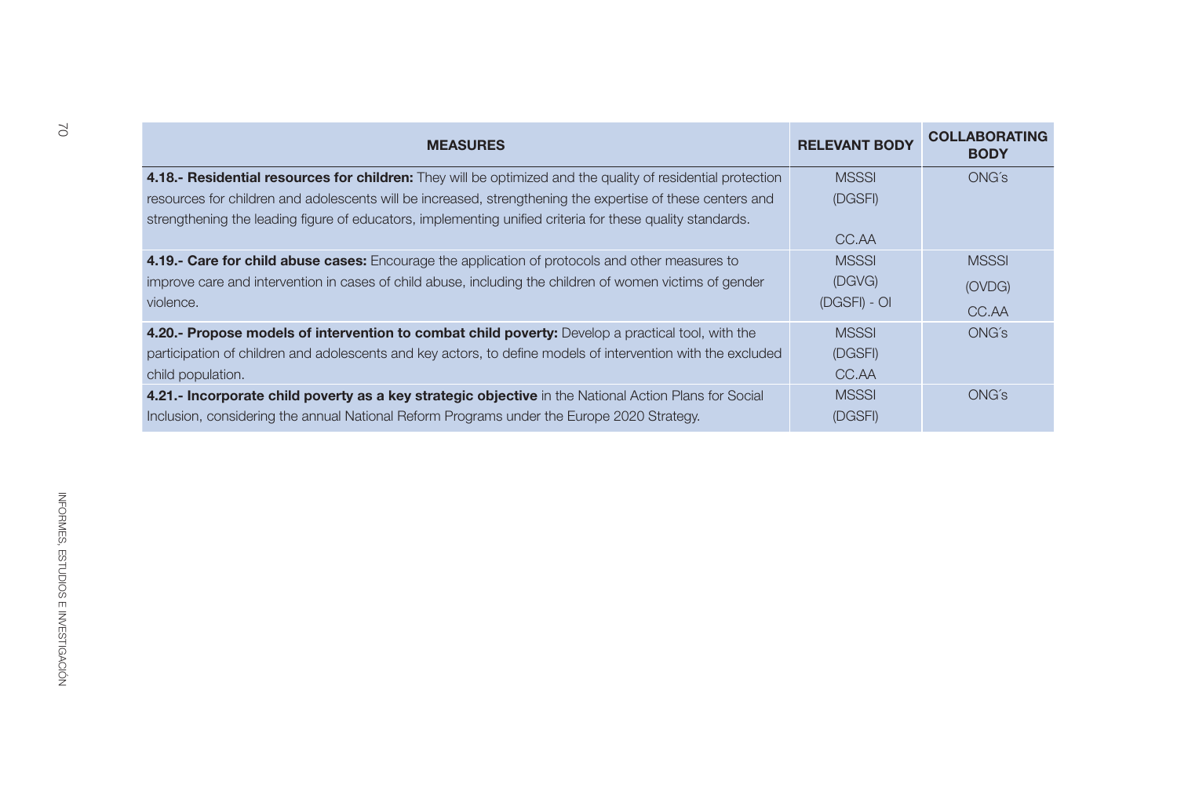| MEASURES | RELEVANT BODY | COLLABORATING BODY |
|---|---|---|
| **4.18.- Residential resources for children:** They will be optimized and the quality of residential protection resources for children and adolescents will be increased, strengthening the expertise of these centers and strengthening the leading figure of educators, implementing unified criteria for these quality standards. | MSSSI (DGSFI) CC.AA | ONG´s |
| **4.19.- Care for child abuse cases:** Encourage the application of protocols and other measures to improve care and intervention in cases of child abuse, including the children of women victims of gender violence. | MSSSI (DGVG) (DGSFI) - OI | MSSSI (OVDG) CC.AA |
| **4.20.- Propose models of intervention to combat child poverty:** Develop a practical tool, with the participation of children and adolescents and key actors, to define models of intervention with the excluded child population. | MSSSI (DGSFI) CC.AA | ONG´s |
| **4.21.- Incorporate child poverty as a key strategic objective** in the National Action Plans for Social Inclusion, considering the annual National Reform Programs under the Europe 2020 Strategy. | MSSSI (DGSFI) | ONG´s |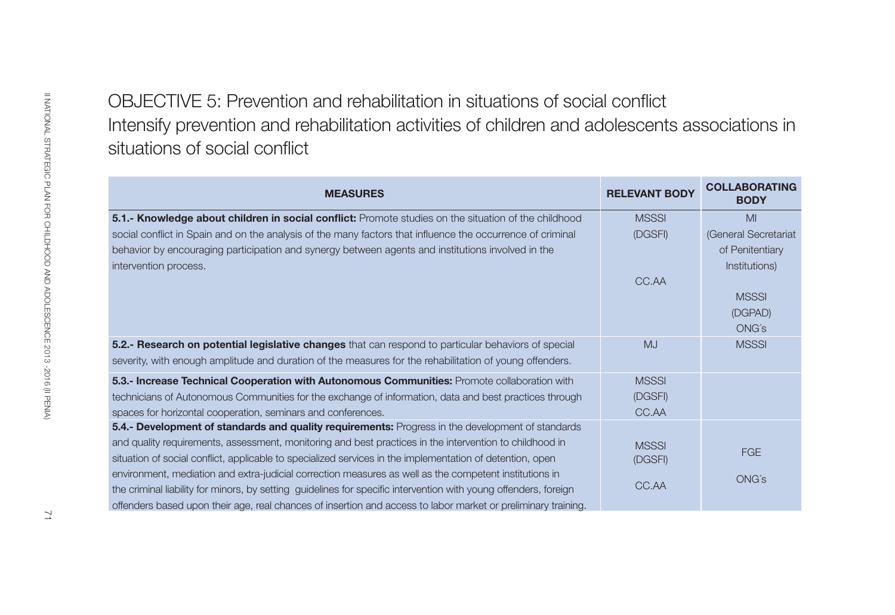# OBJECTIVE 5: Prevention and rehabilitation in situations of social conflict

## Intensify prevention and rehabilitation activities of children and adolescents associations in situations of social conflict

| MEASURES | RELEVANT BODY | COLLABORATING BODY |
|---|---|---|
| **5.1.- Knowledge about children in social conflict:** Promote studies on the situation of the childhood social conflict in Spain and on the analysis of the many factors that influence the occurrence of criminal behavior by encouraging participation and synergy between agents and institutions involved in the intervention process. | MSSSI (DGSFI)<br><br>CC.AA | MI (General Secretariat of Penitentiary Institutions)<br><br>MSSSI (DGPAD)<br>ONG´s |
| **5.2.- Research on potential legislative changes** that can respond to particular behaviors of special severity, with enough amplitude and duration of the measures for the rehabilitation of young offenders. | MJ | MSSSI |
| **5.3.- Increase Technical Cooperation with Autonomous Communities:** Promote collaboration with technicians of Autonomous Communities for the exchange of information, data and best practices through spaces for horizontal cooperation, seminars and conferences. | MSSSI (DGSFI)<br>CC.AA | |
| **5.4.- Development of standards and quality requirements:** Progress in the development of standards and quality requirements, assessment, monitoring and best practices in the intervention to childhood in situation of social conflict, applicable to specialized services in the implementation of detention, open environment, mediation and extra-judicial correction measures as well as the competent institutions in the criminal liability for minors, by setting guidelines for specific intervention with young offenders, foreign offenders based upon their age, real chances of insertion and access to labor market or preliminary training. | MSSSI (DGSFI)<br><br>CC.AA | FGE<br><br>ONG´s |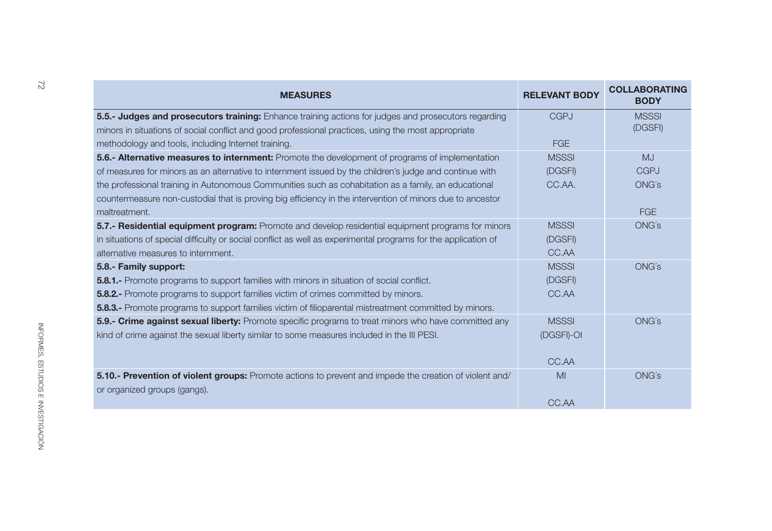| MEASURES | RELEVANT BODY | COLLABORATING BODY |
| --- | --- | --- |
| **5.5.- Judges and prosecutors training:** Enhance training actions for judges and prosecutors regarding minors in situations of social conflict and good professional practices, using the most appropriate methodology and tools, including Internet training. | CGPJ<br>FGE | MSSSI (DGSFI) |
| **5.6.- Alternative measures to internment:** Promote the development of programs of implementation of measures for minors as an alternative to internment issued by the children's judge and continue with the professional training in Autonomous Communities such as cohabitation as a family, an educational countermeasure non-custodial that is proving big efficiency in the intervention of minors due to ancestor maltreatment. | MSSSI (DGSFI)<br>CC.AA. | MJ<br>CGPJ<br>ONG´s<br>FGE |
| **5.7.- Residential equipment program:** Promote and develop residential equipment programs for minors in situations of special difficulty or social conflict as well as experimental programs for the application of alternative measures to internment. | MSSSI (DGSFI)<br>CC.AA | ONG´s |
| **5.8.- Family support:**<br>**5.8.1.-** Promote programs to support families with minors in situation of social conflict.<br>**5.8.2.-** Promote programs to support families victim of crimes committed by minors.<br>**5.8.3.-** Promote programs to support families victim of filioparental mistreatment committed by minors. | MSSSI (DGSFI)<br>CC.AA | ONG´s |
| **5.9.- Crime against sexual liberty:** Promote specific programs to treat minors who have committed any kind of crime against the sexual liberty similar to some measures included in the III PESI. | MSSSI (DGSFI)-OI<br>CC.AA | ONG´s |
| **5.10.- Prevention of violent groups:** Promote actions to prevent and impede the creation of violent and/ or organized groups (gangs). | MI<br>CC.AA | ONG´s |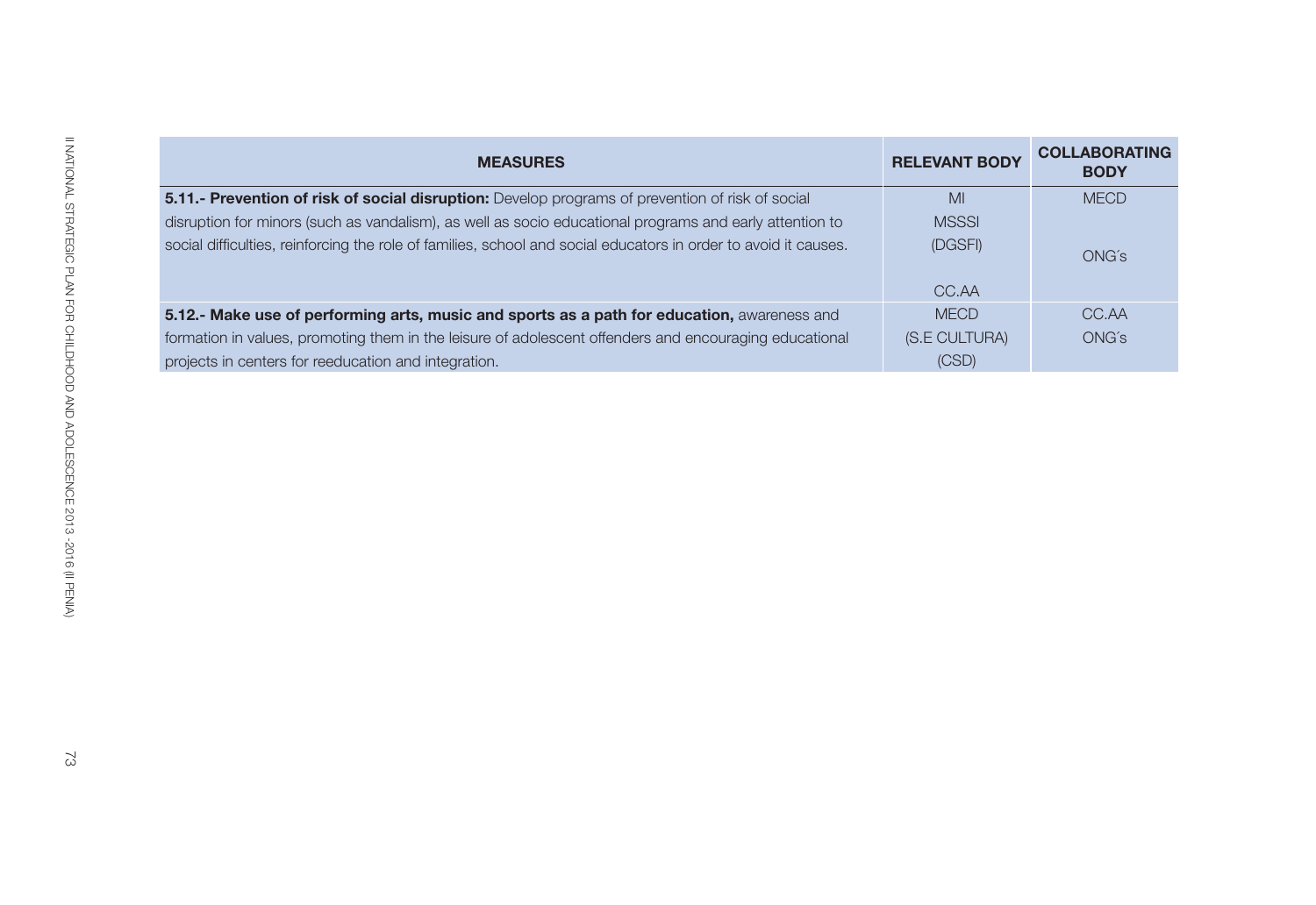| MEASURES | RELEVANT BODY | COLLABORATING BODY |
|---|---|---|
| **5.11.- Prevention of risk of social disruption:** Develop programs of prevention of risk of social disruption for minors (such as vandalism), as well as socio educational programs and early attention to social difficulties, reinforcing the role of families, school and social educators in order to avoid it causes. | MI<br>MSSSI<br>(DGSFI)<br><br>CC.AA | MECD<br><br>ONG´s |
| **5.12.- Make use of performing arts, music and sports as a path for education,** awareness and formation in values, promoting them in the leisure of adolescent offenders and encouraging educational projects in centers for reeducation and integration. | MECD<br>(S.E CULTURA)<br>(CSD) | CC.AA<br>ONG´s |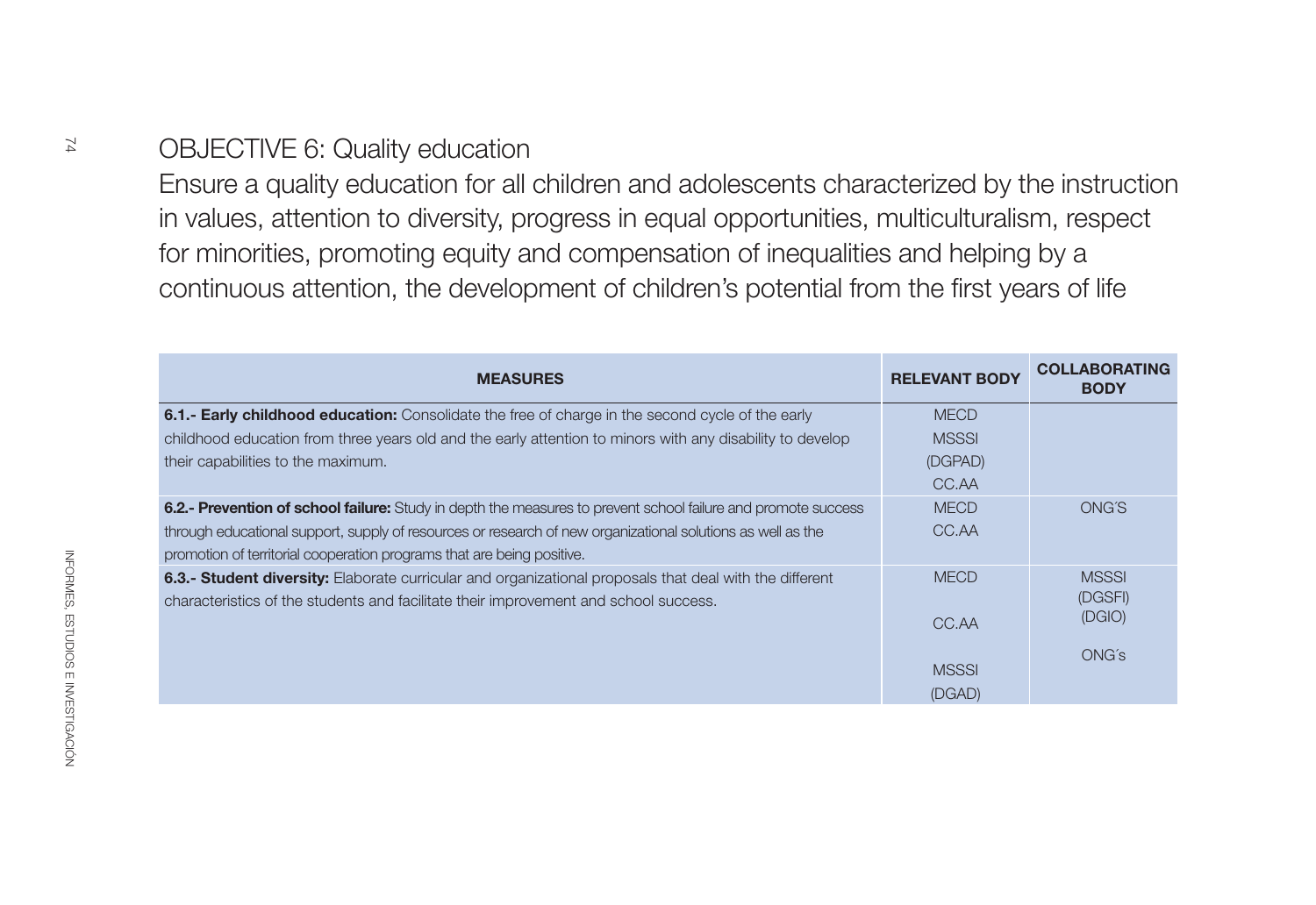## OBJECTIVE 6: Quality education

Ensure a quality education for all children and adolescents characterized by the instruction in values, attention to diversity, progress in equal opportunities, multiculturalism, respect for minorities, promoting equity and compensation of inequalities and helping by a continuous attention, the development of children's potential from the first years of life

| MEASURES | RELEVANT BODY | COLLABORATING BODY |
|---|---|---|
| **6.1.- Early childhood education:** Consolidate the free of charge in the second cycle of the early childhood education from three years old and the early attention to minors with any disability to develop their capabilities to the maximum. | MECD<br>MSSSI<br>(DGPAD)<br>CC.AA | |
| **6.2.- Prevention of school failure:** Study in depth the measures to prevent school failure and promote success through educational support, supply of resources or research of new organizational solutions as well as the promotion of territorial cooperation programs that are being positive. | MECD<br>CC.AA | ONG´S |
| **6.3.- Student diversity:** Elaborate curricular and organizational proposals that deal with the different characteristics of the students and facilitate their improvement and school success. | MECD<br>CC.AA<br>MSSSI<br>(DGAD) | MSSSI<br>(DGSFI)<br>(DGIO)<br>ONG´s |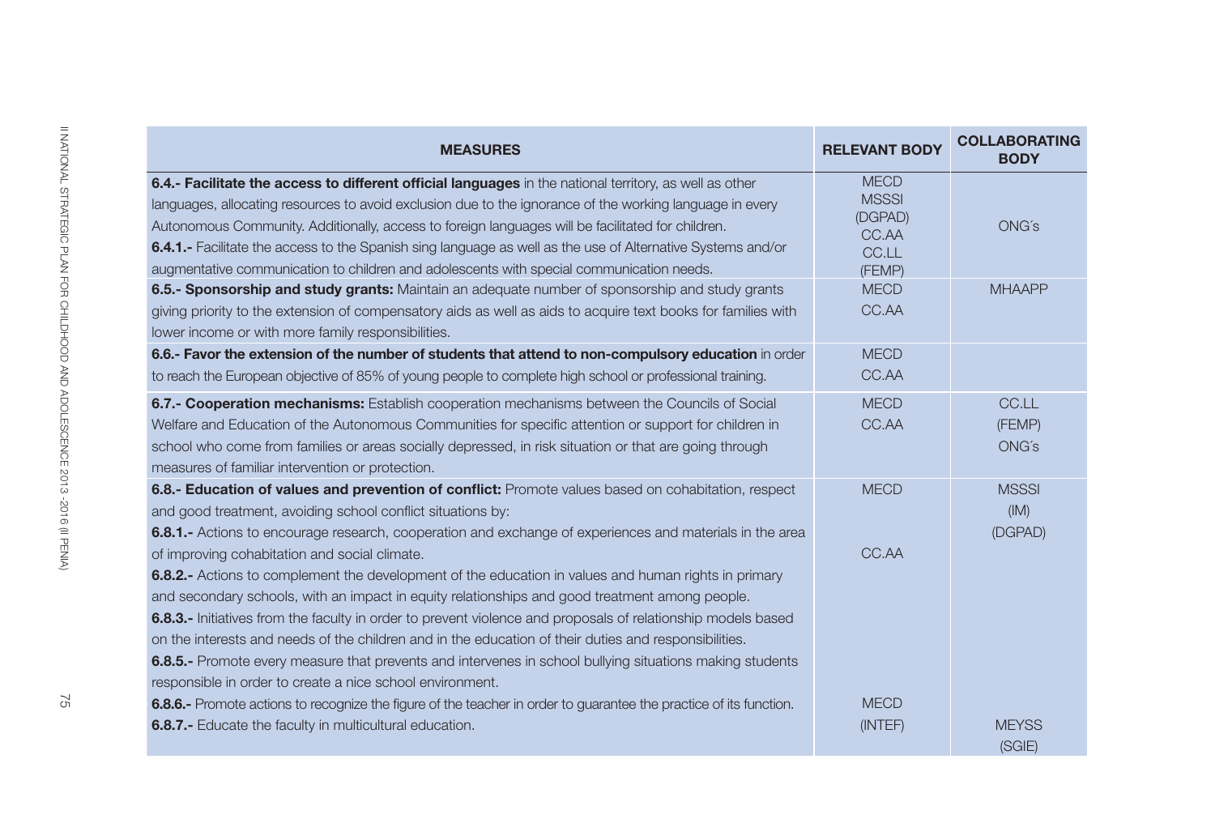| MEASURES | RELEVANT BODY | COLLABORATING BODY |
|---|---|---|
| **6.4.- Facilitate the access to different official languages** in the national territory, as well as other languages, allocating resources to avoid exclusion due to the ignorance of the working language in every Autonomous Community. Additionally, access to foreign languages will be facilitated for children.<br>**6.4.1.-** Facilitate the access to the Spanish sing language as well as the use of Alternative Systems and/or augmentative communication to children and adolescents with special communication needs. | MECD<br>MSSSI<br>(DGPAD)<br>CC.AA<br>CC.LL<br>(FEMP) | ONG´s |
| **6.5.- Sponsorship and study grants:** Maintain an adequate number of sponsorship and study grants giving priority to the extension of compensatory aids as well as aids to acquire text books for families with lower income or with more family responsibilities. | MECD<br>CC.AA | MHAAPP |
| **6.6.- Favor the extension of the number of students that attend to non-compulsory education** in order to reach the European objective of 85% of young people to complete high school or professional training. | MECD<br>CC.AA | |
| **6.7.- Cooperation mechanisms:** Establish cooperation mechanisms between the Councils of Social Welfare and Education of the Autonomous Communities for specific attention or support for children in school who come from families or areas socially depressed, in risk situation or that are going through measures of familiar intervention or protection. | MECD<br>CC.AA | CC.LL<br>(FEMP)<br>ONG´s |
| **6.8.- Education of values and prevention of conflict:** Promote values based on cohabitation, respect and good treatment, avoiding school conflict situations by:<br>**6.8.1.-** Actions to encourage research, cooperation and exchange of experiences and materials in the area of improving cohabitation and social climate.<br>**6.8.2.-** Actions to complement the development of the education in values and human rights in primary and secondary schools, with an impact in equity relationships and good treatment among people.<br>**6.8.3.-** Initiatives from the faculty in order to prevent violence and proposals of relationship models based on the interests and needs of the children and in the education of their duties and responsibilities.<br>**6.8.5.-** Promote every measure that prevents and intervenes in school bullying situations making students responsible in order to create a nice school environment. | MECD<br>CC.AA | MSSSI<br>(IM)<br>(DGPAD) |
| **6.8.6.-** Promote actions to recognize the figure of the teacher in order to guarantee the practice of its function.<br>**6.8.7.-** Educate the faculty in multicultural education. | MECD<br>(INTEF) | MEYSS<br>(SGIE) |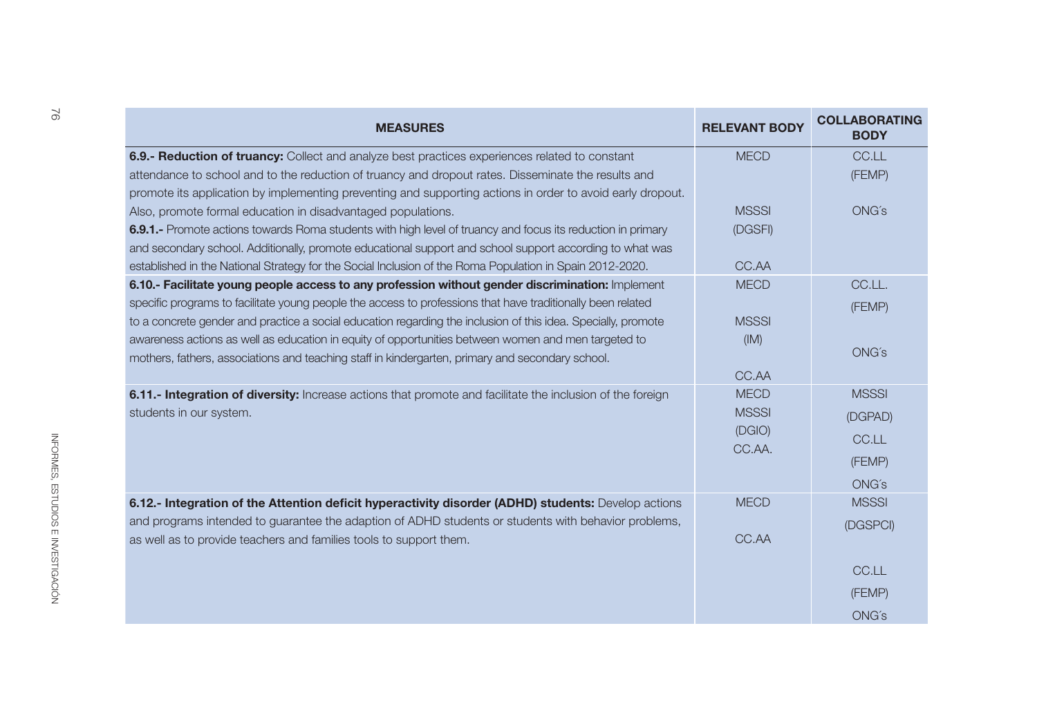| MEASURES | RELEVANT BODY | COLLABORATING BODY |
| --- | --- | --- |
| **6.9.- Reduction of truancy:** Collect and analyze best practices experiences related to constant attendance to school and to the reduction of truancy and dropout rates. Disseminate the results and promote its application by implementing preventing and supporting actions in order to avoid early dropout. Also, promote formal education in disadvantaged populations.<br>**6.9.1.-** Promote actions towards Roma students with high level of truancy and focus its reduction in primary and secondary school. Additionally, promote educational support and school support according to what was established in the National Strategy for the Social Inclusion of the Roma Population in Spain 2012-2020. | MECD<br>MSSSI<br>(DGSFI)<br>CC.AA | CC.LL<br>(FEMP)<br>ONG´s |
| **6.10.- Facilitate young people access to any profession without gender discrimination:** Implement specific programs to facilitate young people the access to professions that have traditionally been related to a concrete gender and practice a social education regarding the inclusion of this idea. Specially, promote awareness actions as well as education in equity of opportunities between women and men targeted to mothers, fathers, associations and teaching staff in kindergarten, primary and secondary school. | MECD<br>MSSSI<br>(IM)<br>CC.AA | CC.LL.<br>(FEMP)<br>ONG´s |
| **6.11.- Integration of diversity:** Increase actions that promote and facilitate the inclusion of the foreign students in our system. | MECD<br>MSSSI<br>(DGIO)<br>CC.AA. | MSSSI<br>(DGPAD)<br>CC.LL<br>(FEMP)<br>ONG´s |
| **6.12.- Integration of the Attention deficit hyperactivity disorder (ADHD) students:** Develop actions and programs intended to guarantee the adaption of ADHD students or students with behavior problems, as well as to provide teachers and families tools to support them. | MECD<br>CC.AA | MSSSI<br>(DGSPCI)<br>CC.LL<br>(FEMP)<br>ONG´s |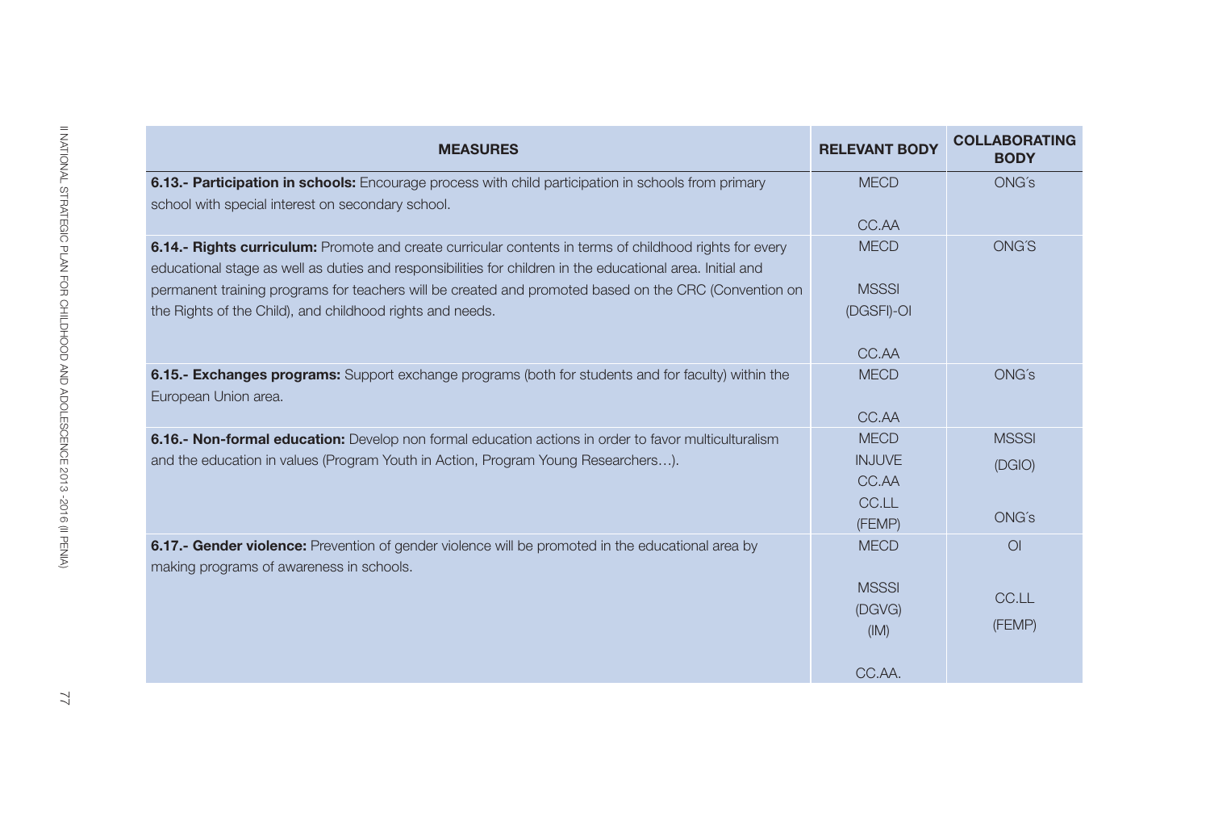| MEASURES | RELEVANT BODY | COLLABORATING BODY |
|---|---|---|
| **6.13.- Participation in schools:** Encourage process with child participation in schools from primary school with special interest on secondary school. | MECD<br><br>CC.AA | ONG´s |
| **6.14.- Rights curriculum:** Promote and create curricular contents in terms of childhood rights for every educational stage as well as duties and responsibilities for children in the educational area. Initial and permanent training programs for teachers will be created and promoted based on the CRC (Convention on the Rights of the Child), and childhood rights and needs. | MECD<br><br>MSSSI<br>(DGSFI)-OI<br><br>CC.AA | ONG´S |
| **6.15.- Exchanges programs:** Support exchange programs (both for students and for faculty) within the European Union area. | MECD<br><br>CC.AA | ONG´s |
| **6.16.- Non-formal education:** Develop non formal education actions in order to favor multiculturalism and the education in values (Program Youth in Action, Program Young Researchers…). | MECD<br>INJUVE<br>CC.AA<br>CC.LL<br>(FEMP) | MSSSI<br>(DGIO)<br><br>ONG´s |
| **6.17.- Gender violence:** Prevention of gender violence will be promoted in the educational area by making programs of awareness in schools. | MECD<br><br>MSSSI<br>(DGVG)<br>(IM)<br><br>CC.AA. | OI<br><br>CC.LL<br>(FEMP) |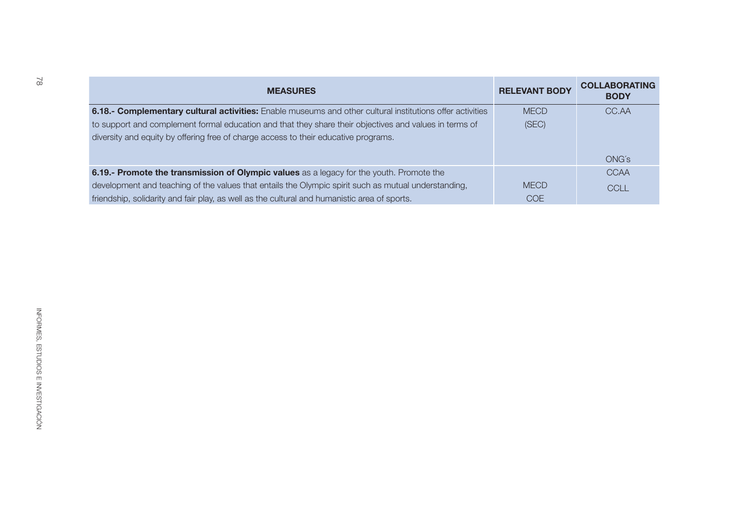| MEASURES | RELEVANT BODY | COLLABORATING BODY |
|---|---|---|
| **6.18.- Complementary cultural activities:** Enable museums and other cultural institutions offer activities to support and complement formal education and that they share their objectives and values in terms of diversity and equity by offering free of charge access to their educative programs. | MECD (SEC) | CC.AA ONG´s |
| **6.19.- Promote the transmission of Olympic values** as a legacy for the youth. Promote the development and teaching of the values that entails the Olympic spirit such as mutual understanding, friendship, solidarity and fair play, as well as the cultural and humanistic area of sports. | MECD COE | CCAA CCLL |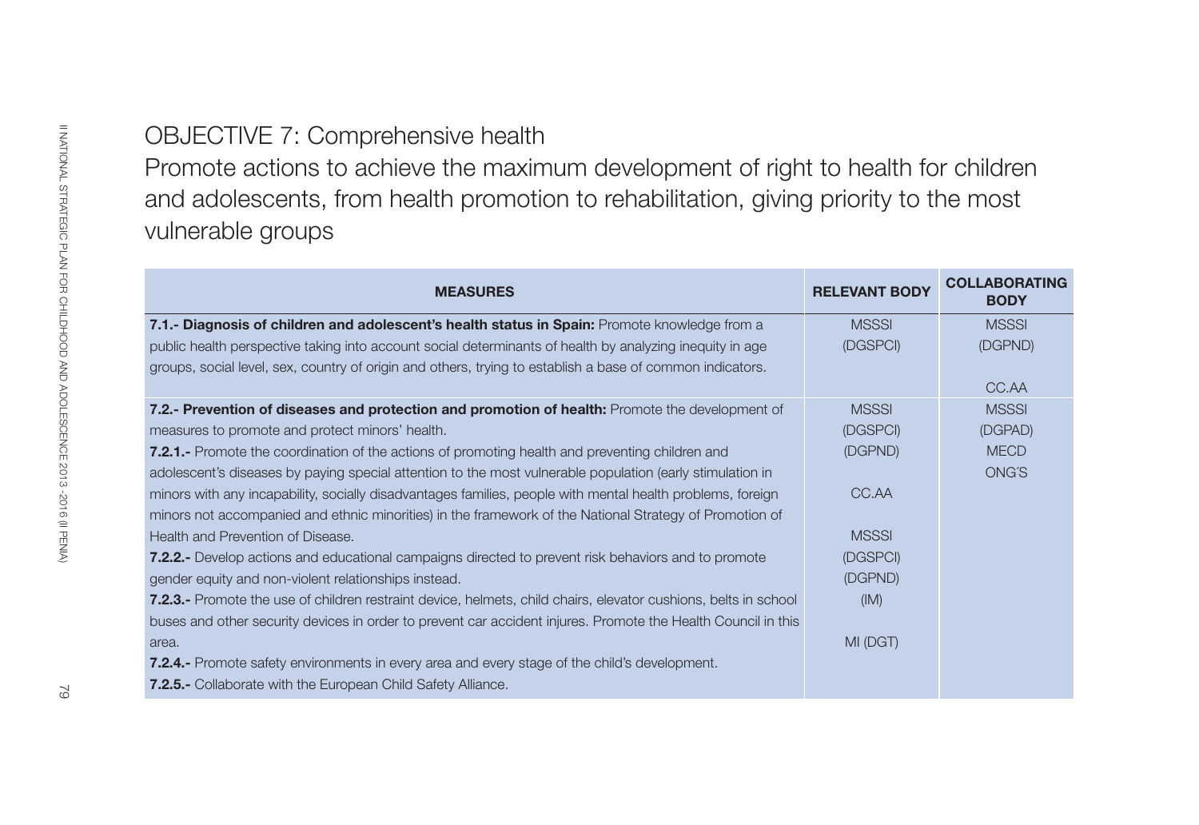## OBJECTIVE 7: Comprehensive health

Promote actions to achieve the maximum development of right to health for children and adolescents, from health promotion to rehabilitation, giving priority to the most vulnerable groups

| MEASURES | RELEVANT BODY | COLLABORATING BODY |
|---|---|---|
| **7.1.- Diagnosis of children and adolescent's health status in Spain:** Promote knowledge from a public health perspective taking into account social determinants of health by analyzing inequity in age groups, social level, sex, country of origin and others, trying to establish a base of common indicators. | MSSSI (DGSPCI) | MSSSI (DGPND) CC.AA |
| **7.2.- Prevention of diseases and protection and promotion of health:** Promote the development of measures to promote and protect minors' health.<br>**7.2.1.-** Promote the coordination of the actions of promoting health and preventing children and adolescent's diseases by paying special attention to the most vulnerable population (early stimulation in minors with any incapability, socially disadvantages families, people with mental health problems, foreign minors not accompanied and ethnic minorities) in the framework of the National Strategy of Promotion of Health and Prevention of Disease.<br>**7.2.2.-** Develop actions and educational campaigns directed to prevent risk behaviors and to promote gender equity and non-violent relationships instead.<br>**7.2.3.-** Promote the use of children restraint device, helmets, child chairs, elevator cushions, belts in school buses and other security devices in order to prevent car accident injures. Promote the Health Council in this area.<br>**7.2.4.-** Promote safety environments in every area and every stage of the child's development.<br>**7.2.5.-** Collaborate with the European Child Safety Alliance. | MSSSI (DGSPCI) (DGPND)<br>CC.AA<br>MSSSI (DGSPCI) (DGPND) (IM)<br>MI (DGT) | MSSSI (DGPAD) MECD ONG'S |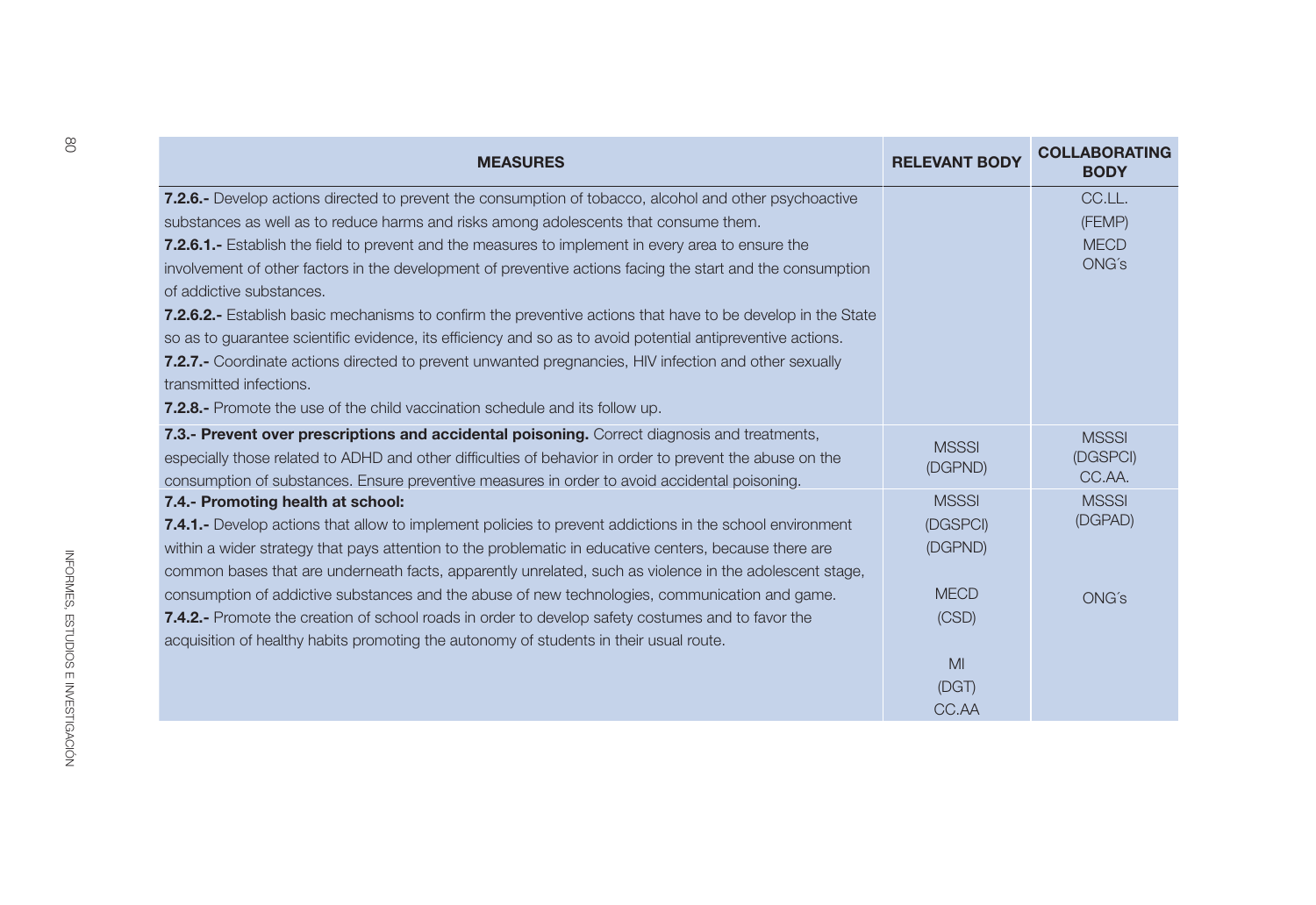| MEASURES | RELEVANT BODY | COLLABORATING BODY |
|---|---|---|
| **7.2.6.-** Develop actions directed to prevent the consumption of tobacco, alcohol and other psychoactive substances as well as to reduce harms and risks among adolescents that consume them.<br>**7.2.6.1.-** Establish the field to prevent and the measures to implement in every area to ensure the involvement of other factors in the development of preventive actions facing the start and the consumption of addictive substances.<br>**7.2.6.2.-** Establish basic mechanisms to confirm the preventive actions that have to be develop in the State so as to guarantee scientific evidence, its efficiency and so as to avoid potential antipreventive actions.<br>**7.2.7.-** Coordinate actions directed to prevent unwanted pregnancies, HIV infection and other sexually transmitted infections.<br>**7.2.8.-** Promote the use of the child vaccination schedule and its follow up. | | CC.LL.<br>(FEMP)<br>MECD<br>ONG´s |
| **7.3.- Prevent over prescriptions and accidental poisoning.** Correct diagnosis and treatments, especially those related to ADHD and other difficulties of behavior in order to prevent the abuse on the consumption of substances. Ensure preventive measures in order to avoid accidental poisoning. | MSSSI<br>(DGPND) | MSSSI<br>(DGSPCI)<br>CC.AA. |
| **7.4.- Promoting health at school:**<br>**7.4.1.-** Develop actions that allow to implement policies to prevent addictions in the school environment within a wider strategy that pays attention to the problematic in educative centers, because there are common bases that are underneath facts, apparently unrelated, such as violence in the adolescent stage, consumption of addictive substances and the abuse of new technologies, communication and game.<br>**7.4.2.-** Promote the creation of school roads in order to develop safety costumes and to favor the acquisition of healthy habits promoting the autonomy of students in their usual route. | MSSSI<br>(DGSPCI)<br>(DGPND)<br><br>MECD<br>(CSD)<br><br>MI<br>(DGT)<br>CC.AA | MSSSI<br>(DGPAD)<br><br>ONG´s |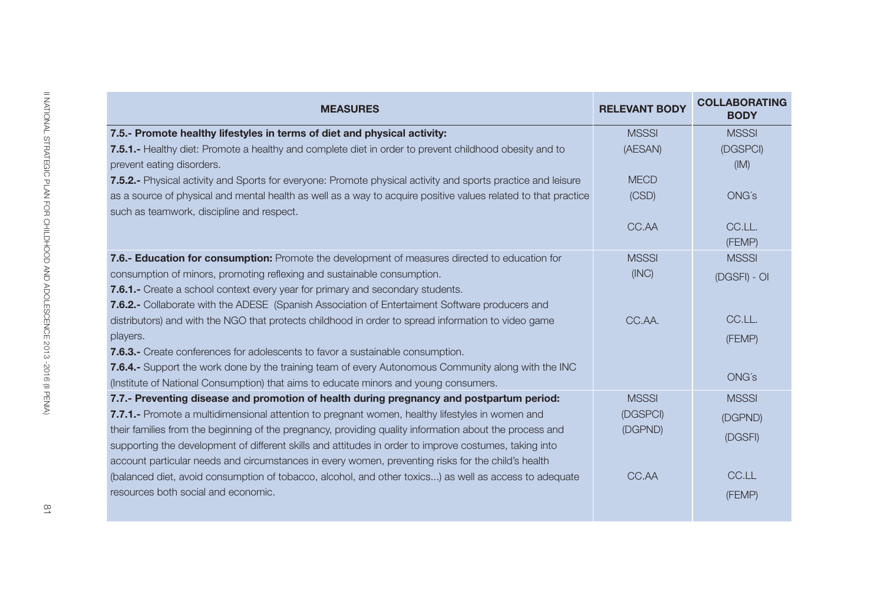| MEASURES | RELEVANT BODY | COLLABORATING BODY |
|---|---|---|
| **7.5.- Promote healthy lifestyles in terms of diet and physical activity:**<br>**7.5.1.-** Healthy diet: Promote a healthy and complete diet in order to prevent childhood obesity and to prevent eating disorders.<br>**7.5.2.-** Physical activity and Sports for everyone: Promote physical activity and sports practice and leisure as a source of physical and mental health as well as a way to acquire positive values related to that practice such as teamwork, discipline and respect. | MSSSI<br>(AESAN)<br><br>MECD<br>(CSD)<br><br>CC.AA | MSSSI<br>(DGSPCI)<br>(IM)<br><br>ONG´s<br><br>CC.LL.<br>(FEMP) |
| **7.6.- Education for consumption:** Promote the development of measures directed to education for consumption of minors, promoting reflexing and sustainable consumption.<br>**7.6.1.-** Create a school context every year for primary and secondary students.<br>**7.6.2.-** Collaborate with the ADESE (Spanish Association of Entertaiment Software producers and distributors) and with the NGO that protects childhood in order to spread information to video game players.<br>**7.6.3.-** Create conferences for adolescents to favor a sustainable consumption.<br>**7.6.4.-** Support the work done by the training team of every Autonomous Community along with the INC (Institute of National Consumption) that aims to educate minors and young consumers. | MSSSI<br>(INC)<br><br>CC.AA. | MSSSI<br>(DGSFI) - OI<br><br>CC.LL.<br>(FEMP)<br><br>ONG´s |
| **7.7.- Preventing disease and promotion of health during pregnancy and postpartum period:**<br>**7.7.1.-** Promote a multidimensional attention to pregnant women, healthy lifestyles in women and their families from the beginning of the pregnancy, providing quality information about the process and supporting the development of different skills and attitudes in order to improve costumes, taking into account particular needs and circumstances in every women, preventing risks for the child's health (balanced diet, avoid consumption of tobacco, alcohol, and other toxics...) as well as access to adequate resources both social and economic. | MSSSI<br>(DGSPCI)<br>(DGPND)<br><br>CC.AA | MSSSI<br>(DGPND)<br>(DGSFI)<br><br>CC.LL<br>(FEMP) |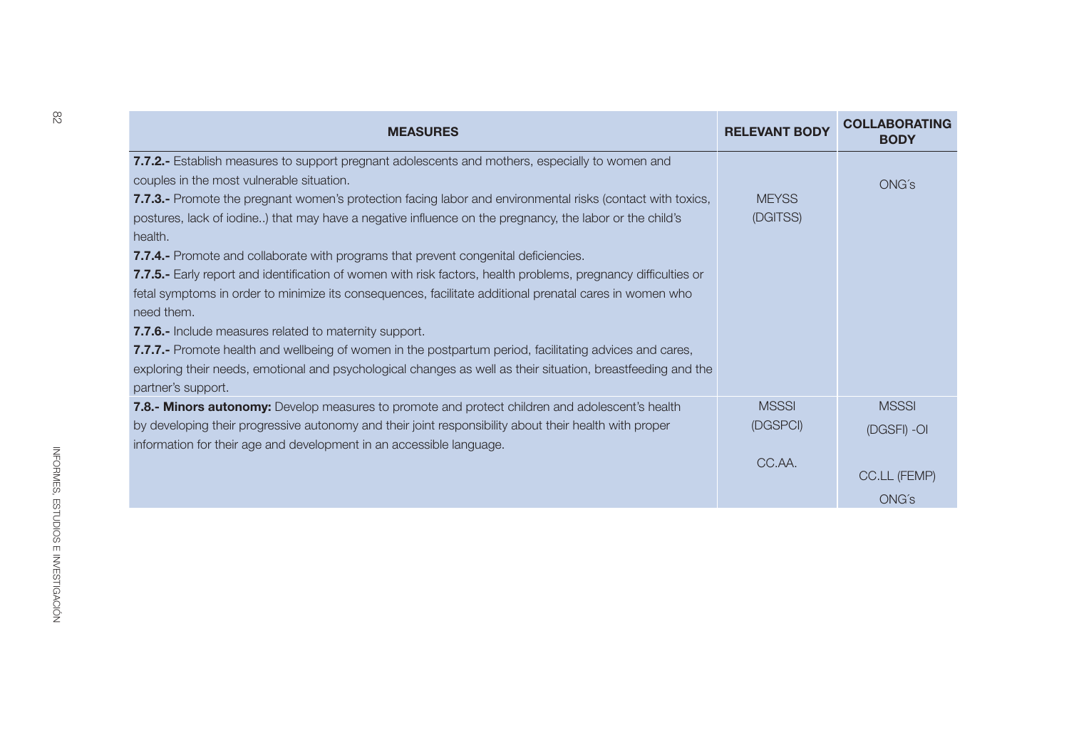| MEASURES | RELEVANT BODY | COLLABORATING BODY |
|---|---|---|
| **7.7.2.-** Establish measures to support pregnant adolescents and mothers, especially to women and couples in the most vulnerable situation.<br>**7.7.3.-** Promote the pregnant women's protection facing labor and environmental risks (contact with toxics, postures, lack of iodine..) that may have a negative influence on the pregnancy, the labor or the child's health.<br>**7.7.4.-** Promote and collaborate with programs that prevent congenital deficiencies.<br>**7.7.5.-** Early report and identification of women with risk factors, health problems, pregnancy difficulties or fetal symptoms in order to minimize its consequences, facilitate additional prenatal cares in women who need them.<br>**7.7.6.-** Include measures related to maternity support.<br>**7.7.7.-** Promote health and wellbeing of women in the postpartum period, facilitating advices and cares, exploring their needs, emotional and psychological changes as well as their situation, breastfeeding and the partner's support. | MEYSS (DGITSS) | ONG´s |
| **7.8.- Minors autonomy:** Develop measures to promote and protect children and adolescent's health by developing their progressive autonomy and their joint responsibility about their health with proper information for their age and development in an accessible language. | MSSSI (DGSPCI)<br><br>CC.AA. | MSSSI (DGSFI) -OI<br><br>CC.LL (FEMP)<br><br>ONG´s |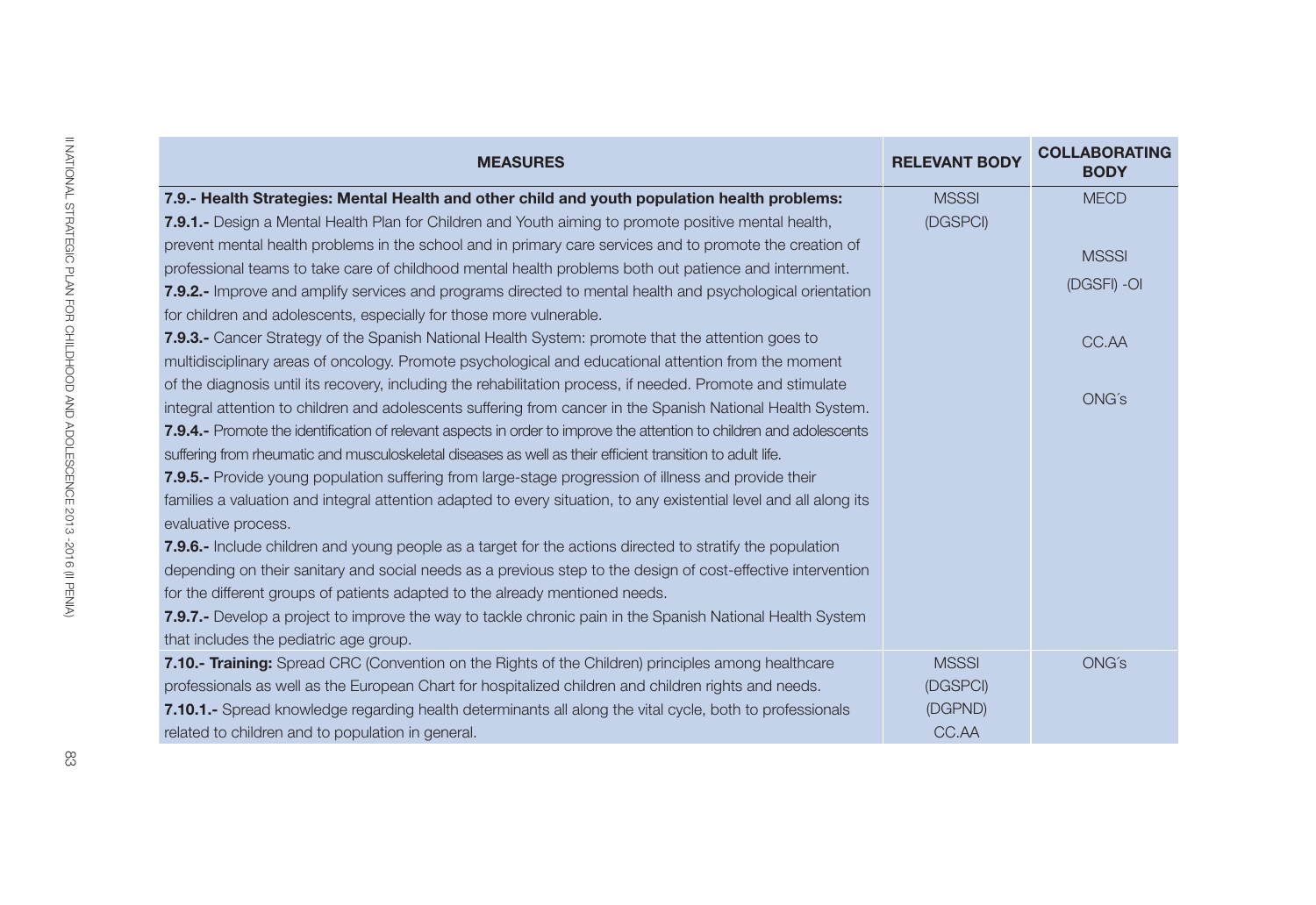| MEASURES | RELEVANT BODY | COLLABORATING BODY |
|---|---|---|
| **7.9.- Health Strategies: Mental Health and other child and youth population health problems:**<br>**7.9.1.-** Design a Mental Health Plan for Children and Youth aiming to promote positive mental health, prevent mental health problems in the school and in primary care services and to promote the creation of professional teams to take care of childhood mental health problems both out patience and internment.<br>**7.9.2.-** Improve and amplify services and programs directed to mental health and psychological orientation for children and adolescents, especially for those more vulnerable.<br>**7.9.3.-** Cancer Strategy of the Spanish National Health System: promote that the attention goes to multidisciplinary areas of oncology. Promote psychological and educational attention from the moment of the diagnosis until its recovery, including the rehabilitation process, if needed. Promote and stimulate integral attention to children and adolescents suffering from cancer in the Spanish National Health System.<br>**7.9.4.-** Promote the identification of relevant aspects in order to improve the attention to children and adolescents suffering from rheumatic and musculoskeletal diseases as well as their efficient transition to adult life.<br>**7.9.5.-** Provide young population suffering from large-stage progression of illness and provide their families a valuation and integral attention adapted to every situation, to any existential level and all along its evaluative process.<br>**7.9.6.-** Include children and young people as a target for the actions directed to stratify the population depending on their sanitary and social needs as a previous step to the design of cost-effective intervention for the different groups of patients adapted to the already mentioned needs.<br>**7.9.7.-** Develop a project to improve the way to tackle chronic pain in the Spanish National Health System that includes the pediatric age group. | MSSSI<br>(DGSPCI) | MECD<br><br>MSSSI<br>(DGSFI) -OI<br><br>CC.AA<br><br>ONG´s |
| **7.10.- Training:** Spread CRC (Convention on the Rights of the Children) principles among healthcare professionals as well as the European Chart for hospitalized children and children rights and needs.<br>**7.10.1.-** Spread knowledge regarding health determinants all along the vital cycle, both to professionals related to children and to population in general. | MSSSI<br>(DGSPCI)<br>(DGPND)<br>CC.AA | ONG´s |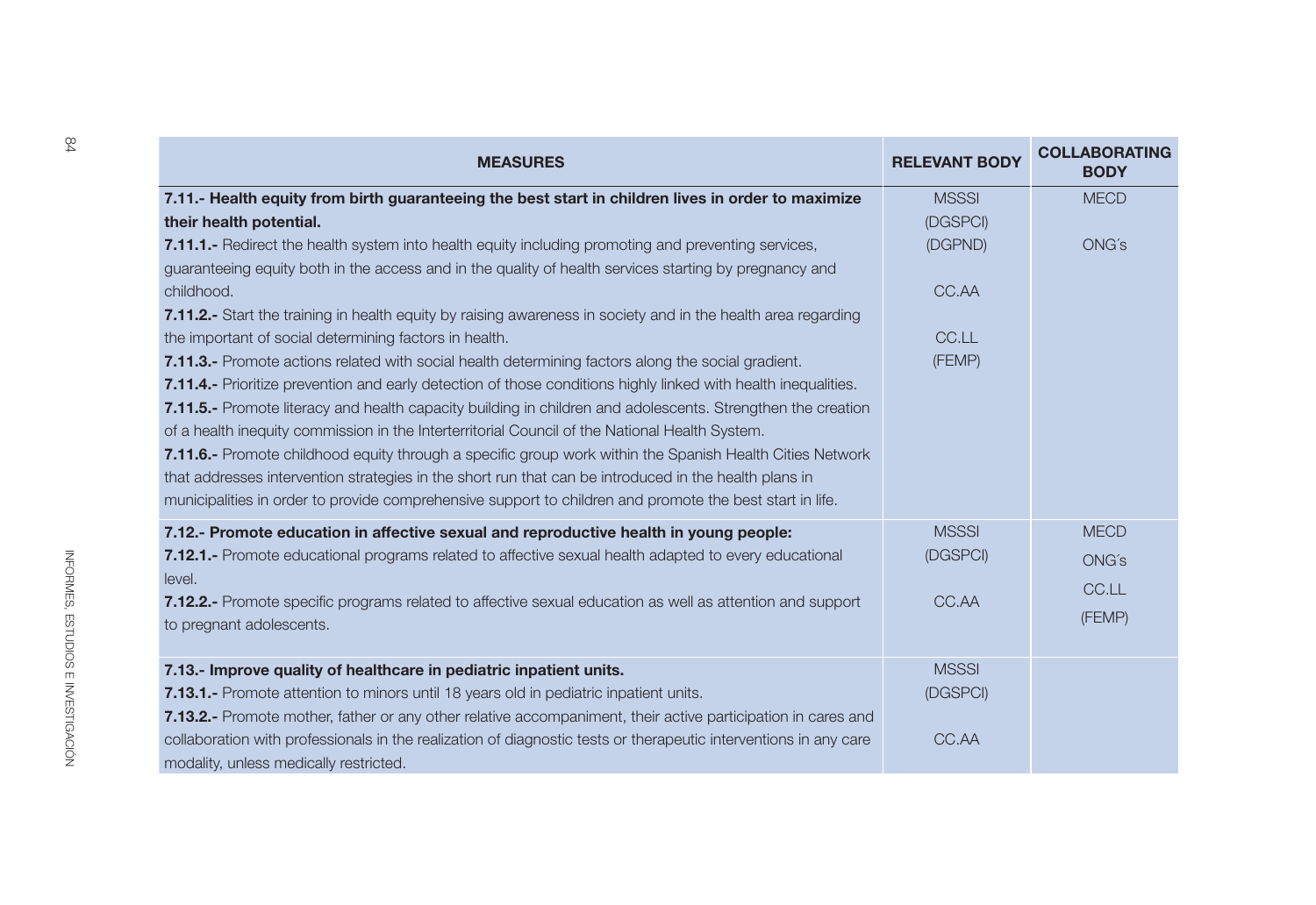| MEASURES | RELEVANT BODY | COLLABORATING BODY |
|---|---|---|
| **7.11.- Health equity from birth guaranteeing the best start in children lives in order to maximize their health potential.**<br>**7.11.1.-** Redirect the health system into health equity including promoting and preventing services, guaranteeing equity both in the access and in the quality of health services starting by pregnancy and childhood.<br>**7.11.2.-** Start the training in health equity by raising awareness in society and in the health area regarding the important of social determining factors in health.<br>**7.11.3.-** Promote actions related with social health determining factors along the social gradient.<br>**7.11.4.-** Prioritize prevention and early detection of those conditions highly linked with health inequalities.<br>**7.11.5.-** Promote literacy and health capacity building in children and adolescents. Strengthen the creation of a health inequity commission in the Interterritorial Council of the National Health System.<br>**7.11.6.-** Promote childhood equity through a specific group work within the Spanish Health Cities Network that addresses intervention strategies in the short run that can be introduced in the health plans in municipalities in order to provide comprehensive support to children and promote the best start in life. | MSSSI<br>(DGSPCI)<br>(DGPND)<br>CC.AA<br>CC.LL<br>(FEMP) | MECD<br>ONG´s |
| **7.12.- Promote education in affective sexual and reproductive health in young people:**<br>**7.12.1.-** Promote educational programs related to affective sexual health adapted to every educational level.<br>**7.12.2.-** Promote specific programs related to affective sexual education as well as attention and support to pregnant adolescents. | MSSSI<br>(DGSPCI)<br>CC.AA | MECD<br>ONG´s<br>CC.LL<br>(FEMP) |
| **7.13.- Improve quality of healthcare in pediatric inpatient units.**<br>**7.13.1.-** Promote attention to minors until 18 years old in pediatric inpatient units.<br>**7.13.2.-** Promote mother, father or any other relative accompaniment, their active participation in cares and collaboration with professionals in the realization of diagnostic tests or therapeutic interventions in any care modality, unless medically restricted. | MSSSI<br>(DGSPCI)<br>CC.AA | |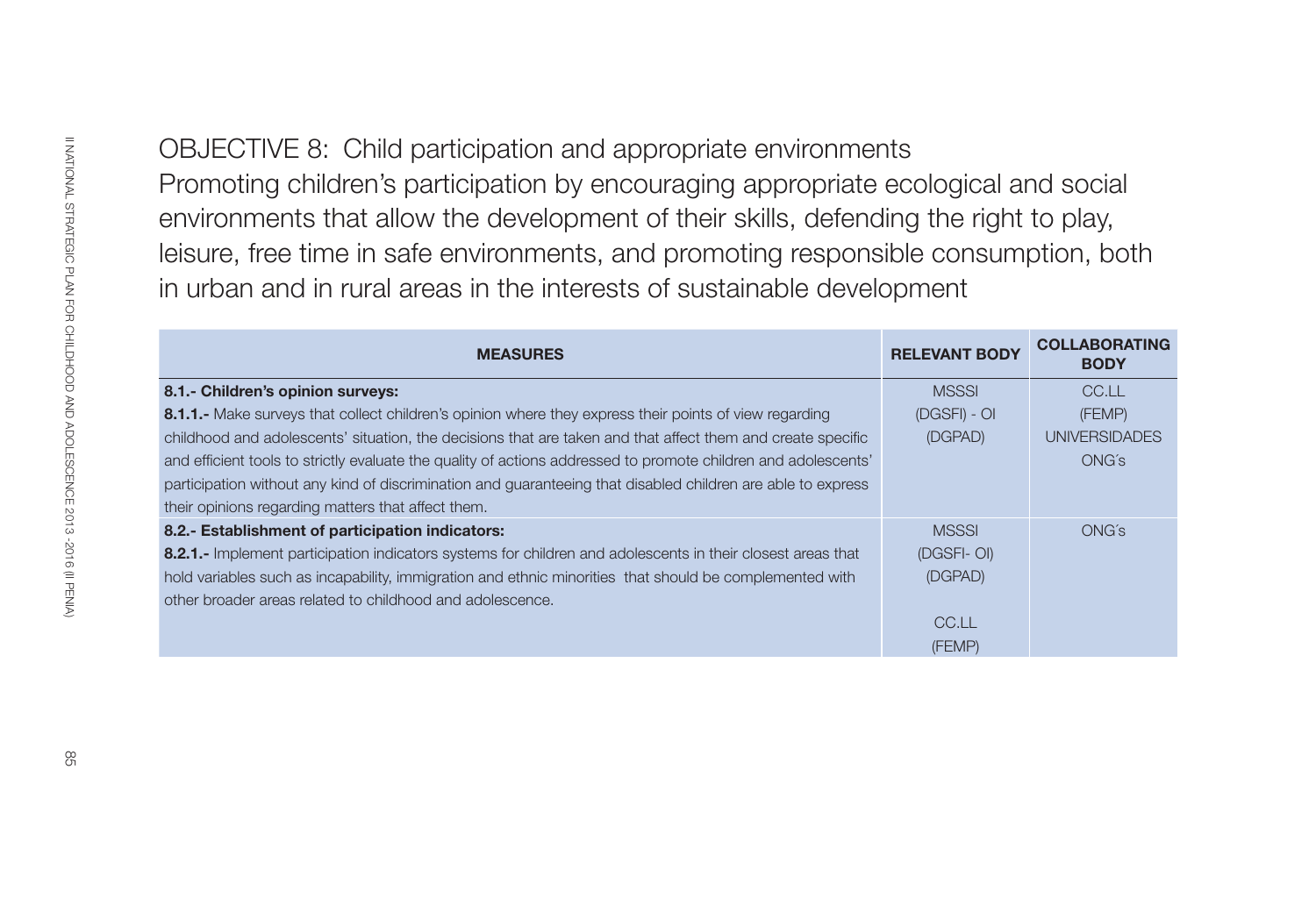# OBJECTIVE 8: Child participation and appropriate environments

Promoting children's participation by encouraging appropriate ecological and social environments that allow the development of their skills, defending the right to play, leisure, free time in safe environments, and promoting responsible consumption, both in urban and in rural areas in the interests of sustainable development

| MEASURES | RELEVANT BODY | COLLABORATING BODY |
|---|---|---|
| **8.1.- Children's opinion surveys:**<br>**8.1.1.-** Make surveys that collect children's opinion where they express their points of view regarding childhood and adolescents' situation, the decisions that are taken and that affect them and create specific and efficient tools to strictly evaluate the quality of actions addressed to promote children and adolescents' participation without any kind of discrimination and guaranteeing that disabled children are able to express their opinions regarding matters that affect them. | MSSSI<br>(DGSFI) - OI<br>(DGPAD) | CC.LL<br>(FEMP)<br>UNIVERSIDADES<br>ONG´s |
| **8.2.- Establishment of participation indicators:**<br>**8.2.1.-** Implement participation indicators systems for children and adolescents in their closest areas that hold variables such as incapability, immigration and ethnic minorities that should be complemented with other broader areas related to childhood and adolescence. | MSSSI<br>(DGSFI- OI)<br>(DGPAD)<br><br>CC.LL<br>(FEMP) | ONG´s |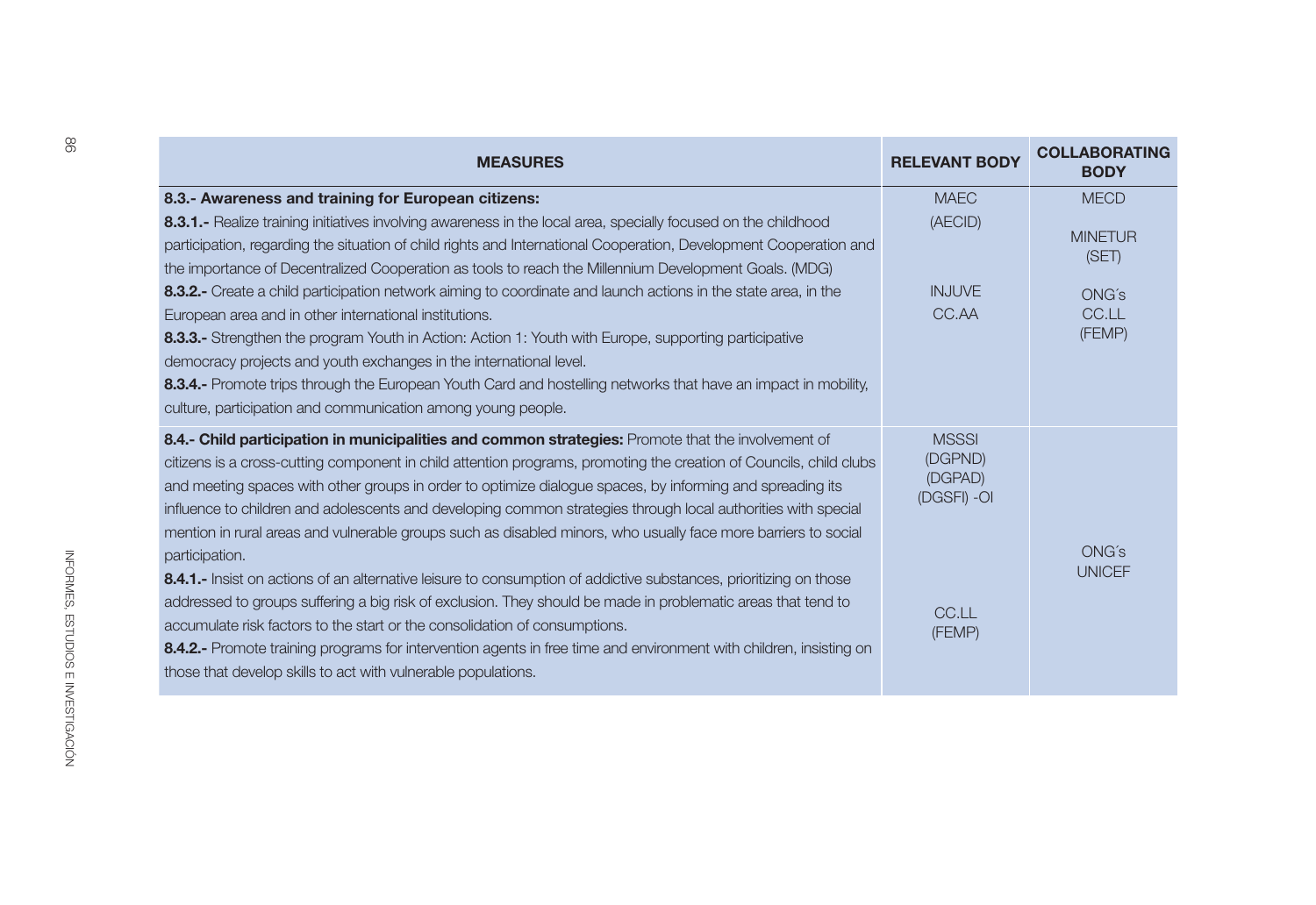| MEASURES | RELEVANT BODY | COLLABORATING BODY |
|---|---|---|
| **8.3.- Awareness and training for European citizens:**<br>**8.3.1.-** Realize training initiatives involving awareness in the local area, specially focused on the childhood participation, regarding the situation of child rights and International Cooperation, Development Cooperation and the importance of Decentralized Cooperation as tools to reach the Millennium Development Goals. (MDG)<br>**8.3.2.-** Create a child participation network aiming to coordinate and launch actions in the state area, in the European area and in other international institutions.<br>**8.3.3.-** Strengthen the program Youth in Action: Action 1: Youth with Europe, supporting participative democracy projects and youth exchanges in the international level.<br>**8.3.4.-** Promote trips through the European Youth Card and hostelling networks that have an impact in mobility, culture, participation and communication among young people. | MAEC<br>(AECID)<br><br>INJUVE<br>CC.AA | MECD<br><br>MINETUR<br>(SET)<br><br>ONG´s<br>CC.LL<br>(FEMP) |
| **8.4.- Child participation in municipalities and common strategies:** Promote that the involvement of citizens is a cross-cutting component in child attention programs, promoting the creation of Councils, child clubs and meeting spaces with other groups in order to optimize dialogue spaces, by informing and spreading its influence to children and adolescents and developing common strategies through local authorities with special mention in rural areas and vulnerable groups such as disabled minors, who usually face more barriers to social participation.<br>**8.4.1.-** Insist on actions of an alternative leisure to consumption of addictive substances, prioritizing on those addressed to groups suffering a big risk of exclusion. They should be made in problematic areas that tend to accumulate risk factors to the start or the consolidation of consumptions.<br>**8.4.2.-** Promote training programs for intervention agents in free time and environment with children, insisting on those that develop skills to act with vulnerable populations. | MSSSI<br>(DGPND)<br>(DGPAD)<br>(DGSFI) -OI<br><br>CC.LL<br>(FEMP) | ONG´s<br>UNICEF |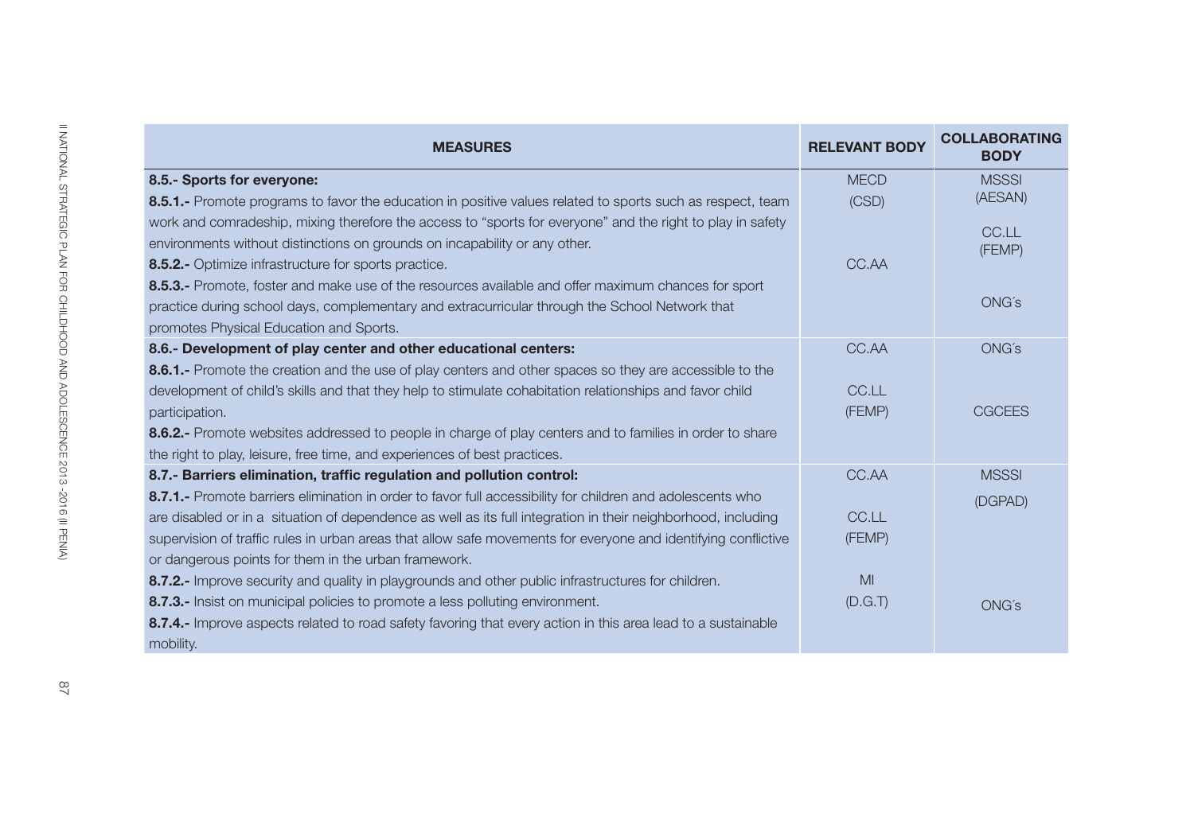| MEASURES | RELEVANT BODY | COLLABORATING BODY |
|---|---|---|
| **8.5.- Sports for everyone:**<br>**8.5.1.-** Promote programs to favor the education in positive values related to sports such as respect, team work and comradeship, mixing therefore the access to "sports for everyone" and the right to play in safety environments without distinctions on grounds on incapability or any other.<br>**8.5.2.-** Optimize infrastructure for sports practice.<br>**8.5.3.-** Promote, foster and make use of the resources available and offer maximum chances for sport practice during school days, complementary and extracurricular through the School Network that promotes Physical Education and Sports. | MECD<br>(CSD)<br><br>CC.AA | MSSSI<br>(AESAN)<br><br>CC.LL<br>(FEMP)<br><br>ONG´s |
| **8.6.- Development of play center and other educational centers:**<br>**8.6.1.-** Promote the creation and the use of play centers and other spaces so they are accessible to the development of child's skills and that they help to stimulate cohabitation relationships and favor child participation.<br>**8.6.2.-** Promote websites addressed to people in charge of play centers and to families in order to share the right to play, leisure, free time, and experiences of best practices. | CC.AA<br><br>CC.LL<br>(FEMP) | ONG´s<br><br>CGCEES |
| **8.7.- Barriers elimination, traffic regulation and pollution control:**<br>**8.7.1.-** Promote barriers elimination in order to favor full accessibility for children and adolescents who are disabled or in a situation of dependence as well as its full integration in their neighborhood, including supervision of traffic rules in urban areas that allow safe movements for everyone and identifying conflictive or dangerous points for them in the urban framework.<br>**8.7.2.-** Improve security and quality in playgrounds and other public infrastructures for children.<br>**8.7.3.-** Insist on municipal policies to promote a less polluting environment.<br>**8.7.4.-** Improve aspects related to road safety favoring that every action in this area lead to a sustainable mobility. | CC.AA<br><br>CC.LL<br>(FEMP)<br><br>MI<br>(D.G.T) | MSSSI<br>(DGPAD)<br><br>ONG´s |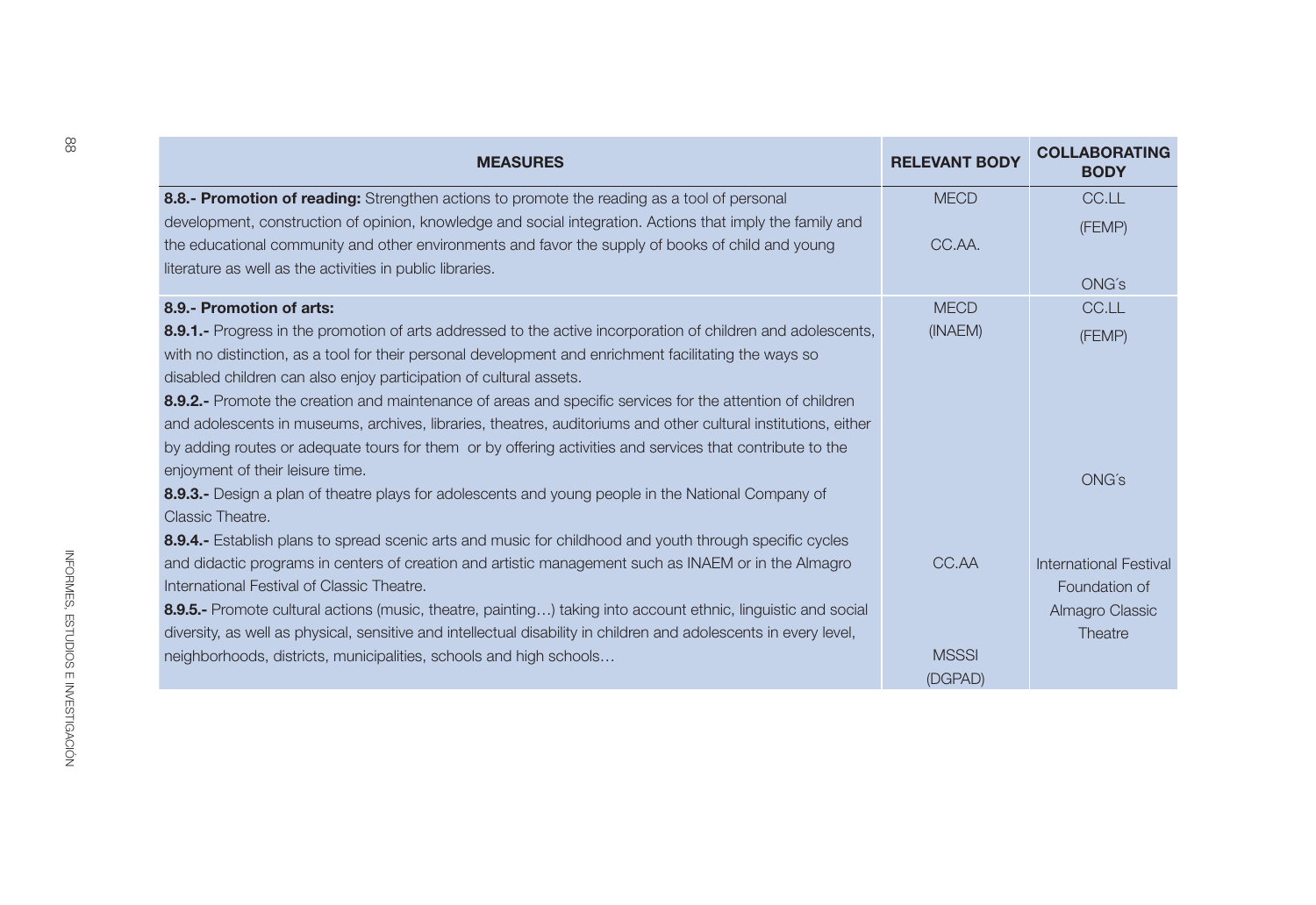| MEASURES | RELEVANT BODY | COLLABORATING BODY |
| --- | --- | --- |
| **8.8.- Promotion of reading:** Strengthen actions to promote the reading as a tool of personal development, construction of opinion, knowledge and social integration. Actions that imply the family and the educational community and other environments and favor the supply of books of child and young literature as well as the activities in public libraries. | MECD<br><br>CC.AA. | CC.LL<br>(FEMP)<br><br>ONG´s |
| **8.9.- Promotion of arts:**<br>**8.9.1.-** Progress in the promotion of arts addressed to the active incorporation of children and adolescents, with no distinction, as a tool for their personal development and enrichment facilitating the ways so disabled children can also enjoy participation of cultural assets.<br>**8.9.2.-** Promote the creation and maintenance of areas and specific services for the attention of children and adolescents in museums, archives, libraries, theatres, auditoriums and other cultural institutions, either by adding routes or adequate tours for them or by offering activities and services that contribute to the enjoyment of their leisure time.<br>**8.9.3.-** Design a plan of theatre plays for adolescents and young people in the National Company of Classic Theatre.<br>**8.9.4.-** Establish plans to spread scenic arts and music for childhood and youth through specific cycles and didactic programs in centers of creation and artistic management such as INAEM or in the Almagro International Festival of Classic Theatre.<br>**8.9.5.-** Promote cultural actions (music, theatre, painting…) taking into account ethnic, linguistic and social diversity, as well as physical, sensitive and intellectual disability in children and adolescents in every level, neighborhoods, districts, municipalities, schools and high schools… | MECD<br>(INAEM)<br><br><br><br><br><br><br><br><br><br>CC.AA<br><br><br><br>MSSSI<br>(DGPAD) | CC.LL<br>(FEMP)<br><br><br><br><br><br>ONG´s<br><br><br><br>International Festival Foundation of Almagro Classic Theatre |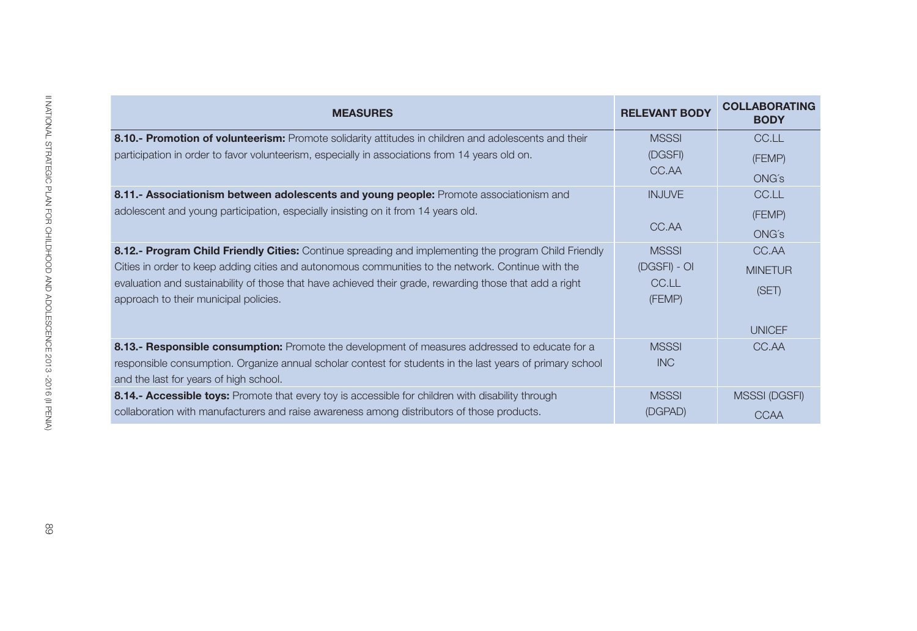| MEASURES | RELEVANT BODY | COLLABORATING BODY |
|---|---|---|
| **8.10.- Promotion of volunteerism:** Promote solidarity attitudes in children and adolescents and their participation in order to favor volunteerism, especially in associations from 14 years old on. | MSSSI (DGSFI) CC.AA | CC.LL (FEMP) ONG´s |
| **8.11.- Associationism between adolescents and young people:** Promote associationism and adolescent and young participation, especially insisting on it from 14 years old. | INJUVE CC.AA | CC.LL (FEMP) ONG´s |
| **8.12.- Program Child Friendly Cities:** Continue spreading and implementing the program Child Friendly Cities in order to keep adding cities and autonomous communities to the network. Continue with the evaluation and sustainability of those that have achieved their grade, rewarding those that add a right approach to their municipal policies. | MSSSI (DGSFI) - OI CC.LL (FEMP) | CC.AA MINETUR (SET) UNICEF |
| **8.13.- Responsible consumption:** Promote the development of measures addressed to educate for a responsible consumption. Organize annual scholar contest for students in the last years of primary school and the last for years of high school. | MSSSI INC | CC.AA |
| **8.14.- Accessible toys:** Promote that every toy is accessible for children with disability through collaboration with manufacturers and raise awareness among distributors of those products. | MSSSI (DGPAD) | MSSSI (DGSFI) CCAA |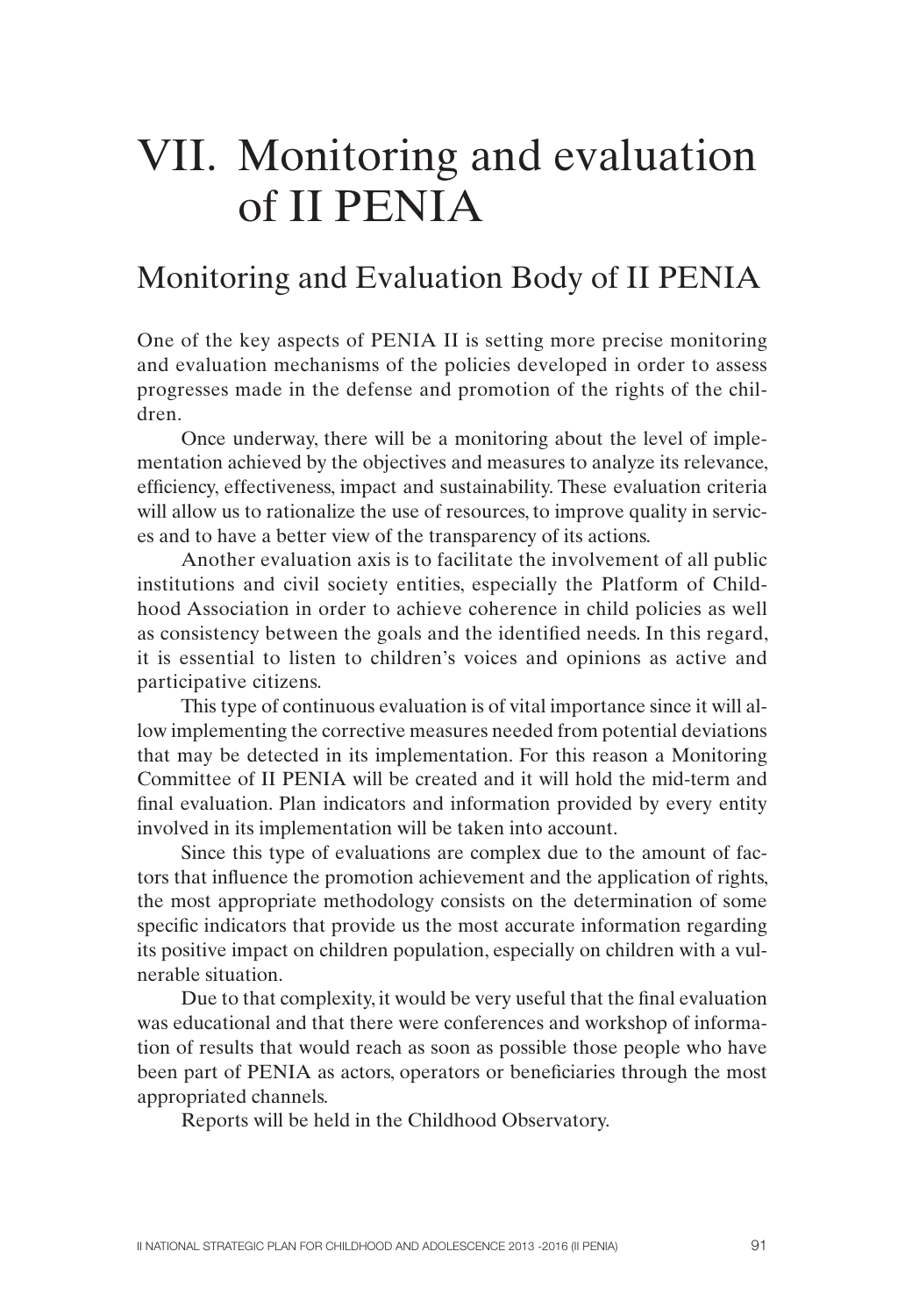# VII. Monitoring and evaluation of II PENIA

## Monitoring and Evaluation Body of II PENIA

One of the key aspects of PENIA II is setting more precise monitoring and evaluation mechanisms of the policies developed in order to assess progresses made in the defense and promotion of the rights of the children.

Once underway, there will be a monitoring about the level of implementation achieved by the objectives and measures to analyze its relevance, efficiency, effectiveness, impact and sustainability. These evaluation criteria will allow us to rationalize the use of resources, to improve quality in services and to have a better view of the transparency of its actions.

Another evaluation axis is to facilitate the involvement of all public institutions and civil society entities, especially the Platform of Childhood Association in order to achieve coherence in child policies as well as consistency between the goals and the identified needs. In this regard, it is essential to listen to children's voices and opinions as active and participative citizens.

This type of continuous evaluation is of vital importance since it will allow implementing the corrective measures needed from potential deviations that may be detected in its implementation. For this reason a Monitoring Committee of II PENIA will be created and it will hold the mid-term and final evaluation. Plan indicators and information provided by every entity involved in its implementation will be taken into account.

Since this type of evaluations are complex due to the amount of factors that influence the promotion achievement and the application of rights, the most appropriate methodology consists on the determination of some specific indicators that provide us the most accurate information regarding its positive impact on children population, especially on children with a vulnerable situation.

Due to that complexity, it would be very useful that the final evaluation was educational and that there were conferences and workshop of information of results that would reach as soon as possible those people who have been part of PENIA as actors, operators or beneficiaries through the most appropriated channels.

Reports will be held in the Childhood Observatory.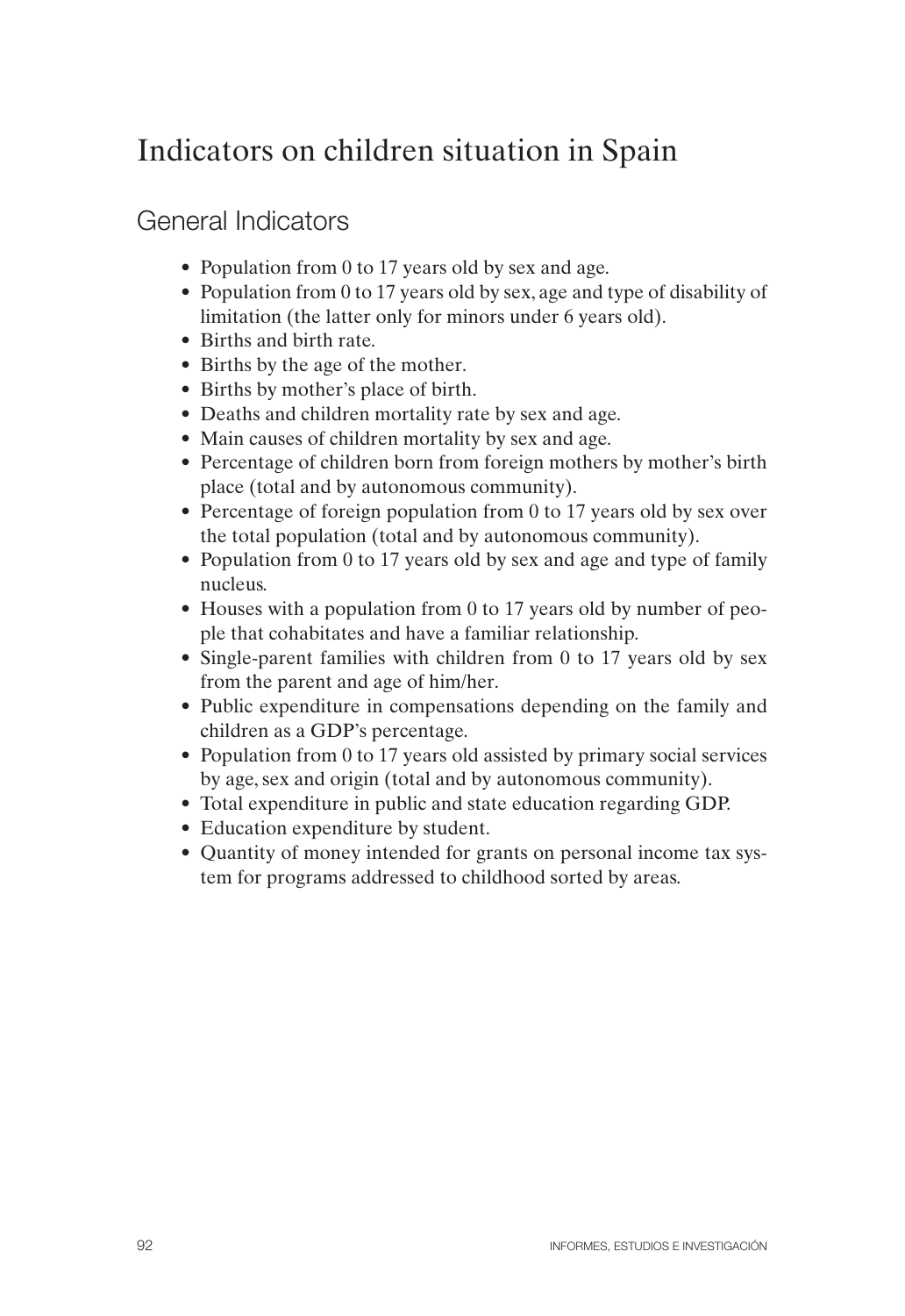# Indicators on children situation in Spain

## General Indicators

- Population from 0 to 17 years old by sex and age.
- Population from 0 to 17 years old by sex, age and type of disability of limitation (the latter only for minors under 6 years old).
- Births and birth rate.
- Births by the age of the mother.
- Births by mother's place of birth.
- Deaths and children mortality rate by sex and age.
- Main causes of children mortality by sex and age.
- Percentage of children born from foreign mothers by mother's birth place (total and by autonomous community).
- Percentage of foreign population from 0 to 17 years old by sex over the total population (total and by autonomous community).
- Population from 0 to 17 years old by sex and age and type of family nucleus.
- Houses with a population from 0 to 17 years old by number of people that cohabitates and have a familiar relationship.
- Single-parent families with children from 0 to 17 years old by sex from the parent and age of him/her.
- Public expenditure in compensations depending on the family and children as a GDP's percentage.
- Population from 0 to 17 years old assisted by primary social services by age, sex and origin (total and by autonomous community).
- Total expenditure in public and state education regarding GDP.
- Education expenditure by student.
- Quantity of money intended for grants on personal income tax system for programs addressed to childhood sorted by areas.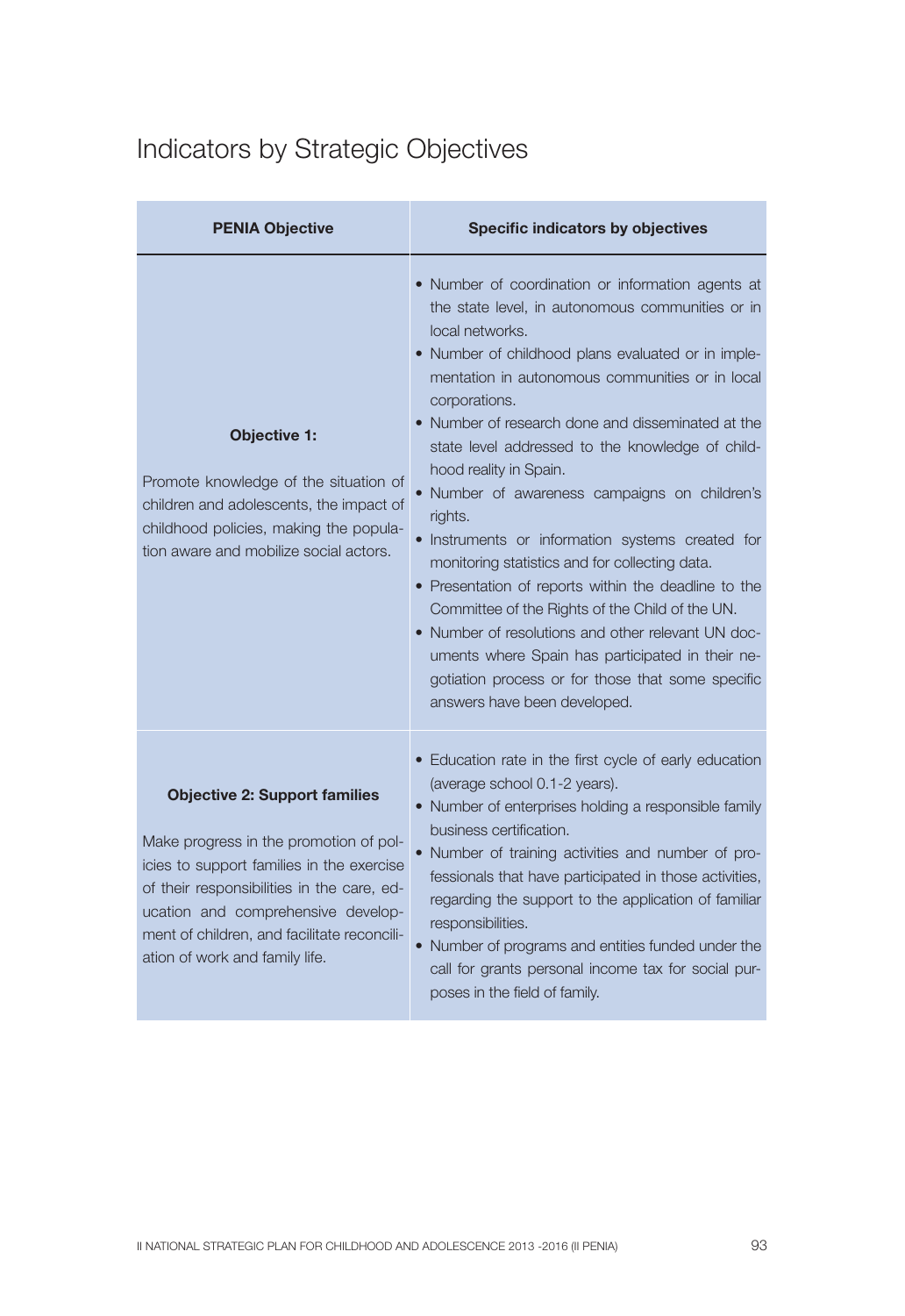# Indicators by Strategic Objectives

| PENIA Objective | Specific indicators by objectives |
|---|---|
| **Objective 1:**<br><br>Promote knowledge of the situation of children and adolescents, the impact of childhood policies, making the population aware and mobilize social actors. | • Number of coordination or information agents at the state level, in autonomous communities or in local networks.<br>• Number of childhood plans evaluated or in implementation in autonomous communities or in local corporations.<br>• Number of research done and disseminated at the state level addressed to the knowledge of childhood reality in Spain.<br>• Number of awareness campaigns on children's rights.<br>• Instruments or information systems created for monitoring statistics and for collecting data.<br>• Presentation of reports within the deadline to the Committee of the Rights of the Child of the UN.<br>• Number of resolutions and other relevant UN documents where Spain has participated in their negotiation process or for those that some specific answers have been developed. |
| **Objective 2: Support families**<br><br>Make progress in the promotion of policies to support families in the exercise of their responsibilities in the care, education and comprehensive development of children, and facilitate reconciliation of work and family life. | • Education rate in the first cycle of early education (average school 0.1-2 years).<br>• Number of enterprises holding a responsible family business certification.<br>• Number of training activities and number of professionals that have participated in those activities, regarding the support to the application of familiar responsibilities.<br>• Number of programs and entities funded under the call for grants personal income tax for social purposes in the field of family. |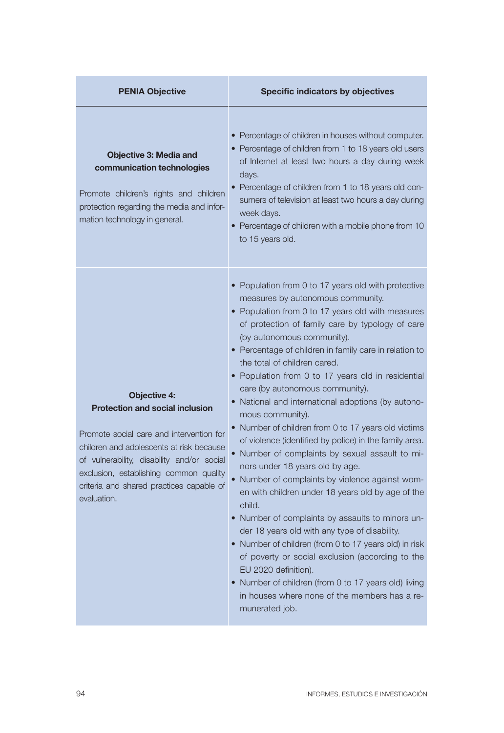| PENIA Objective | Specific indicators by objectives |
|---|---|
| **Objective 3: Media and communication technologies**<br><br>Promote children's rights and children protection regarding the media and information technology in general. | • Percentage of children in houses without computer.<br>• Percentage of children from 1 to 18 years old users of Internet at least two hours a day during week days.<br>• Percentage of children from 1 to 18 years old consumers of television at least two hours a day during week days.<br>• Percentage of children with a mobile phone from 10 to 15 years old. |
| **Objective 4: Protection and social inclusion**<br><br>Promote social care and intervention for children and adolescents at risk because of vulnerability, disability and/or social exclusion, establishing common quality criteria and shared practices capable of evaluation. | • Population from 0 to 17 years old with protective measures by autonomous community.<br>• Population from 0 to 17 years old with measures of protection of family care by typology of care (by autonomous community).<br>• Percentage of children in family care in relation to the total of children cared.<br>• Population from 0 to 17 years old in residential care (by autonomous community).<br>• National and international adoptions (by autonomous community).<br>• Number of children from 0 to 17 years old victims of violence (identified by police) in the family area.<br>• Number of complaints by sexual assault to minors under 18 years old by age.<br>• Number of complaints by violence against women with children under 18 years old by age of the child.<br>• Number of complaints by assaults to minors under 18 years old with any type of disability.<br>• Number of children (from 0 to 17 years old) in risk of poverty or social exclusion (according to the EU 2020 definition).<br>• Number of children (from 0 to 17 years old) living in houses where none of the members has a remunerated job. |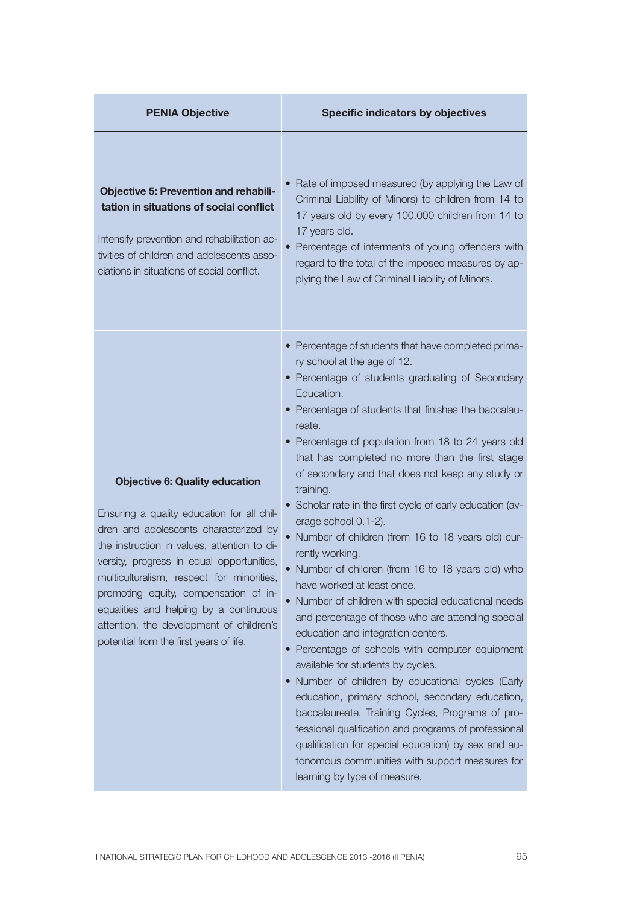| PENIA Objective | Specific indicators by objectives |
|---|---|
| **Objective 5: Prevention and rehabilitation in situations of social conflict**<br><br>Intensify prevention and rehabilitation activities of children and adolescents associations in situations of social conflict. | • Rate of imposed measured (by applying the Law of Criminal Liability of Minors) to children from 14 to 17 years old by every 100.000 children from 14 to 17 years old.<br>• Percentage of interments of young offenders with regard to the total of the imposed measures by applying the Law of Criminal Liability of Minors. |
| **Objective 6: Quality education**<br><br>Ensuring a quality education for all children and adolescents characterized by the instruction in values, attention to diversity, progress in equal opportunities, multiculturalism, respect for minorities, promoting equity, compensation of inequalities and helping by a continuous attention, the development of children's potential from the first years of life. | • Percentage of students that have completed primary school at the age of 12.<br>• Percentage of students graduating of Secondary Education.<br>• Percentage of students that finishes the baccalaureate.<br>• Percentage of population from 18 to 24 years old that has completed no more than the first stage of secondary and that does not keep any study or training.<br>• Scholar rate in the first cycle of early education (average school 0.1-2).<br>• Number of children (from 16 to 18 years old) currently working.<br>• Number of children (from 16 to 18 years old) who have worked at least once.<br>• Number of children with special educational needs and percentage of those who are attending special education and integration centers.<br>• Percentage of schools with computer equipment available for students by cycles.<br>• Number of children by educational cycles (Early education, primary school, secondary education, baccalaureate, Training Cycles, Programs of professional qualification and programs of professional qualification for special education) by sex and autonomous communities with support measures for learning by type of measure. |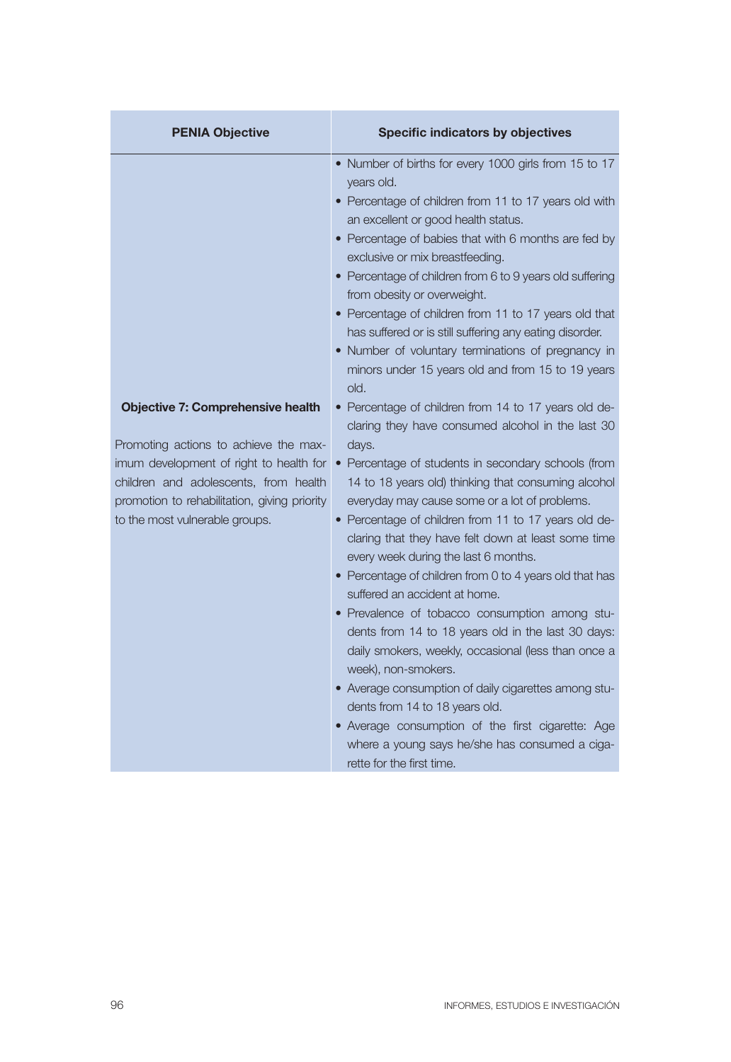| PENIA Objective | Specific indicators by objectives |
|---|---|
| **Objective 7: Comprehensive health**<br><br>Promoting actions to achieve the maximum development of right to health for children and adolescents, from health promotion to rehabilitation, giving priority to the most vulnerable groups. | • Number of births for every 1000 girls from 15 to 17 years old.<br>• Percentage of children from 11 to 17 years old with an excellent or good health status.<br>• Percentage of babies that with 6 months are fed by exclusive or mix breastfeeding.<br>• Percentage of children from 6 to 9 years old suffering from obesity or overweight.<br>• Percentage of children from 11 to 17 years old that has suffered or is still suffering any eating disorder.<br>• Number of voluntary terminations of pregnancy in minors under 15 years old and from 15 to 19 years old.<br>• Percentage of children from 14 to 17 years old declaring they have consumed alcohol in the last 30 days.<br>• Percentage of students in secondary schools (from 14 to 18 years old) thinking that consuming alcohol everyday may cause some or a lot of problems.<br>• Percentage of children from 11 to 17 years old declaring that they have felt down at least some time every week during the last 6 months.<br>• Percentage of children from 0 to 4 years old that has suffered an accident at home.<br>• Prevalence of tobacco consumption among students from 14 to 18 years old in the last 30 days: daily smokers, weekly, occasional (less than once a week), non-smokers.<br>• Average consumption of daily cigarettes among students from 14 to 18 years old.<br>• Average consumption of the first cigarette: Age where a young says he/she has consumed a cigarette for the first time. |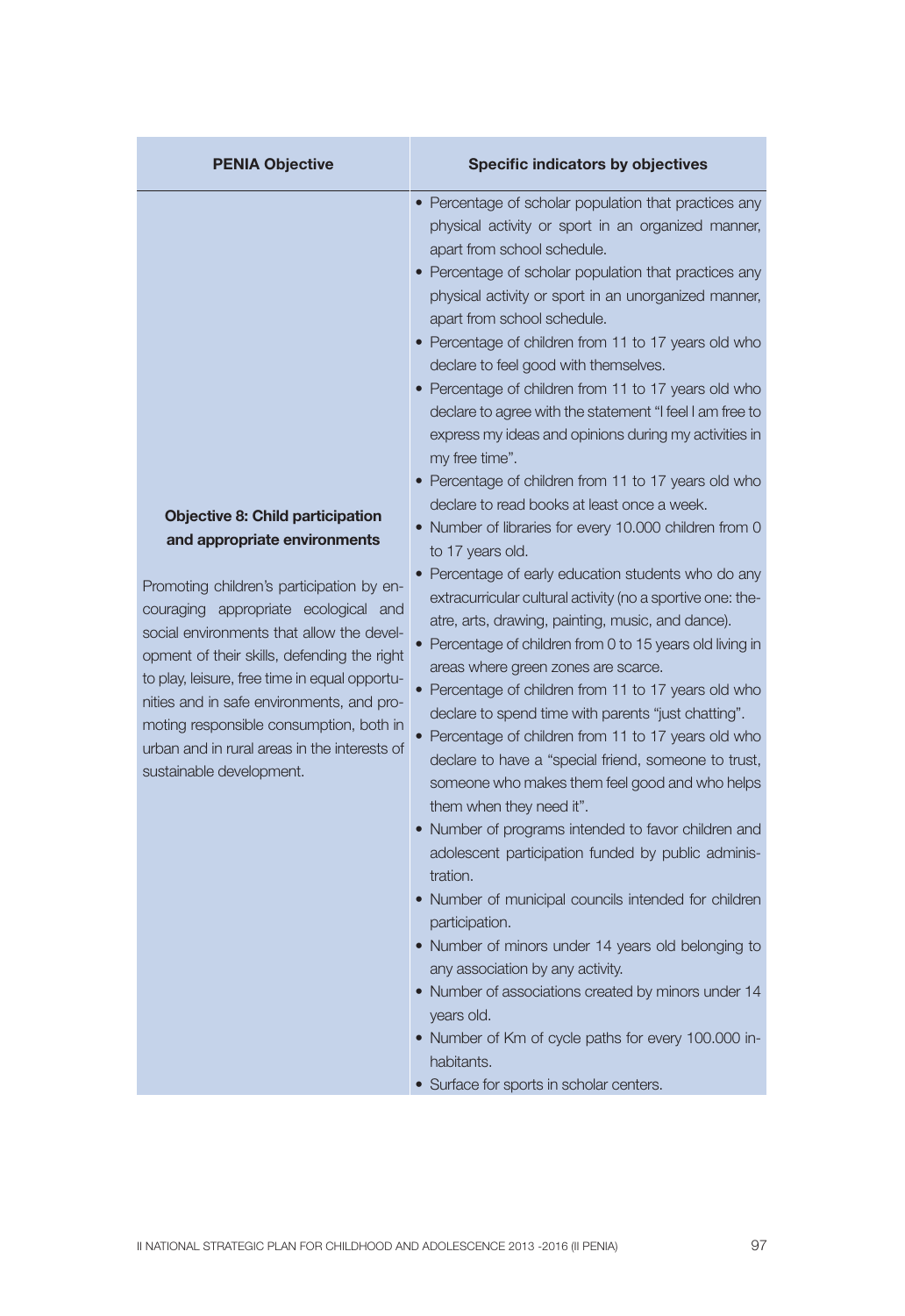| PENIA Objective | Specific indicators by objectives |
|---|---|
| **Objective 8: Child participation and appropriate environments**<br><br>Promoting children's participation by encouraging appropriate ecological and social environments that allow the development of their skills, defending the right to play, leisure, free time in equal opportunities and in safe environments, and promoting responsible consumption, both in urban and in rural areas in the interests of sustainable development. | • Percentage of scholar population that practices any physical activity or sport in an organized manner, apart from school schedule.<br>• Percentage of scholar population that practices any physical activity or sport in an unorganized manner, apart from school schedule.<br>• Percentage of children from 11 to 17 years old who declare to feel good with themselves.<br>• Percentage of children from 11 to 17 years old who declare to agree with the statement "I feel I am free to express my ideas and opinions during my activities in my free time".<br>• Percentage of children from 11 to 17 years old who declare to read books at least once a week.<br>• Number of libraries for every 10.000 children from 0 to 17 years old.<br>• Percentage of early education students who do any extracurricular cultural activity (no a sportive one: theatre, arts, drawing, painting, music, and dance).<br>• Percentage of children from 0 to 15 years old living in areas where green zones are scarce.<br>• Percentage of children from 11 to 17 years old who declare to spend time with parents "just chatting".<br>• Percentage of children from 11 to 17 years old who declare to have a "special friend, someone to trust, someone who makes them feel good and who helps them when they need it".<br>• Number of programs intended to favor children and adolescent participation funded by public administration.<br>• Number of municipal councils intended for children participation.<br>• Number of minors under 14 years old belonging to any association by any activity.<br>• Number of associations created by minors under 14 years old.<br>• Number of Km of cycle paths for every 100.000 inhabitants.<br>• Surface for sports in scholar centers. |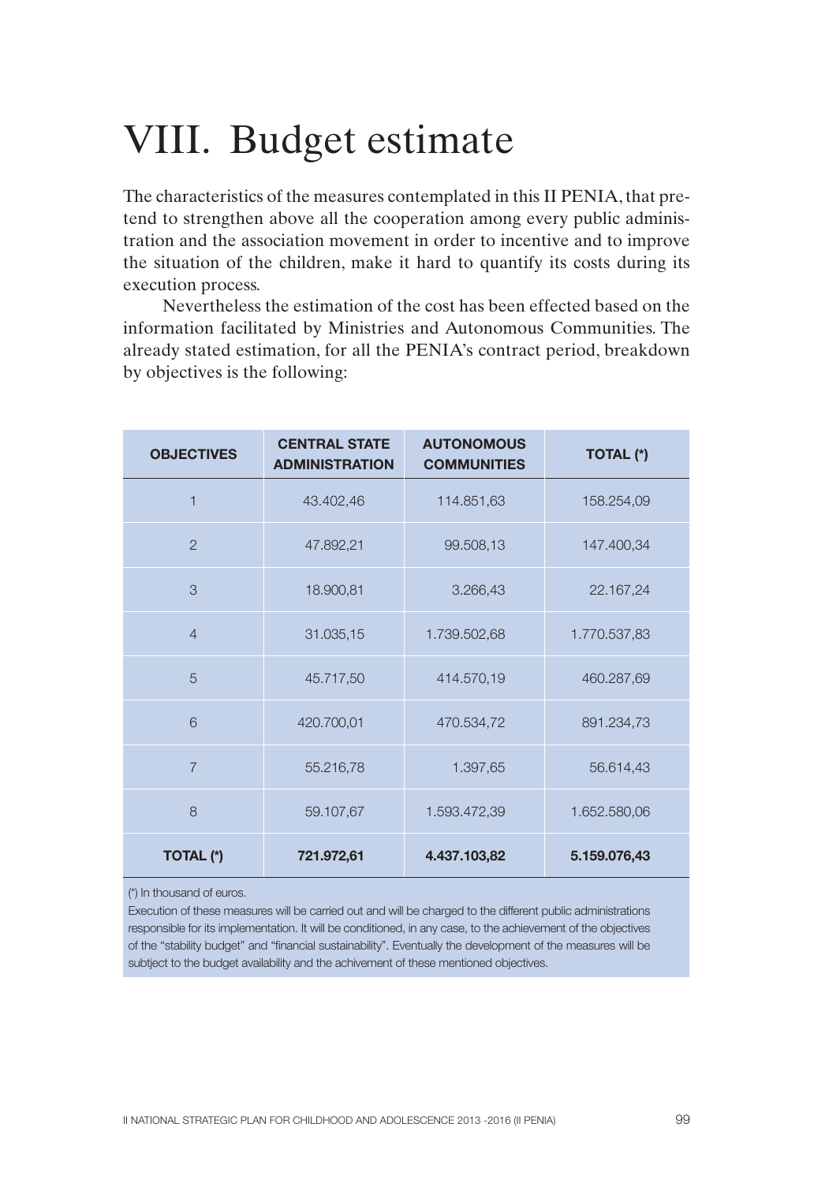# VIII. Budget estimate

The characteristics of the measures contemplated in this II PENIA, that pretend to strengthen above all the cooperation among every public administration and the association movement in order to incentive and to improve the situation of the children, make it hard to quantify its costs during its execution process.

Nevertheless the estimation of the cost has been effected based on the information facilitated by Ministries and Autonomous Communities. The already stated estimation, for all the PENIA's contract period, breakdown by objectives is the following:

| OBJECTIVES | CENTRAL STATE ADMINISTRATION | AUTONOMOUS COMMUNITIES | TOTAL (*) |
|---|---|---|---|
| 1 | 43.402,46 | 114.851,63 | 158.254,09 |
| 2 | 47.892,21 | 99.508,13 | 147.400,34 |
| 3 | 18.900,81 | 3.266,43 | 22.167,24 |
| 4 | 31.035,15 | 1.739.502,68 | 1.770.537,83 |
| 5 | 45.717,50 | 414.570,19 | 460.287,69 |
| 6 | 420.700,01 | 470.534,72 | 891.234,73 |
| 7 | 55.216,78 | 1.397,65 | 56.614,43 |
| 8 | 59.107,67 | 1.593.472,39 | 1.652.580,06 |
| **TOTAL (*)** | **721.972,61** | **4.437.103,82** | **5.159.076,43** |

(*) In thousand of euros.

Execution of these measures will be carried out and will be charged to the different public administrations responsible for its implementation. It will be conditioned, in any case, to the achievement of the objectives of the "stability budget" and "financial sustainability". Eventually the development of the measures will be subtject to the budget availability and the achivement of these mentioned objectives.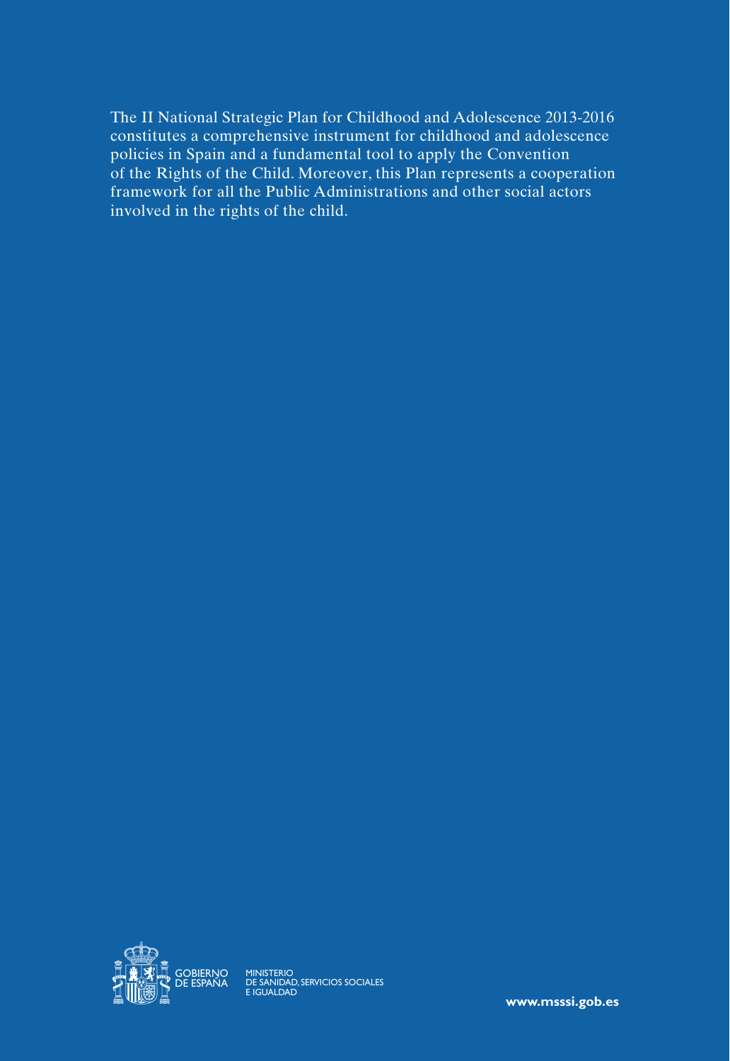The II National Strategic Plan for Childhood and Adolescence 2013-2016 constitutes a comprehensive instrument for childhood and adolescence policies in Spain and a fundamental tool to apply the Convention of the Rights of the Child. Moreover, this Plan represents a cooperation framework for all the Public Administrations and other social actors involved in the rights of the child.

GOBIERNO DE ESPAÑA

MINISTERIO DE SANIDAD, SERVICIOS SOCIALES E IGUALDAD

**www.msssi.gob.es**